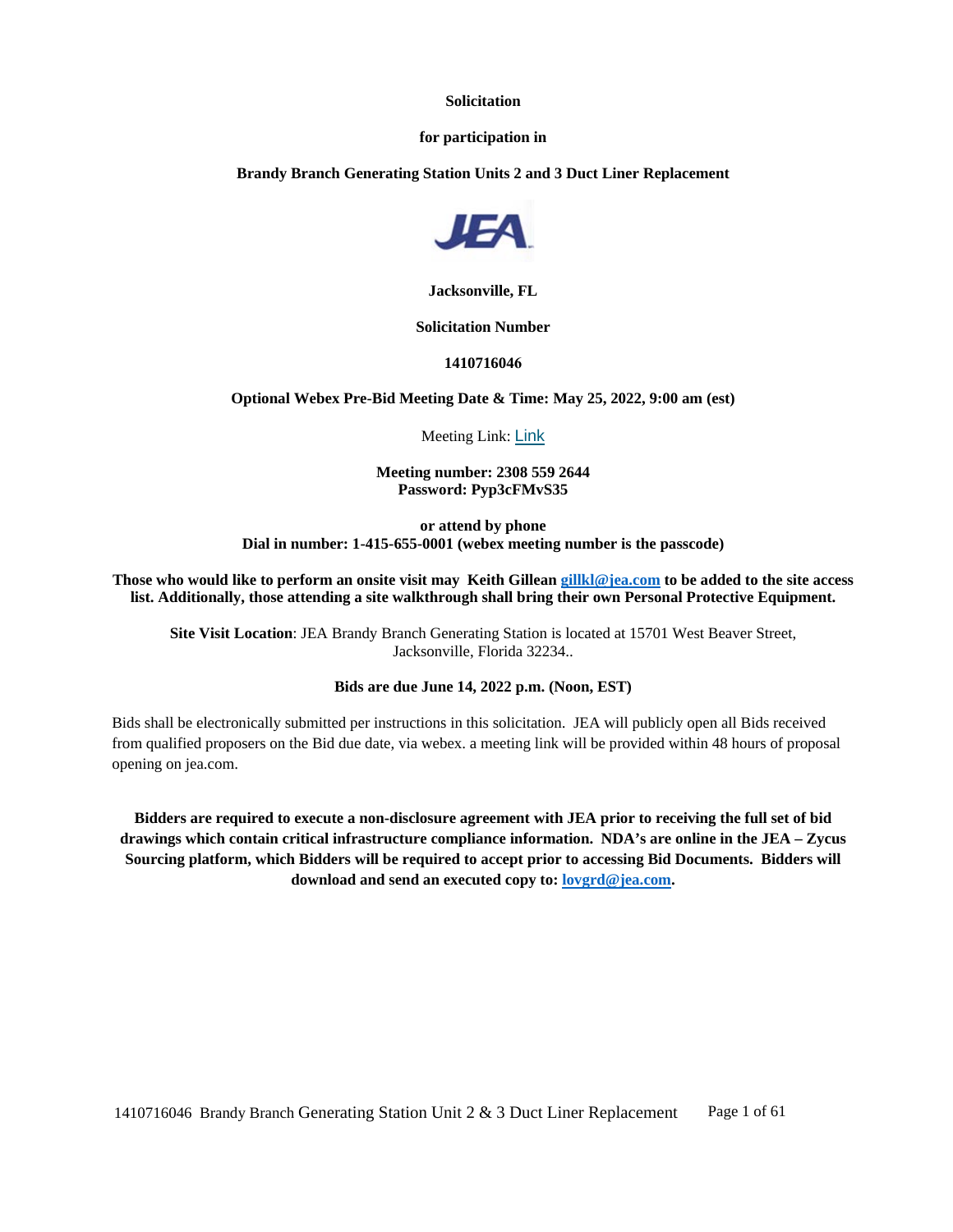**Solicitation**

**for participation in**

**Brandy Branch Generating Station Units 2 and 3 Duct Liner Replacement**

**Jacksonville, FL**

**Solicitation Number**

**1410716046**

**Optional Webex Pre-Bid Meeting Date & Time: May 25, 2022, 9:00 am (est)**

Meeting Link: Link

**Meeting number: 2308 559 2644**
**Password: Pyp3cFMvS35**

**or attend by phone**
**Dial in number: 1-415-655-0001 (webex meeting number is the passcode)**

**Those who would like to perform an onsite visit may Keith Gillean gillkl@jea.com to be added to the site access list. Additionally, those attending a site walkthrough shall bring their own Personal Protective Equipment.**

**Site Visit Location**: JEA Brandy Branch Generating Station is located at 15701 West Beaver Street, Jacksonville, Florida 32234..

**Bids are due June 14, 2022 p.m. (Noon, EST)**

Bids shall be electronically submitted per instructions in this solicitation. JEA will publicly open all Bids received from qualified proposers on the Bid due date, via webex. a meeting link will be provided within 48 hours of proposal opening on jea.com.

**Bidders are required to execute a non-disclosure agreement with JEA prior to receiving the full set of bid drawings which contain critical infrastructure compliance information. NDA's are online in the JEA – Zycus Sourcing platform, which Bidders will be required to accept prior to accessing Bid Documents. Bidders will download and send an executed copy to: lovgrd@jea.com.**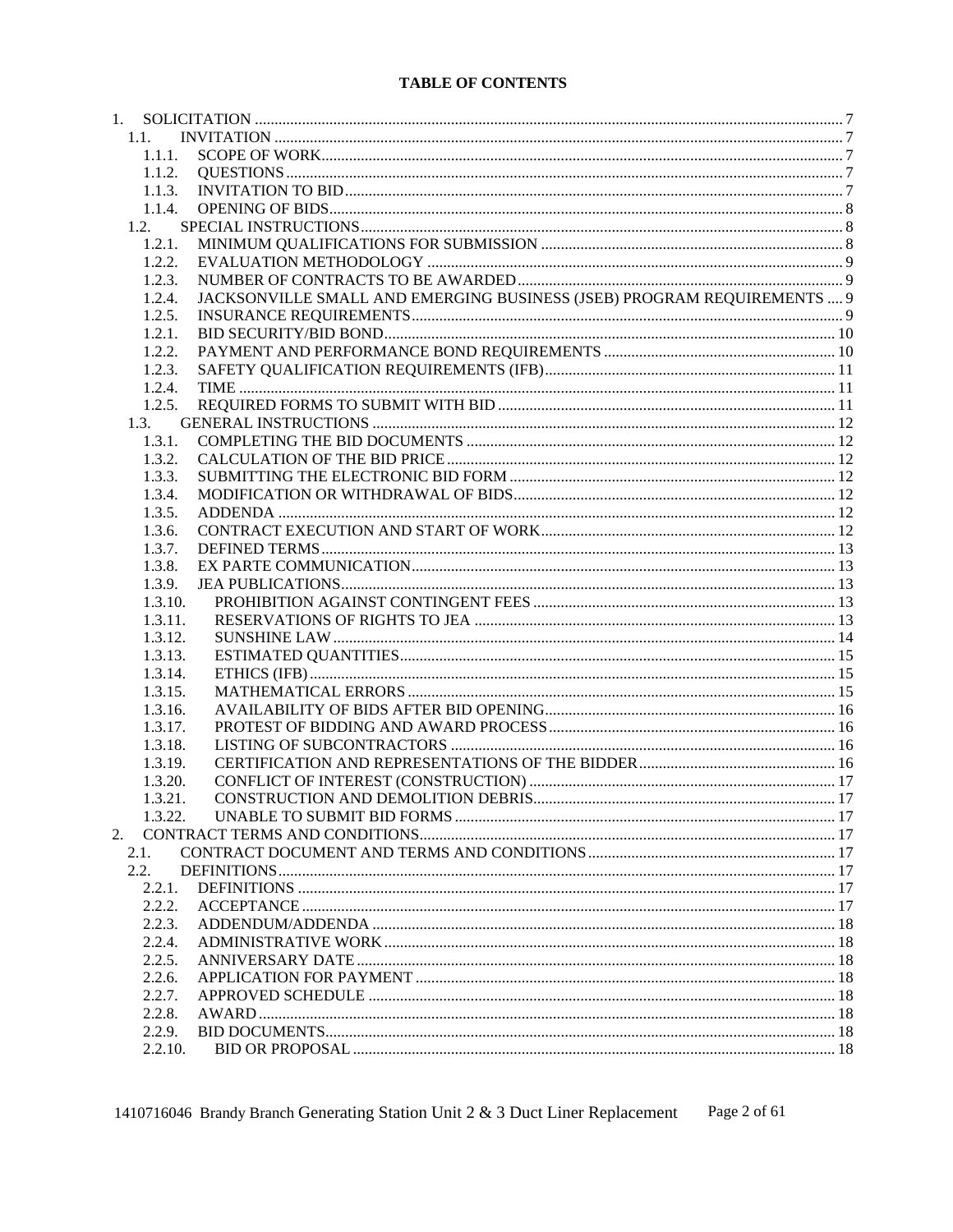# TABLE OF CONTENTS

1. SOLICITATION ..... 7
   - 1.1. INVITATION ..... 7
     - 1.1.1. SCOPE OF WORK ..... 7
     - 1.1.2. QUESTIONS ..... 7
     - 1.1.3. INVITATION TO BID ..... 7
     - 1.1.4. OPENING OF BIDS ..... 8
   - 1.2. SPECIAL INSTRUCTIONS ..... 8
     - 1.2.1. MINIMUM QUALIFICATIONS FOR SUBMISSION ..... 8
     - 1.2.2. EVALUATION METHODOLOGY ..... 9
     - 1.2.3. NUMBER OF CONTRACTS TO BE AWARDED ..... 9
     - 1.2.4. JACKSONVILLE SMALL AND EMERGING BUSINESS (JSEB) PROGRAM REQUIREMENTS ..... 9
     - 1.2.5. INSURANCE REQUIREMENTS ..... 9
     - 1.2.1. BID SECURITY/BID BOND ..... 10
     - 1.2.2. PAYMENT AND PERFORMANCE BOND REQUIREMENTS ..... 10
     - 1.2.3. SAFETY QUALIFICATION REQUIREMENTS (IFB) ..... 11
     - 1.2.4. TIME ..... 11
     - 1.2.5. REQUIRED FORMS TO SUBMIT WITH BID ..... 11
   - 1.3. GENERAL INSTRUCTIONS ..... 12
     - 1.3.1. COMPLETING THE BID DOCUMENTS ..... 12
     - 1.3.2. CALCULATION OF THE BID PRICE ..... 12
     - 1.3.3. SUBMITTING THE ELECTRONIC BID FORM ..... 12
     - 1.3.4. MODIFICATION OR WITHDRAWAL OF BIDS ..... 12
     - 1.3.5. ADDENDA ..... 12
     - 1.3.6. CONTRACT EXECUTION AND START OF WORK ..... 12
     - 1.3.7. DEFINED TERMS ..... 13
     - 1.3.8. EX PARTE COMMUNICATION ..... 13
     - 1.3.9. JEA PUBLICATIONS ..... 13
     - 1.3.10. PROHIBITION AGAINST CONTINGENT FEES ..... 13
     - 1.3.11. RESERVATIONS OF RIGHTS TO JEA ..... 13
     - 1.3.12. SUNSHINE LAW ..... 14
     - 1.3.13. ESTIMATED QUANTITIES ..... 15
     - 1.3.14. ETHICS (IFB) ..... 15
     - 1.3.15. MATHEMATICAL ERRORS ..... 15
     - 1.3.16. AVAILABILITY OF BIDS AFTER BID OPENING ..... 16
     - 1.3.17. PROTEST OF BIDDING AND AWARD PROCESS ..... 16
     - 1.3.18. LISTING OF SUBCONTRACTORS ..... 16
     - 1.3.19. CERTIFICATION AND REPRESENTATIONS OF THE BIDDER ..... 16
     - 1.3.20. CONFLICT OF INTEREST (CONSTRUCTION) ..... 17
     - 1.3.21. CONSTRUCTION AND DEMOLITION DEBRIS ..... 17
     - 1.3.22. UNABLE TO SUBMIT BID FORMS ..... 17
2. CONTRACT TERMS AND CONDITIONS ..... 17
   - 2.1. CONTRACT DOCUMENT AND TERMS AND CONDITIONS ..... 17
   - 2.2. DEFINITIONS ..... 17
     - 2.2.1. DEFINITIONS ..... 17
     - 2.2.2. ACCEPTANCE ..... 17
     - 2.2.3. ADDENDUM/ADDENDA ..... 18
     - 2.2.4. ADMINISTRATIVE WORK ..... 18
     - 2.2.5. ANNIVERSARY DATE ..... 18
     - 2.2.6. APPLICATION FOR PAYMENT ..... 18
     - 2.2.7. APPROVED SCHEDULE ..... 18
     - 2.2.8. AWARD ..... 18
     - 2.2.9. BID DOCUMENTS ..... 18
     - 2.2.10. BID OR PROPOSAL ..... 18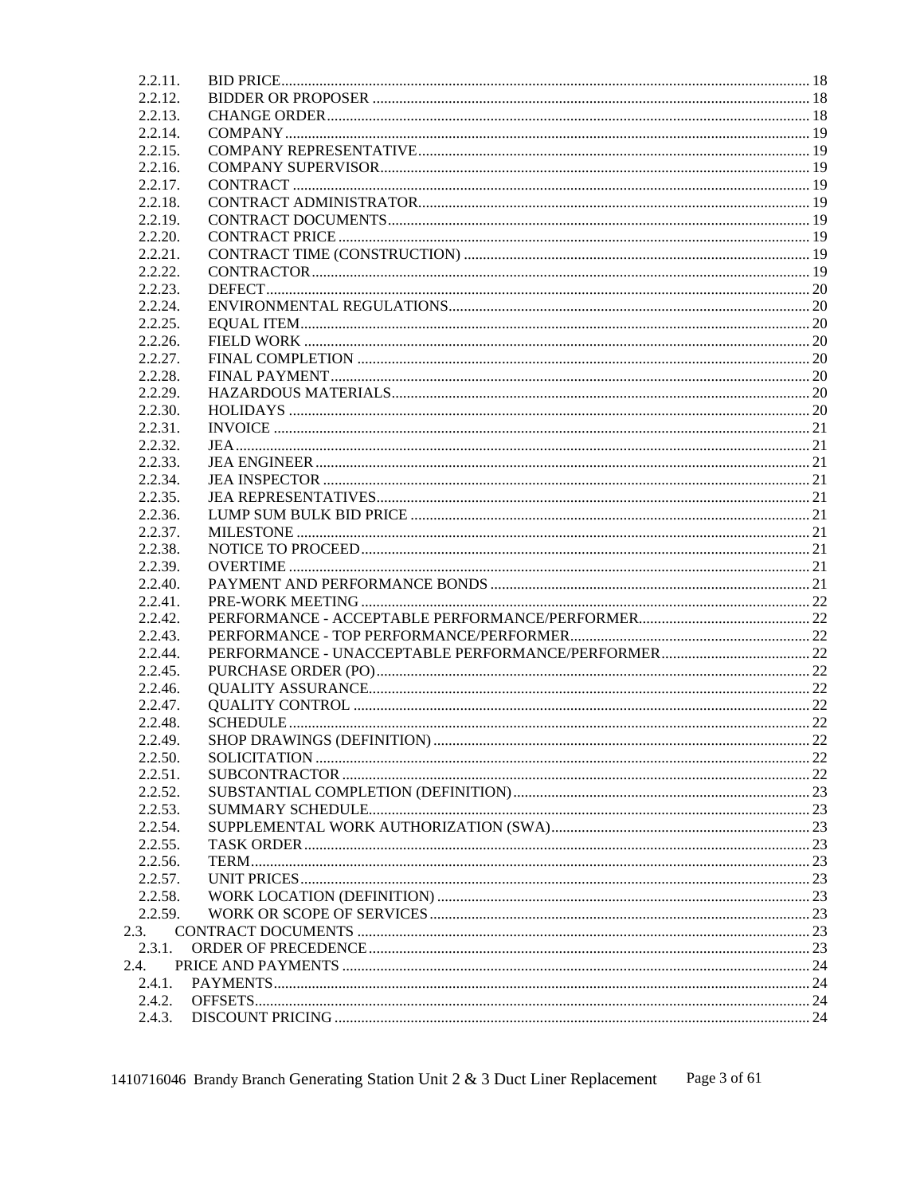2.2.11. BID PRICE ..... 18
2.2.12. BIDDER OR PROPOSER ..... 18
2.2.13. CHANGE ORDER ..... 18
2.2.14. COMPANY ..... 19
2.2.15. COMPANY REPRESENTATIVE ..... 19
2.2.16. COMPANY SUPERVISOR ..... 19
2.2.17. CONTRACT ..... 19
2.2.18. CONTRACT ADMINISTRATOR ..... 19
2.2.19. CONTRACT DOCUMENTS ..... 19
2.2.20. CONTRACT PRICE ..... 19
2.2.21. CONTRACT TIME (CONSTRUCTION) ..... 19
2.2.22. CONTRACTOR ..... 19
2.2.23. DEFECT ..... 20
2.2.24. ENVIRONMENTAL REGULATIONS ..... 20
2.2.25. EQUAL ITEM ..... 20
2.2.26. FIELD WORK ..... 20
2.2.27. FINAL COMPLETION ..... 20
2.2.28. FINAL PAYMENT ..... 20
2.2.29. HAZARDOUS MATERIALS ..... 20
2.2.30. HOLIDAYS ..... 20
2.2.31. INVOICE ..... 21
2.2.32. JEA ..... 21
2.2.33. JEA ENGINEER ..... 21
2.2.34. JEA INSPECTOR ..... 21
2.2.35. JEA REPRESENTATIVES ..... 21
2.2.36. LUMP SUM BULK BID PRICE ..... 21
2.2.37. MILESTONE ..... 21
2.2.38. NOTICE TO PROCEED ..... 21
2.2.39. OVERTIME ..... 21
2.2.40. PAYMENT AND PERFORMANCE BONDS ..... 21
2.2.41. PRE-WORK MEETING ..... 22
2.2.42. PERFORMANCE - ACCEPTABLE PERFORMANCE/PERFORMER ..... 22
2.2.43. PERFORMANCE - TOP PERFORMANCE/PERFORMER ..... 22
2.2.44. PERFORMANCE - UNACCEPTABLE PERFORMANCE/PERFORMER ..... 22
2.2.45. PURCHASE ORDER (PO) ..... 22
2.2.46. QUALITY ASSURANCE ..... 22
2.2.47. QUALITY CONTROL ..... 22
2.2.48. SCHEDULE ..... 22
2.2.49. SHOP DRAWINGS (DEFINITION) ..... 22
2.2.50. SOLICITATION ..... 22
2.2.51. SUBCONTRACTOR ..... 22
2.2.52. SUBSTANTIAL COMPLETION (DEFINITION) ..... 23
2.2.53. SUMMARY SCHEDULE ..... 23
2.2.54. SUPPLEMENTAL WORK AUTHORIZATION (SWA) ..... 23
2.2.55. TASK ORDER ..... 23
2.2.56. TERM ..... 23
2.2.57. UNIT PRICES ..... 23
2.2.58. WORK LOCATION (DEFINITION) ..... 23
2.2.59. WORK OR SCOPE OF SERVICES ..... 23

2.3. CONTRACT DOCUMENTS ..... 23

2.3.1. ORDER OF PRECEDENCE ..... 23

2.4. PRICE AND PAYMENTS ..... 24

2.4.1. PAYMENTS ..... 24
2.4.2. OFFSETS ..... 24
2.4.3. DISCOUNT PRICING ..... 24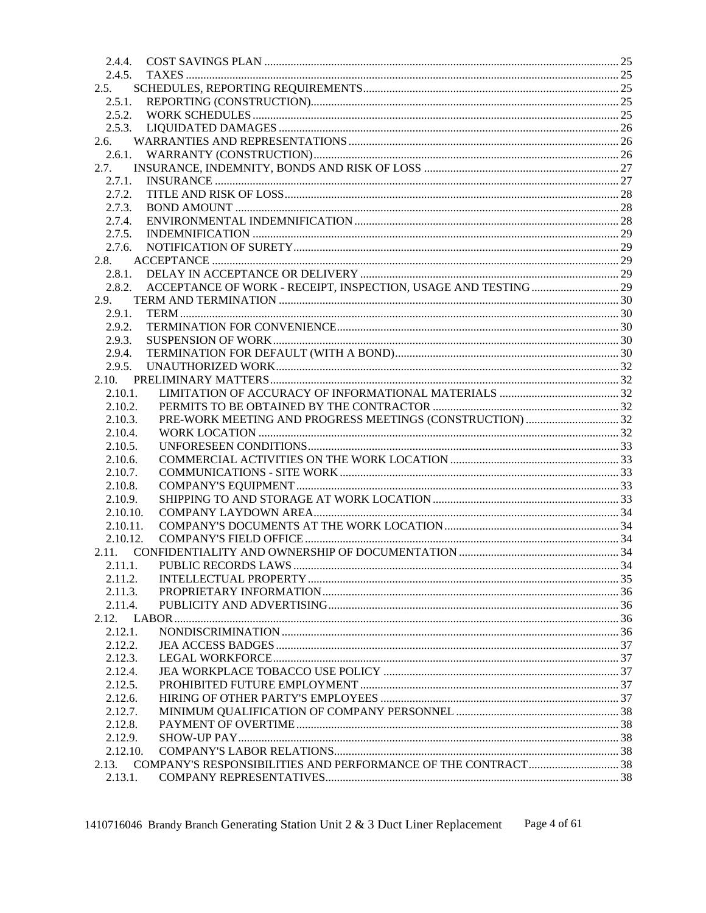2.4.4. COST SAVINGS PLAN ........ 25
2.4.5. TAXES ........ 25
2.5. SCHEDULES, REPORTING REQUIREMENTS ........ 25
2.5.1. REPORTING (CONSTRUCTION) ........ 25
2.5.2. WORK SCHEDULES ........ 25
2.5.3. LIQUIDATED DAMAGES ........ 26
2.6. WARRANTIES AND REPRESENTATIONS ........ 26
2.6.1. WARRANTY (CONSTRUCTION) ........ 26
2.7. INSURANCE, INDEMNITY, BONDS AND RISK OF LOSS ........ 27
2.7.1. INSURANCE ........ 27
2.7.2. TITLE AND RISK OF LOSS ........ 28
2.7.3. BOND AMOUNT ........ 28
2.7.4. ENVIRONMENTAL INDEMNIFICATION ........ 28
2.7.5. INDEMNIFICATION ........ 29
2.7.6. NOTIFICATION OF SURETY ........ 29
2.8. ACCEPTANCE ........ 29
2.8.1. DELAY IN ACCEPTANCE OR DELIVERY ........ 29
2.8.2. ACCEPTANCE OF WORK - RECEIPT, INSPECTION, USAGE AND TESTING ........ 29
2.9. TERM AND TERMINATION ........ 30
2.9.1. TERM ........ 30
2.9.2. TERMINATION FOR CONVENIENCE ........ 30
2.9.3. SUSPENSION OF WORK ........ 30
2.9.4. TERMINATION FOR DEFAULT (WITH A BOND) ........ 30
2.9.5. UNAUTHORIZED WORK ........ 32
2.10. PRELIMINARY MATTERS ........ 32
2.10.1. LIMITATION OF ACCURACY OF INFORMATIONAL MATERIALS ........ 32
2.10.2. PERMITS TO BE OBTAINED BY THE CONTRACTOR ........ 32
2.10.3. PRE-WORK MEETING AND PROGRESS MEETINGS (CONSTRUCTION) ........ 32
2.10.4. WORK LOCATION ........ 32
2.10.5. UNFORESEEN CONDITIONS ........ 33
2.10.6. COMMERCIAL ACTIVITIES ON THE WORK LOCATION ........ 33
2.10.7. COMMUNICATIONS - SITE WORK ........ 33
2.10.8. COMPANY'S EQUIPMENT ........ 33
2.10.9. SHIPPING TO AND STORAGE AT WORK LOCATION ........ 33
2.10.10. COMPANY LAYDOWN AREA ........ 34
2.10.11. COMPANY'S DOCUMENTS AT THE WORK LOCATION ........ 34
2.10.12. COMPANY'S FIELD OFFICE ........ 34
2.11. CONFIDENTIALITY AND OWNERSHIP OF DOCUMENTATION ........ 34
2.11.1. PUBLIC RECORDS LAWS ........ 34
2.11.2. INTELLECTUAL PROPERTY ........ 35
2.11.3. PROPRIETARY INFORMATION ........ 36
2.11.4. PUBLICITY AND ADVERTISING ........ 36
2.12. LABOR ........ 36
2.12.1. NONDISCRIMINATION ........ 36
2.12.2. JEA ACCESS BADGES ........ 37
2.12.3. LEGAL WORKFORCE ........ 37
2.12.4. JEA WORKPLACE TOBACCO USE POLICY ........ 37
2.12.5. PROHIBITED FUTURE EMPLOYMENT ........ 37
2.12.6. HIRING OF OTHER PARTY'S EMPLOYEES ........ 37
2.12.7. MINIMUM QUALIFICATION OF COMPANY PERSONNEL ........ 38
2.12.8. PAYMENT OF OVERTIME ........ 38
2.12.9. SHOW-UP PAY ........ 38
2.12.10. COMPANY'S LABOR RELATIONS ........ 38
2.13. COMPANY'S RESPONSIBILITIES AND PERFORMANCE OF THE CONTRACT ........ 38
2.13.1. COMPANY REPRESENTATIVES ........ 38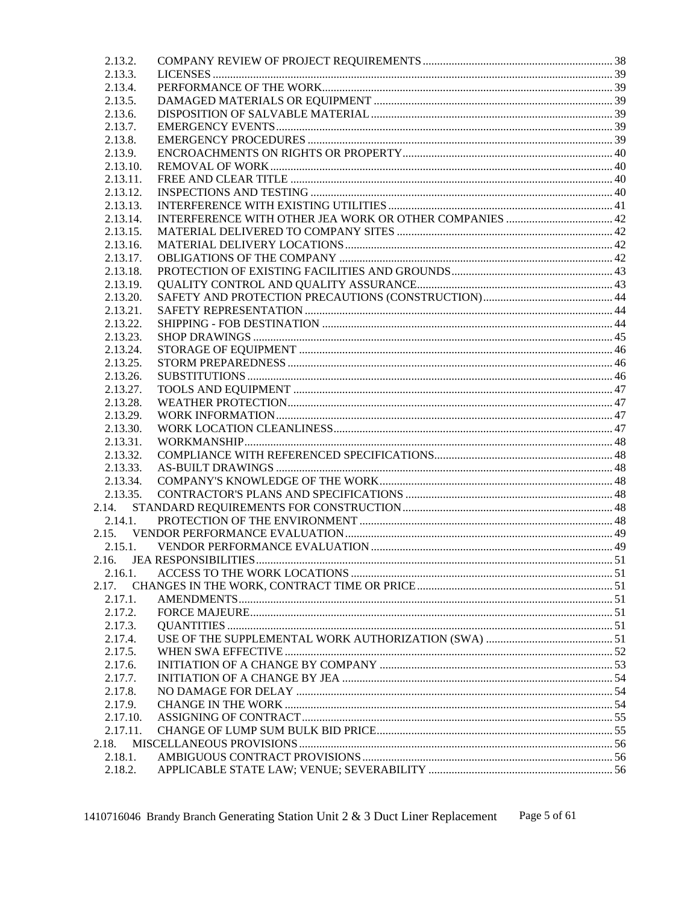| | | |
|---|---|---|
| 2.13.2. | COMPANY REVIEW OF PROJECT REQUIREMENTS | 38 |
| 2.13.3. | LICENSES | 39 |
| 2.13.4. | PERFORMANCE OF THE WORK | 39 |
| 2.13.5. | DAMAGED MATERIALS OR EQUIPMENT | 39 |
| 2.13.6. | DISPOSITION OF SALVABLE MATERIAL | 39 |
| 2.13.7. | EMERGENCY EVENTS | 39 |
| 2.13.8. | EMERGENCY PROCEDURES | 39 |
| 2.13.9. | ENCROACHMENTS ON RIGHTS OR PROPERTY | 40 |
| 2.13.10. | REMOVAL OF WORK | 40 |
| 2.13.11. | FREE AND CLEAR TITLE | 40 |
| 2.13.12. | INSPECTIONS AND TESTING | 40 |
| 2.13.13. | INTERFERENCE WITH EXISTING UTILITIES | 41 |
| 2.13.14. | INTERFERENCE WITH OTHER JEA WORK OR OTHER COMPANIES | 42 |
| 2.13.15. | MATERIAL DELIVERED TO COMPANY SITES | 42 |
| 2.13.16. | MATERIAL DELIVERY LOCATIONS | 42 |
| 2.13.17. | OBLIGATIONS OF THE COMPANY | 42 |
| 2.13.18. | PROTECTION OF EXISTING FACILITIES AND GROUNDS | 43 |
| 2.13.19. | QUALITY CONTROL AND QUALITY ASSURANCE | 43 |
| 2.13.20. | SAFETY AND PROTECTION PRECAUTIONS (CONSTRUCTION) | 44 |
| 2.13.21. | SAFETY REPRESENTATION | 44 |
| 2.13.22. | SHIPPING - FOB DESTINATION | 44 |
| 2.13.23. | SHOP DRAWINGS | 45 |
| 2.13.24. | STORAGE OF EQUIPMENT | 46 |
| 2.13.25. | STORM PREPAREDNESS | 46 |
| 2.13.26. | SUBSTITUTIONS | 46 |
| 2.13.27. | TOOLS AND EQUIPMENT | 47 |
| 2.13.28. | WEATHER PROTECTION | 47 |
| 2.13.29. | WORK INFORMATION | 47 |
| 2.13.30. | WORK LOCATION CLEANLINESS | 47 |
| 2.13.31. | WORKMANSHIP | 48 |
| 2.13.32. | COMPLIANCE WITH REFERENCED SPECIFICATIONS | 48 |
| 2.13.33. | AS-BUILT DRAWINGS | 48 |
| 2.13.34. | COMPANY'S KNOWLEDGE OF THE WORK | 48 |
| 2.13.35. | CONTRACTOR'S PLANS AND SPECIFICATIONS | 48 |
| 2.14. | STANDARD REQUIREMENTS FOR CONSTRUCTION | 48 |
| 2.14.1. | PROTECTION OF THE ENVIRONMENT | 48 |
| 2.15. | VENDOR PERFORMANCE EVALUATION | 49 |
| 2.15.1. | VENDOR PERFORMANCE EVALUATION | 49 |
| 2.16. | JEA RESPONSIBILITIES | 51 |
| 2.16.1. | ACCESS TO THE WORK LOCATIONS | 51 |
| 2.17. | CHANGES IN THE WORK, CONTRACT TIME OR PRICE | 51 |
| 2.17.1. | AMENDMENTS | 51 |
| 2.17.2. | FORCE MAJEURE | 51 |
| 2.17.3. | QUANTITIES | 51 |
| 2.17.4. | USE OF THE SUPPLEMENTAL WORK AUTHORIZATION (SWA) | 51 |
| 2.17.5. | WHEN SWA EFFECTIVE | 52 |
| 2.17.6. | INITIATION OF A CHANGE BY COMPANY | 53 |
| 2.17.7. | INITIATION OF A CHANGE BY JEA | 54 |
| 2.17.8. | NO DAMAGE FOR DELAY | 54 |
| 2.17.9. | CHANGE IN THE WORK | 54 |
| 2.17.10. | ASSIGNING OF CONTRACT | 55 |
| 2.17.11. | CHANGE OF LUMP SUM BULK BID PRICE | 55 |
| 2.18. | MISCELLANEOUS PROVISIONS | 56 |
| 2.18.1. | AMBIGUOUS CONTRACT PROVISIONS | 56 |
| 2.18.2. | APPLICABLE STATE LAW; VENUE; SEVERABILITY | 56 |

1410716046 Brandy Branch Generating Station Unit 2 & 3 Duct Liner Replacement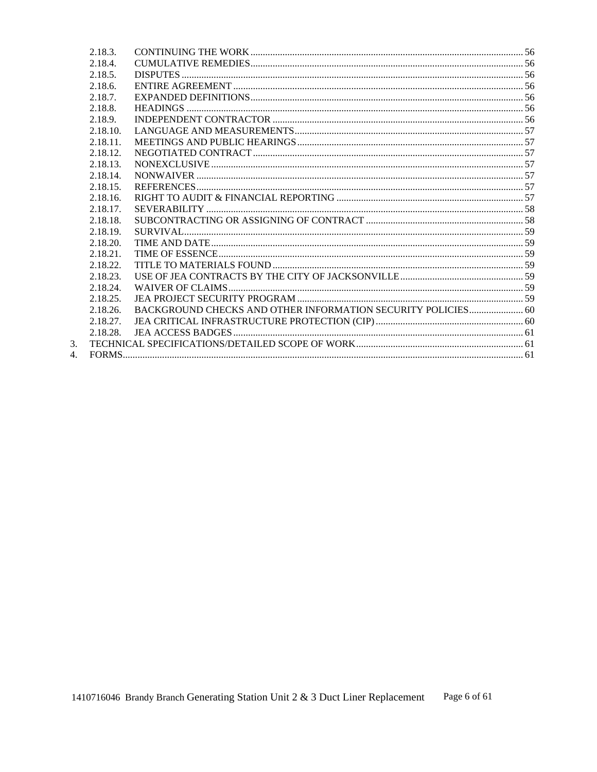- 2.18.3. CONTINUING THE WORK ..... 56
- 2.18.4. CUMULATIVE REMEDIES ..... 56
- 2.18.5. DISPUTES ..... 56
- 2.18.6. ENTIRE AGREEMENT ..... 56
- 2.18.7. EXPANDED DEFINITIONS ..... 56
- 2.18.8. HEADINGS ..... 56
- 2.18.9. INDEPENDENT CONTRACTOR ..... 56
- 2.18.10. LANGUAGE AND MEASUREMENTS ..... 57
- 2.18.11. MEETINGS AND PUBLIC HEARINGS ..... 57
- 2.18.12. NEGOTIATED CONTRACT ..... 57
- 2.18.13. NONEXCLUSIVE ..... 57
- 2.18.14. NONWAIVER ..... 57
- 2.18.15. REFERENCES ..... 57
- 2.18.16. RIGHT TO AUDIT & FINANCIAL REPORTING ..... 57
- 2.18.17. SEVERABILITY ..... 58
- 2.18.18. SUBCONTRACTING OR ASSIGNING OF CONTRACT ..... 58
- 2.18.19. SURVIVAL ..... 59
- 2.18.20. TIME AND DATE ..... 59
- 2.18.21. TIME OF ESSENCE ..... 59
- 2.18.22. TITLE TO MATERIALS FOUND ..... 59
- 2.18.23. USE OF JEA CONTRACTS BY THE CITY OF JACKSONVILLE ..... 59
- 2.18.24. WAIVER OF CLAIMS ..... 59
- 2.18.25. JEA PROJECT SECURITY PROGRAM ..... 59
- 2.18.26. BACKGROUND CHECKS AND OTHER INFORMATION SECURITY POLICIES ..... 60
- 2.18.27. JEA CRITICAL INFRASTRUCTURE PROTECTION (CIP) ..... 60
- 2.18.28. JEA ACCESS BADGES ..... 61

3. TECHNICAL SPECIFICATIONS/DETAILED SCOPE OF WORK ..... 61
4. FORMS ..... 61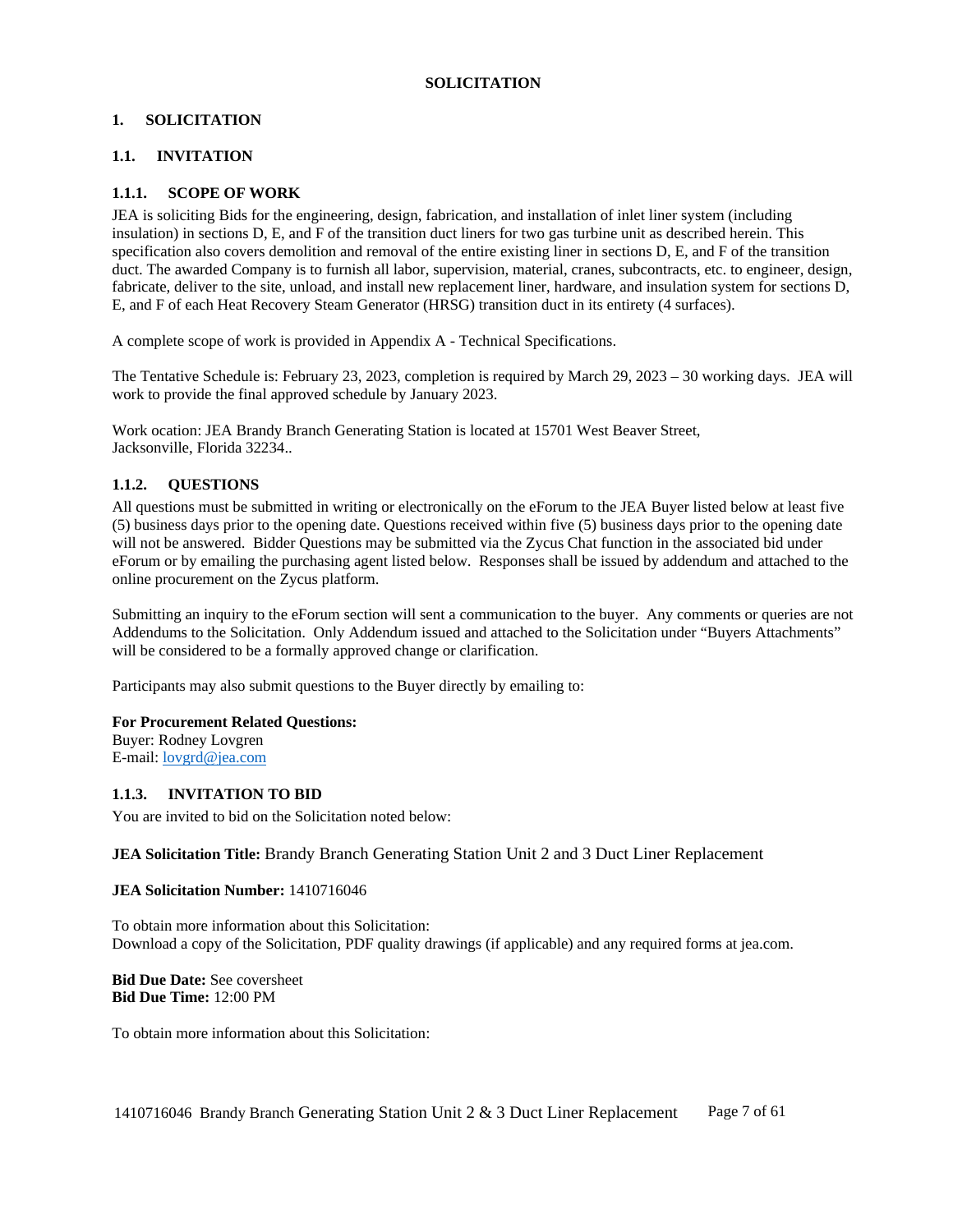# SOLICITATION

## 1. SOLICITATION

### 1.1. INVITATION

#### 1.1.1. SCOPE OF WORK

JEA is soliciting Bids for the engineering, design, fabrication, and installation of inlet liner system (including insulation) in sections D, E, and F of the transition duct liners for two gas turbine unit as described herein. This specification also covers demolition and removal of the entire existing liner in sections D, E, and F of the transition duct. The awarded Company is to furnish all labor, supervision, material, cranes, subcontracts, etc. to engineer, design, fabricate, deliver to the site, unload, and install new replacement liner, hardware, and insulation system for sections D, E, and F of each Heat Recovery Steam Generator (HRSG) transition duct in its entirety (4 surfaces).

A complete scope of work is provided in Appendix A - Technical Specifications.

The Tentative Schedule is: February 23, 2023, completion is required by March 29, 2023 – 30 working days. JEA will work to provide the final approved schedule by January 2023.

Work ocation: JEA Brandy Branch Generating Station is located at 15701 West Beaver Street, Jacksonville, Florida 32234..

#### 1.1.2. QUESTIONS

All questions must be submitted in writing or electronically on the eForum to the JEA Buyer listed below at least five (5) business days prior to the opening date. Questions received within five (5) business days prior to the opening date will not be answered. Bidder Questions may be submitted via the Zycus Chat function in the associated bid under eForum or by emailing the purchasing agent listed below. Responses shall be issued by addendum and attached to the online procurement on the Zycus platform.

Submitting an inquiry to the eForum section will sent a communication to the buyer. Any comments or queries are not Addendums to the Solicitation. Only Addendum issued and attached to the Solicitation under "Buyers Attachments" will be considered to be a formally approved change or clarification.

Participants may also submit questions to the Buyer directly by emailing to:

**For Procurement Related Questions:**
Buyer: Rodney Lovgren
E-mail: lovgrd@jea.com

#### 1.1.3. INVITATION TO BID

You are invited to bid on the Solicitation noted below:

**JEA Solicitation Title:** Brandy Branch Generating Station Unit 2 and 3 Duct Liner Replacement

**JEA Solicitation Number:** 1410716046

To obtain more information about this Solicitation:
Download a copy of the Solicitation, PDF quality drawings (if applicable) and any required forms at jea.com.

**Bid Due Date:** See coversheet
**Bid Due Time:** 12:00 PM

To obtain more information about this Solicitation: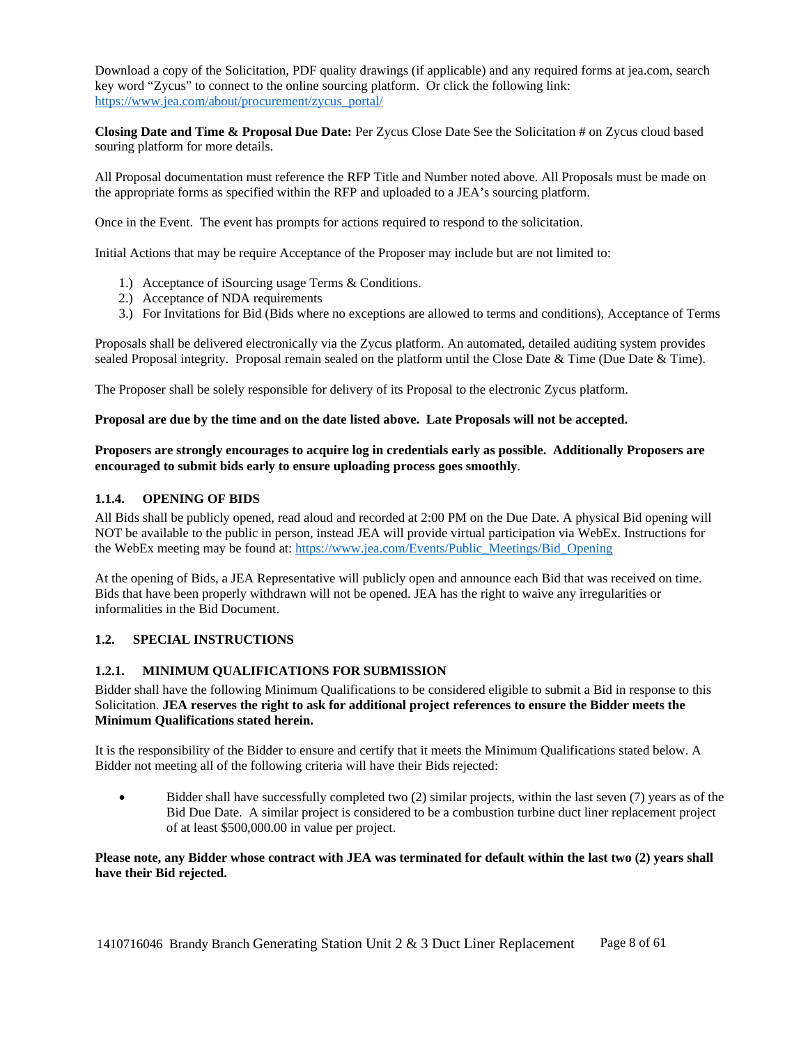Download a copy of the Solicitation, PDF quality drawings (if applicable) and any required forms at jea.com, search key word "Zycus" to connect to the online sourcing platform. Or click the following link: [https://www.jea.com/about/procurement/zycus_portal/](https://www.jea.com/about/procurement/zycus_portal/)

**Closing Date and Time & Proposal Due Date:** Per Zycus Close Date See the Solicitation # on Zycus cloud based souring platform for more details.

All Proposal documentation must reference the RFP Title and Number noted above. All Proposals must be made on the appropriate forms as specified within the RFP and uploaded to a JEA's sourcing platform.

Once in the Event. The event has prompts for actions required to respond to the solicitation.

Initial Actions that may be require Acceptance of the Proposer may include but are not limited to:

1.) Acceptance of iSourcing usage Terms & Conditions.
2.) Acceptance of NDA requirements
3.) For Invitations for Bid (Bids where no exceptions are allowed to terms and conditions), Acceptance of Terms

Proposals shall be delivered electronically via the Zycus platform. An automated, detailed auditing system provides sealed Proposal integrity. Proposal remain sealed on the platform until the Close Date & Time (Due Date & Time).

The Proposer shall be solely responsible for delivery of its Proposal to the electronic Zycus platform.

**Proposal are due by the time and on the date listed above. Late Proposals will not be accepted.**

**Proposers are strongly encourages to acquire log in credentials early as possible. Additionally Proposers are encouraged to submit bids early to ensure uploading process goes smoothly**.

### 1.1.4. OPENING OF BIDS

All Bids shall be publicly opened, read aloud and recorded at 2:00 PM on the Due Date. A physical Bid opening will NOT be available to the public in person, instead JEA will provide virtual participation via WebEx. Instructions for the WebEx meeting may be found at: [https://www.jea.com/Events/Public_Meetings/Bid_Opening](https://www.jea.com/Events/Public_Meetings/Bid_Opening)

At the opening of Bids, a JEA Representative will publicly open and announce each Bid that was received on time. Bids that have been properly withdrawn will not be opened. JEA has the right to waive any irregularities or informalities in the Bid Document.

## 1.2. SPECIAL INSTRUCTIONS

### 1.2.1. MINIMUM QUALIFICATIONS FOR SUBMISSION

Bidder shall have the following Minimum Qualifications to be considered eligible to submit a Bid in response to this Solicitation. **JEA reserves the right to ask for additional project references to ensure the Bidder meets the Minimum Qualifications stated herein.**

It is the responsibility of the Bidder to ensure and certify that it meets the Minimum Qualifications stated below. A Bidder not meeting all of the following criteria will have their Bids rejected:

- Bidder shall have successfully completed two (2) similar projects, within the last seven (7) years as of the Bid Due Date. A similar project is considered to be a combustion turbine duct liner replacement project of at least $500,000.00 in value per project.

**Please note, any Bidder whose contract with JEA was terminated for default within the last two (2) years shall have their Bid rejected.**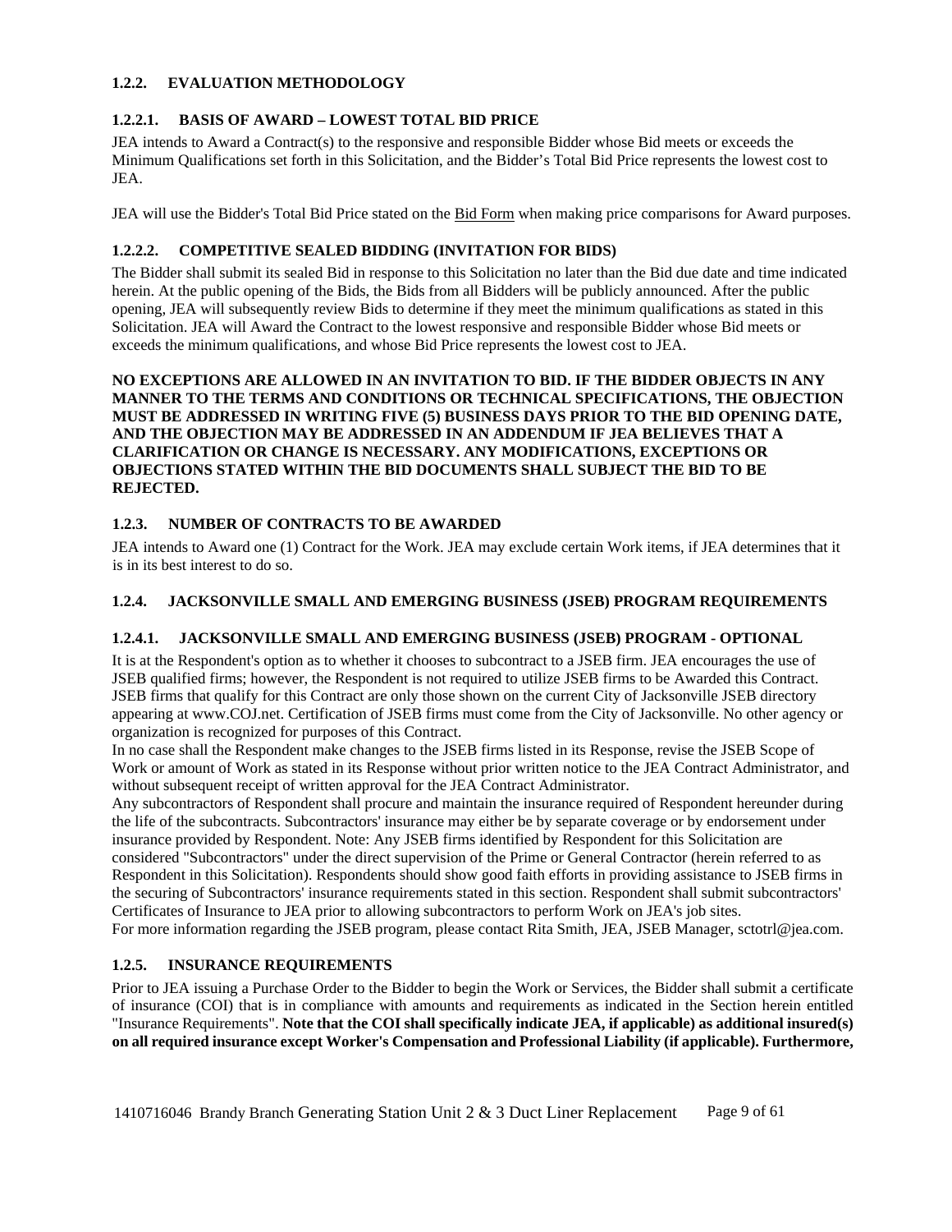### 1.2.2. EVALUATION METHODOLOGY

#### 1.2.2.1. BASIS OF AWARD – LOWEST TOTAL BID PRICE

JEA intends to Award a Contract(s) to the responsive and responsible Bidder whose Bid meets or exceeds the Minimum Qualifications set forth in this Solicitation, and the Bidder's Total Bid Price represents the lowest cost to JEA.

JEA will use the Bidder's Total Bid Price stated on the Bid Form when making price comparisons for Award purposes.

#### 1.2.2.2. COMPETITIVE SEALED BIDDING (INVITATION FOR BIDS)

The Bidder shall submit its sealed Bid in response to this Solicitation no later than the Bid due date and time indicated herein. At the public opening of the Bids, the Bids from all Bidders will be publicly announced. After the public opening, JEA will subsequently review Bids to determine if they meet the minimum qualifications as stated in this Solicitation. JEA will Award the Contract to the lowest responsive and responsible Bidder whose Bid meets or exceeds the minimum qualifications, and whose Bid Price represents the lowest cost to JEA.

**NO EXCEPTIONS ARE ALLOWED IN AN INVITATION TO BID. IF THE BIDDER OBJECTS IN ANY MANNER TO THE TERMS AND CONDITIONS OR TECHNICAL SPECIFICATIONS, THE OBJECTION MUST BE ADDRESSED IN WRITING FIVE (5) BUSINESS DAYS PRIOR TO THE BID OPENING DATE, AND THE OBJECTION MAY BE ADDRESSED IN AN ADDENDUM IF JEA BELIEVES THAT A CLARIFICATION OR CHANGE IS NECESSARY. ANY MODIFICATIONS, EXCEPTIONS OR OBJECTIONS STATED WITHIN THE BID DOCUMENTS SHALL SUBJECT THE BID TO BE REJECTED.**

### 1.2.3. NUMBER OF CONTRACTS TO BE AWARDED

JEA intends to Award one (1) Contract for the Work. JEA may exclude certain Work items, if JEA determines that it is in its best interest to do so.

### 1.2.4. JACKSONVILLE SMALL AND EMERGING BUSINESS (JSEB) PROGRAM REQUIREMENTS

#### 1.2.4.1. JACKSONVILLE SMALL AND EMERGING BUSINESS (JSEB) PROGRAM - OPTIONAL

It is at the Respondent's option as to whether it chooses to subcontract to a JSEB firm. JEA encourages the use of JSEB qualified firms; however, the Respondent is not required to utilize JSEB firms to be Awarded this Contract. JSEB firms that qualify for this Contract are only those shown on the current City of Jacksonville JSEB directory appearing at www.COJ.net. Certification of JSEB firms must come from the City of Jacksonville. No other agency or organization is recognized for purposes of this Contract.

In no case shall the Respondent make changes to the JSEB firms listed in its Response, revise the JSEB Scope of Work or amount of Work as stated in its Response without prior written notice to the JEA Contract Administrator, and without subsequent receipt of written approval for the JEA Contract Administrator.

Any subcontractors of Respondent shall procure and maintain the insurance required of Respondent hereunder during the life of the subcontracts. Subcontractors' insurance may either be by separate coverage or by endorsement under insurance provided by Respondent. Note: Any JSEB firms identified by Respondent for this Solicitation are considered "Subcontractors" under the direct supervision of the Prime or General Contractor (herein referred to as Respondent in this Solicitation). Respondents should show good faith efforts in providing assistance to JSEB firms in the securing of Subcontractors' insurance requirements stated in this section. Respondent shall submit subcontractors' Certificates of Insurance to JEA prior to allowing subcontractors to perform Work on JEA's job sites.

For more information regarding the JSEB program, please contact Rita Smith, JEA, JSEB Manager, sctotrl@jea.com.

### 1.2.5. INSURANCE REQUIREMENTS

Prior to JEA issuing a Purchase Order to the Bidder to begin the Work or Services, the Bidder shall submit a certificate of insurance (COI) that is in compliance with amounts and requirements as indicated in the Section herein entitled "Insurance Requirements". **Note that the COI shall specifically indicate JEA, if applicable) as additional insured(s) on all required insurance except Worker's Compensation and Professional Liability (if applicable). Furthermore,**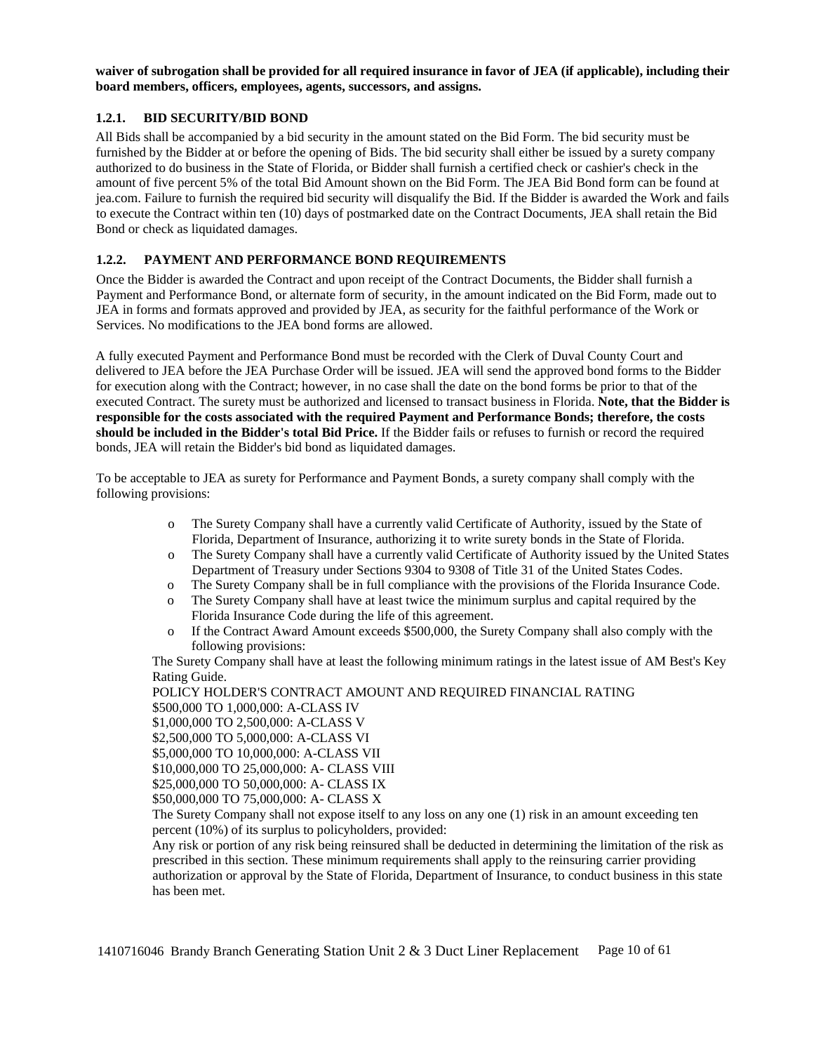**waiver of subrogation shall be provided for all required insurance in favor of JEA (if applicable), including their board members, officers, employees, agents, successors, and assigns.**

### 1.2.1. BID SECURITY/BID BOND

All Bids shall be accompanied by a bid security in the amount stated on the Bid Form. The bid security must be furnished by the Bidder at or before the opening of Bids. The bid security shall either be issued by a surety company authorized to do business in the State of Florida, or Bidder shall furnish a certified check or cashier's check in the amount of five percent 5% of the total Bid Amount shown on the Bid Form. The JEA Bid Bond form can be found at jea.com. Failure to furnish the required bid security will disqualify the Bid. If the Bidder is awarded the Work and fails to execute the Contract within ten (10) days of postmarked date on the Contract Documents, JEA shall retain the Bid Bond or check as liquidated damages.

### 1.2.2. PAYMENT AND PERFORMANCE BOND REQUIREMENTS

Once the Bidder is awarded the Contract and upon receipt of the Contract Documents, the Bidder shall furnish a Payment and Performance Bond, or alternate form of security, in the amount indicated on the Bid Form, made out to JEA in forms and formats approved and provided by JEA, as security for the faithful performance of the Work or Services. No modifications to the JEA bond forms are allowed.

A fully executed Payment and Performance Bond must be recorded with the Clerk of Duval County Court and delivered to JEA before the JEA Purchase Order will be issued. JEA will send the approved bond forms to the Bidder for execution along with the Contract; however, in no case shall the date on the bond forms be prior to that of the executed Contract. The surety must be authorized and licensed to transact business in Florida. **Note, that the Bidder is responsible for the costs associated with the required Payment and Performance Bonds; therefore, the costs should be included in the Bidder's total Bid Price.** If the Bidder fails or refuses to furnish or record the required bonds, JEA will retain the Bidder's bid bond as liquidated damages.

To be acceptable to JEA as surety for Performance and Payment Bonds, a surety company shall comply with the following provisions:

- The Surety Company shall have a currently valid Certificate of Authority, issued by the State of Florida, Department of Insurance, authorizing it to write surety bonds in the State of Florida.
- The Surety Company shall have a currently valid Certificate of Authority issued by the United States Department of Treasury under Sections 9304 to 9308 of Title 31 of the United States Codes.
- The Surety Company shall be in full compliance with the provisions of the Florida Insurance Code.
- The Surety Company shall have at least twice the minimum surplus and capital required by the Florida Insurance Code during the life of this agreement.
- If the Contract Award Amount exceeds $500,000, the Surety Company shall also comply with the following provisions:

The Surety Company shall have at least the following minimum ratings in the latest issue of AM Best's Key Rating Guide.

POLICY HOLDER'S CONTRACT AMOUNT AND REQUIRED FINANCIAL RATING
$500,000 TO 1,000,000: A-CLASS IV
$1,000,000 TO 2,500,000: A-CLASS V
$2,500,000 TO 5,000,000: A-CLASS VI
$5,000,000 TO 10,000,000: A-CLASS VII
$10,000,000 TO 25,000,000: A- CLASS VIII
$25,000,000 TO 50,000,000: A- CLASS IX
$50,000,000 TO 75,000,000: A- CLASS X

The Surety Company shall not expose itself to any loss on any one (1) risk in an amount exceeding ten percent (10%) of its surplus to policyholders, provided:

Any risk or portion of any risk being reinsured shall be deducted in determining the limitation of the risk as prescribed in this section. These minimum requirements shall apply to the reinsuring carrier providing authorization or approval by the State of Florida, Department of Insurance, to conduct business in this state has been met.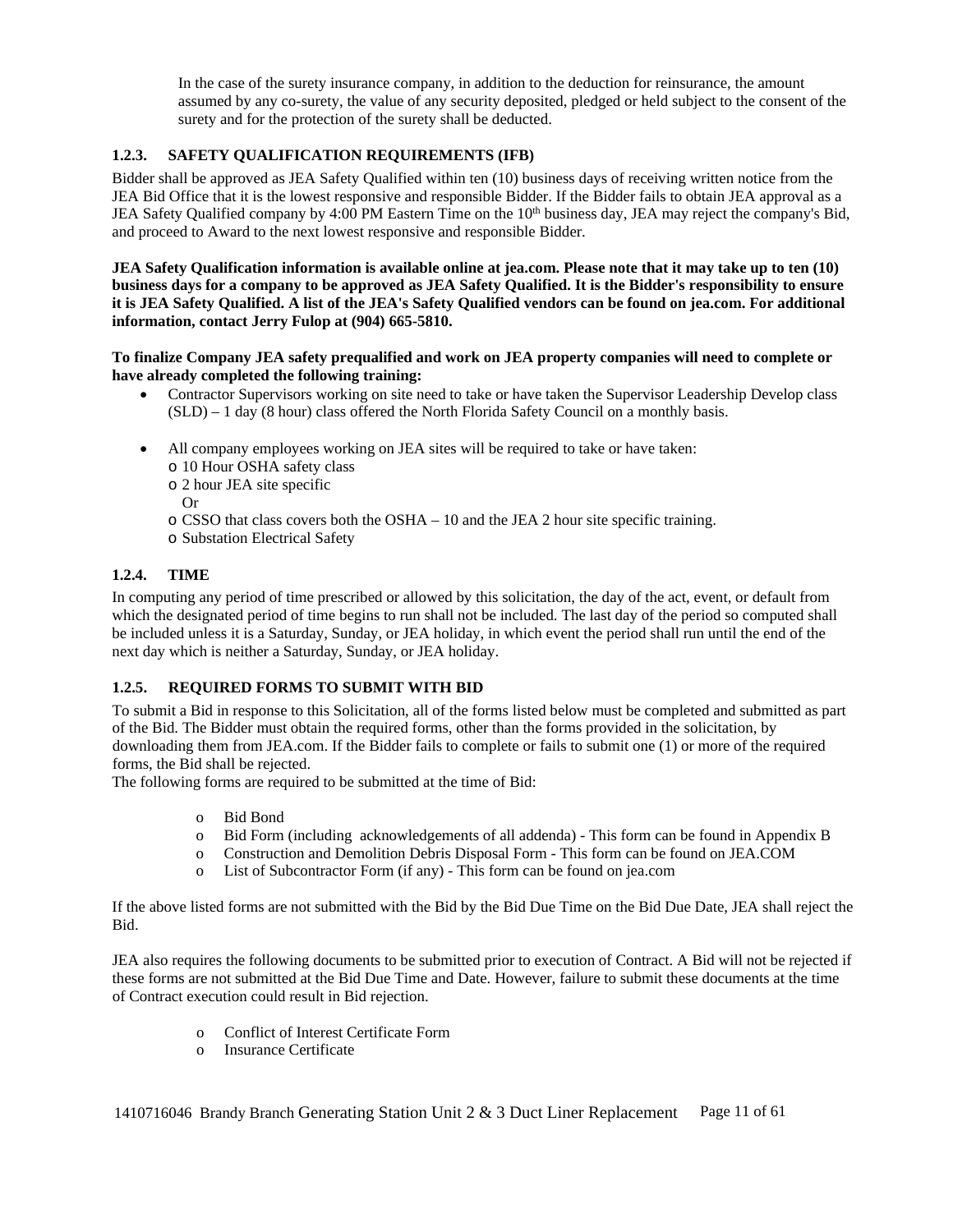In the case of the surety insurance company, in addition to the deduction for reinsurance, the amount assumed by any co-surety, the value of any security deposited, pledged or held subject to the consent of the surety and for the protection of the surety shall be deducted.

### 1.2.3. SAFETY QUALIFICATION REQUIREMENTS (IFB)

Bidder shall be approved as JEA Safety Qualified within ten (10) business days of receiving written notice from the JEA Bid Office that it is the lowest responsive and responsible Bidder. If the Bidder fails to obtain JEA approval as a JEA Safety Qualified company by 4:00 PM Eastern Time on the 10th business day, JEA may reject the company's Bid, and proceed to Award to the next lowest responsive and responsible Bidder.

**JEA Safety Qualification information is available online at jea.com. Please note that it may take up to ten (10) business days for a company to be approved as JEA Safety Qualified. It is the Bidder's responsibility to ensure it is JEA Safety Qualified. A list of the JEA's Safety Qualified vendors can be found on jea.com. For additional information, contact Jerry Fulop at (904) 665-5810.**

**To finalize Company JEA safety prequalified and work on JEA property companies will need to complete or have already completed the following training:**

- Contractor Supervisors working on site need to take or have taken the Supervisor Leadership Develop class (SLD) – 1 day (8 hour) class offered the North Florida Safety Council on a monthly basis.

- All company employees working on JEA sites will be required to take or have taken:
  - 10 Hour OSHA safety class
  - 2 hour JEA site specific
    Or
  - CSSO that class covers both the OSHA – 10 and the JEA 2 hour site specific training.
  - Substation Electrical Safety

### 1.2.4. TIME

In computing any period of time prescribed or allowed by this solicitation, the day of the act, event, or default from which the designated period of time begins to run shall not be included. The last day of the period so computed shall be included unless it is a Saturday, Sunday, or JEA holiday, in which event the period shall run until the end of the next day which is neither a Saturday, Sunday, or JEA holiday.

### 1.2.5. REQUIRED FORMS TO SUBMIT WITH BID

To submit a Bid in response to this Solicitation, all of the forms listed below must be completed and submitted as part of the Bid. The Bidder must obtain the required forms, other than the forms provided in the solicitation, by downloading them from JEA.com. If the Bidder fails to complete or fails to submit one (1) or more of the required forms, the Bid shall be rejected.
The following forms are required to be submitted at the time of Bid:

- Bid Bond
- Bid Form (including acknowledgements of all addenda) - This form can be found in Appendix B
- Construction and Demolition Debris Disposal Form - This form can be found on JEA.COM
- List of Subcontractor Form (if any) - This form can be found on jea.com

If the above listed forms are not submitted with the Bid by the Bid Due Time on the Bid Due Date, JEA shall reject the Bid.

JEA also requires the following documents to be submitted prior to execution of Contract. A Bid will not be rejected if these forms are not submitted at the Bid Due Time and Date. However, failure to submit these documents at the time of Contract execution could result in Bid rejection.

- Conflict of Interest Certificate Form
- Insurance Certificate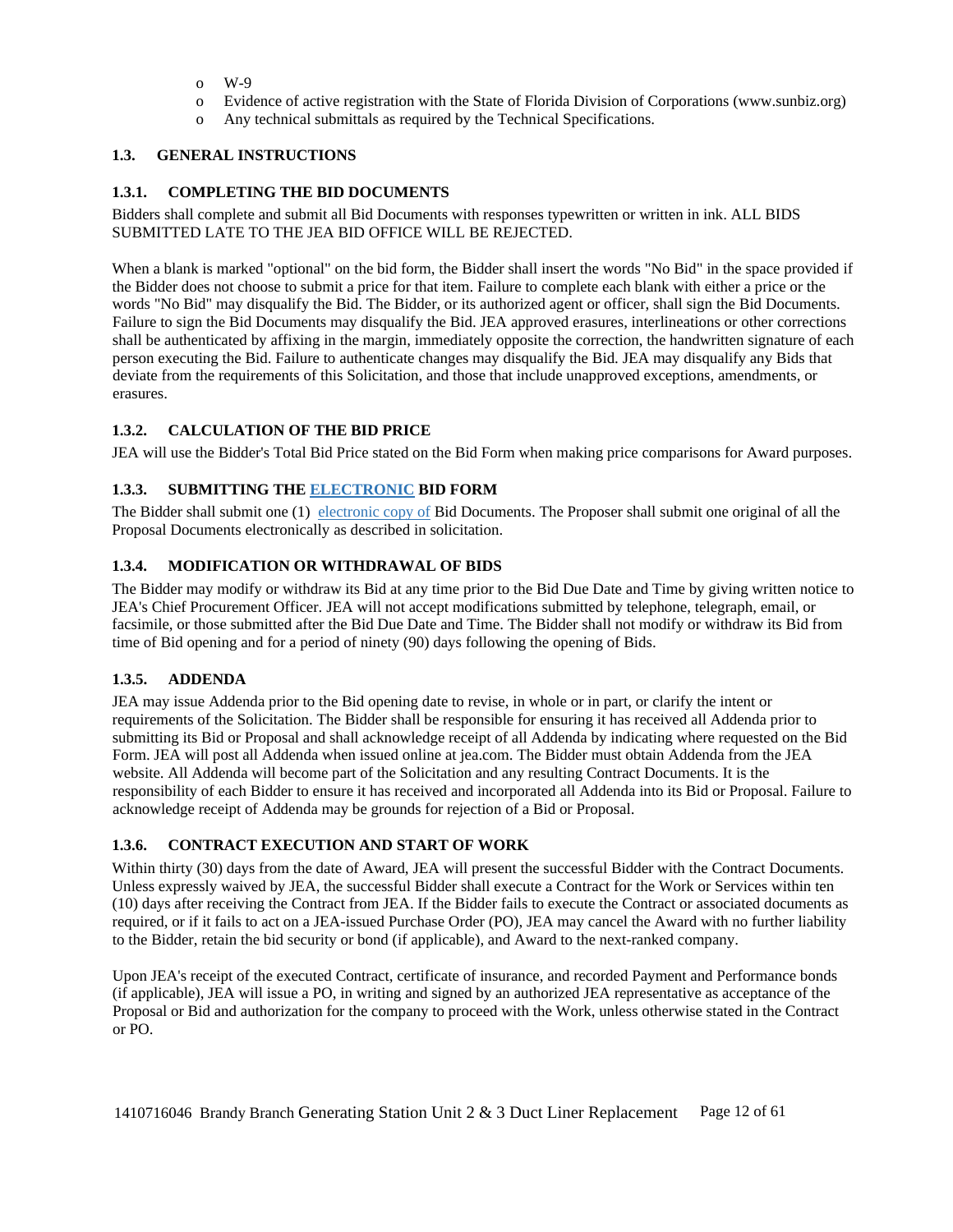- W-9
- Evidence of active registration with the State of Florida Division of Corporations (www.sunbiz.org)
- Any technical submittals as required by the Technical Specifications.

### 1.3. GENERAL INSTRUCTIONS

#### 1.3.1. COMPLETING THE BID DOCUMENTS

Bidders shall complete and submit all Bid Documents with responses typewritten or written in ink. ALL BIDS SUBMITTED LATE TO THE JEA BID OFFICE WILL BE REJECTED.

When a blank is marked "optional" on the bid form, the Bidder shall insert the words "No Bid" in the space provided if the Bidder does not choose to submit a price for that item. Failure to complete each blank with either a price or the words "No Bid" may disqualify the Bid. The Bidder, or its authorized agent or officer, shall sign the Bid Documents. Failure to sign the Bid Documents may disqualify the Bid. JEA approved erasures, interlineations or other corrections shall be authenticated by affixing in the margin, immediately opposite the correction, the handwritten signature of each person executing the Bid. Failure to authenticate changes may disqualify the Bid. JEA may disqualify any Bids that deviate from the requirements of this Solicitation, and those that include unapproved exceptions, amendments, or erasures.

#### 1.3.2. CALCULATION OF THE BID PRICE

JEA will use the Bidder's Total Bid Price stated on the Bid Form when making price comparisons for Award purposes.

#### 1.3.3. SUBMITTING THE ELECTRONIC BID FORM

The Bidder shall submit one (1) electronic copy of Bid Documents. The Proposer shall submit one original of all the Proposal Documents electronically as described in solicitation.

#### 1.3.4. MODIFICATION OR WITHDRAWAL OF BIDS

The Bidder may modify or withdraw its Bid at any time prior to the Bid Due Date and Time by giving written notice to JEA's Chief Procurement Officer. JEA will not accept modifications submitted by telephone, telegraph, email, or facsimile, or those submitted after the Bid Due Date and Time. The Bidder shall not modify or withdraw its Bid from time of Bid opening and for a period of ninety (90) days following the opening of Bids.

#### 1.3.5. ADDENDA

JEA may issue Addenda prior to the Bid opening date to revise, in whole or in part, or clarify the intent or requirements of the Solicitation. The Bidder shall be responsible for ensuring it has received all Addenda prior to submitting its Bid or Proposal and shall acknowledge receipt of all Addenda by indicating where requested on the Bid Form. JEA will post all Addenda when issued online at jea.com. The Bidder must obtain Addenda from the JEA website. All Addenda will become part of the Solicitation and any resulting Contract Documents. It is the responsibility of each Bidder to ensure it has received and incorporated all Addenda into its Bid or Proposal. Failure to acknowledge receipt of Addenda may be grounds for rejection of a Bid or Proposal.

#### 1.3.6. CONTRACT EXECUTION AND START OF WORK

Within thirty (30) days from the date of Award, JEA will present the successful Bidder with the Contract Documents. Unless expressly waived by JEA, the successful Bidder shall execute a Contract for the Work or Services within ten (10) days after receiving the Contract from JEA. If the Bidder fails to execute the Contract or associated documents as required, or if it fails to act on a JEA-issued Purchase Order (PO), JEA may cancel the Award with no further liability to the Bidder, retain the bid security or bond (if applicable), and Award to the next-ranked company.

Upon JEA's receipt of the executed Contract, certificate of insurance, and recorded Payment and Performance bonds (if applicable), JEA will issue a PO, in writing and signed by an authorized JEA representative as acceptance of the Proposal or Bid and authorization for the company to proceed with the Work, unless otherwise stated in the Contract or PO.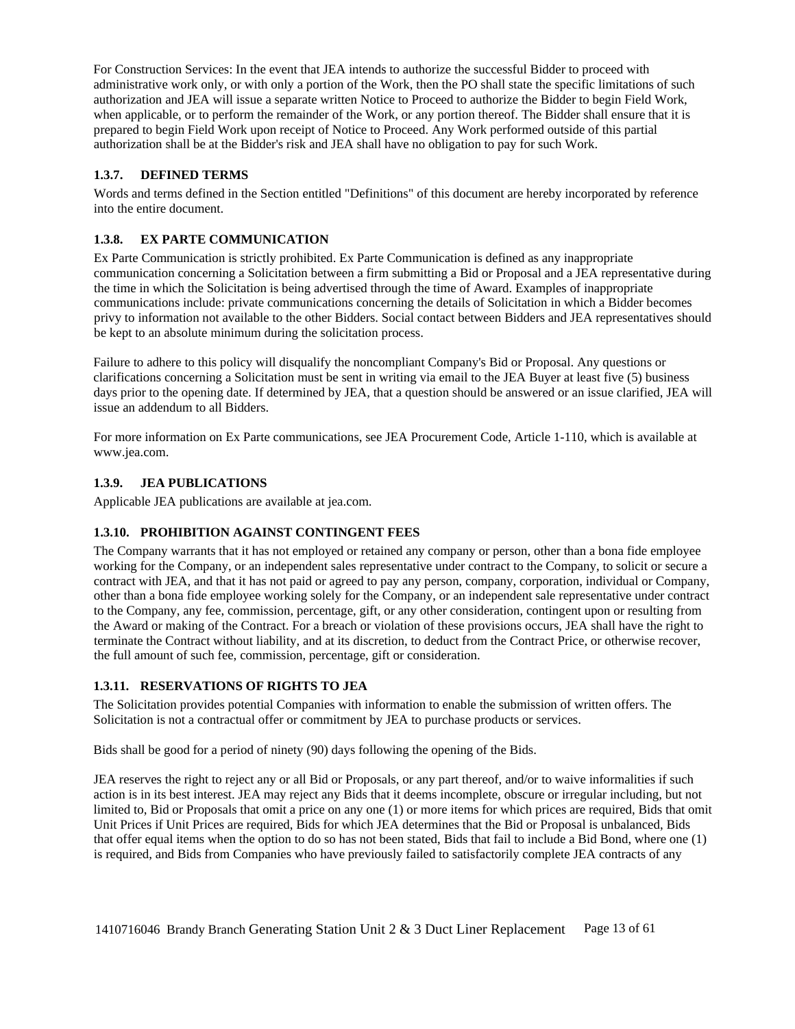For Construction Services: In the event that JEA intends to authorize the successful Bidder to proceed with administrative work only, or with only a portion of the Work, then the PO shall state the specific limitations of such authorization and JEA will issue a separate written Notice to Proceed to authorize the Bidder to begin Field Work, when applicable, or to perform the remainder of the Work, or any portion thereof. The Bidder shall ensure that it is prepared to begin Field Work upon receipt of Notice to Proceed. Any Work performed outside of this partial authorization shall be at the Bidder's risk and JEA shall have no obligation to pay for such Work.

### 1.3.7. DEFINED TERMS

Words and terms defined in the Section entitled "Definitions" of this document are hereby incorporated by reference into the entire document.

### 1.3.8. EX PARTE COMMUNICATION

Ex Parte Communication is strictly prohibited. Ex Parte Communication is defined as any inappropriate communication concerning a Solicitation between a firm submitting a Bid or Proposal and a JEA representative during the time in which the Solicitation is being advertised through the time of Award. Examples of inappropriate communications include: private communications concerning the details of Solicitation in which a Bidder becomes privy to information not available to the other Bidders. Social contact between Bidders and JEA representatives should be kept to an absolute minimum during the solicitation process.

Failure to adhere to this policy will disqualify the noncompliant Company's Bid or Proposal. Any questions or clarifications concerning a Solicitation must be sent in writing via email to the JEA Buyer at least five (5) business days prior to the opening date. If determined by JEA, that a question should be answered or an issue clarified, JEA will issue an addendum to all Bidders.

For more information on Ex Parte communications, see JEA Procurement Code, Article 1-110, which is available at www.jea.com.

### 1.3.9. JEA PUBLICATIONS

Applicable JEA publications are available at jea.com.

### 1.3.10. PROHIBITION AGAINST CONTINGENT FEES

The Company warrants that it has not employed or retained any company or person, other than a bona fide employee working for the Company, or an independent sales representative under contract to the Company, to solicit or secure a contract with JEA, and that it has not paid or agreed to pay any person, company, corporation, individual or Company, other than a bona fide employee working solely for the Company, or an independent sale representative under contract to the Company, any fee, commission, percentage, gift, or any other consideration, contingent upon or resulting from the Award or making of the Contract. For a breach or violation of these provisions occurs, JEA shall have the right to terminate the Contract without liability, and at its discretion, to deduct from the Contract Price, or otherwise recover, the full amount of such fee, commission, percentage, gift or consideration.

### 1.3.11. RESERVATIONS OF RIGHTS TO JEA

The Solicitation provides potential Companies with information to enable the submission of written offers. The Solicitation is not a contractual offer or commitment by JEA to purchase products or services.

Bids shall be good for a period of ninety (90) days following the opening of the Bids.

JEA reserves the right to reject any or all Bid or Proposals, or any part thereof, and/or to waive informalities if such action is in its best interest. JEA may reject any Bids that it deems incomplete, obscure or irregular including, but not limited to, Bid or Proposals that omit a price on any one (1) or more items for which prices are required, Bids that omit Unit Prices if Unit Prices are required, Bids for which JEA determines that the Bid or Proposal is unbalanced, Bids that offer equal items when the option to do so has not been stated, Bids that fail to include a Bid Bond, where one (1) is required, and Bids from Companies who have previously failed to satisfactorily complete JEA contracts of any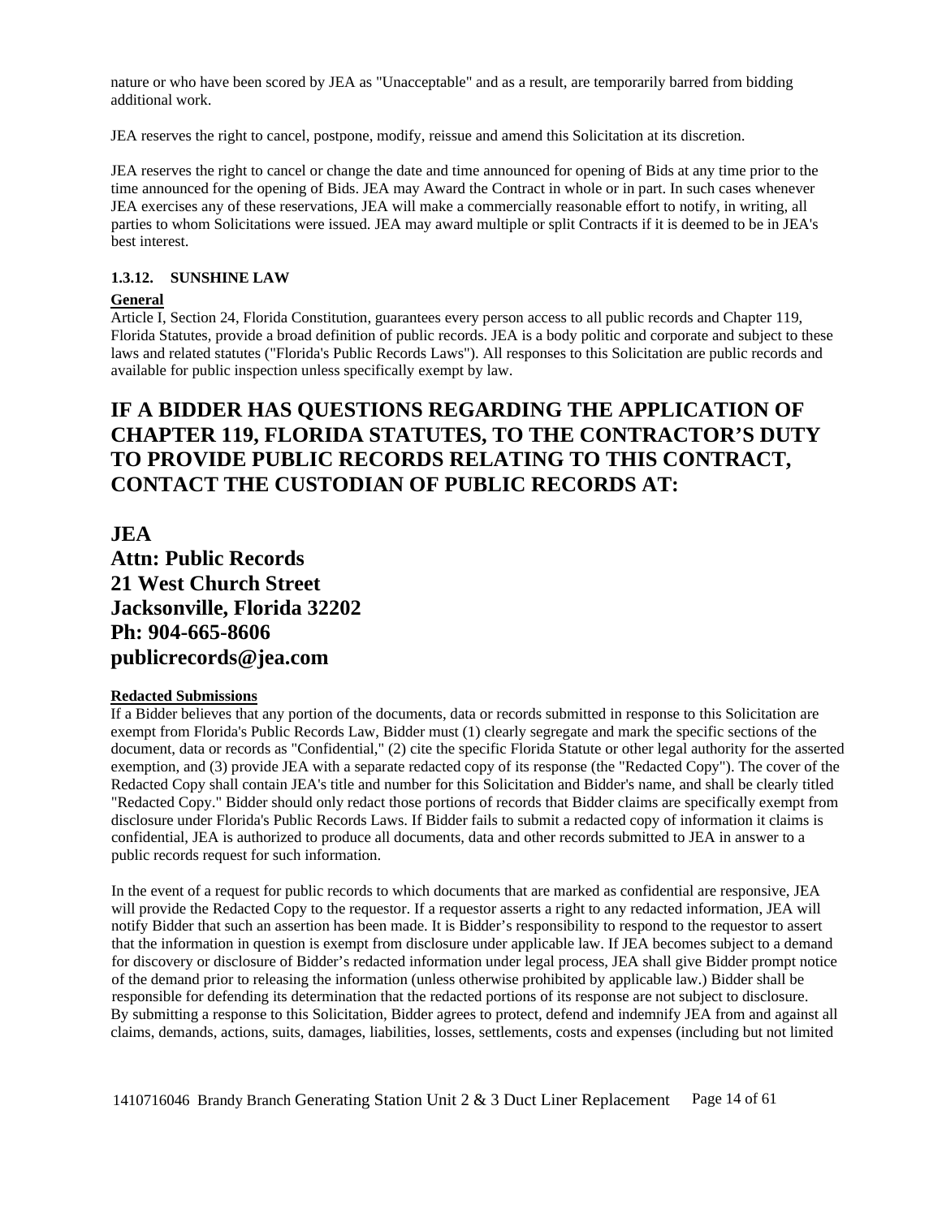nature or who have been scored by JEA as "Unacceptable" and as a result, are temporarily barred from bidding additional work.

JEA reserves the right to cancel, postpone, modify, reissue and amend this Solicitation at its discretion.

JEA reserves the right to cancel or change the date and time announced for opening of Bids at any time prior to the time announced for the opening of Bids. JEA may Award the Contract in whole or in part. In such cases whenever JEA exercises any of these reservations, JEA will make a commercially reasonable effort to notify, in writing, all parties to whom Solicitations were issued. JEA may award multiple or split Contracts if it is deemed to be in JEA's best interest.

#### 1.3.12. SUNSHINE LAW

**General**

Article I, Section 24, Florida Constitution, guarantees every person access to all public records and Chapter 119, Florida Statutes, provide a broad definition of public records. JEA is a body politic and corporate and subject to these laws and related statutes ("Florida's Public Records Laws"). All responses to this Solicitation are public records and available for public inspection unless specifically exempt by law.

## IF A BIDDER HAS QUESTIONS REGARDING THE APPLICATION OF CHAPTER 119, FLORIDA STATUTES, TO THE CONTRACTOR'S DUTY TO PROVIDE PUBLIC RECORDS RELATING TO THIS CONTRACT, CONTACT THE CUSTODIAN OF PUBLIC RECORDS AT:

**JEA**
**Attn: Public Records**
**21 West Church Street**
**Jacksonville, Florida 32202**
**Ph: 904-665-8606**
**publicrecords@jea.com**

**Redacted Submissions**

If a Bidder believes that any portion of the documents, data or records submitted in response to this Solicitation are exempt from Florida's Public Records Law, Bidder must (1) clearly segregate and mark the specific sections of the document, data or records as "Confidential," (2) cite the specific Florida Statute or other legal authority for the asserted exemption, and (3) provide JEA with a separate redacted copy of its response (the "Redacted Copy"). The cover of the Redacted Copy shall contain JEA's title and number for this Solicitation and Bidder's name, and shall be clearly titled "Redacted Copy." Bidder should only redact those portions of records that Bidder claims are specifically exempt from disclosure under Florida's Public Records Laws. If Bidder fails to submit a redacted copy of information it claims is confidential, JEA is authorized to produce all documents, data and other records submitted to JEA in answer to a public records request for such information.

In the event of a request for public records to which documents that are marked as confidential are responsive, JEA will provide the Redacted Copy to the requestor. If a requestor asserts a right to any redacted information, JEA will notify Bidder that such an assertion has been made. It is Bidder's responsibility to respond to the requestor to assert that the information in question is exempt from disclosure under applicable law. If JEA becomes subject to a demand for discovery or disclosure of Bidder's redacted information under legal process, JEA shall give Bidder prompt notice of the demand prior to releasing the information (unless otherwise prohibited by applicable law.) Bidder shall be responsible for defending its determination that the redacted portions of its response are not subject to disclosure. By submitting a response to this Solicitation, Bidder agrees to protect, defend and indemnify JEA from and against all claims, demands, actions, suits, damages, liabilities, losses, settlements, costs and expenses (including but not limited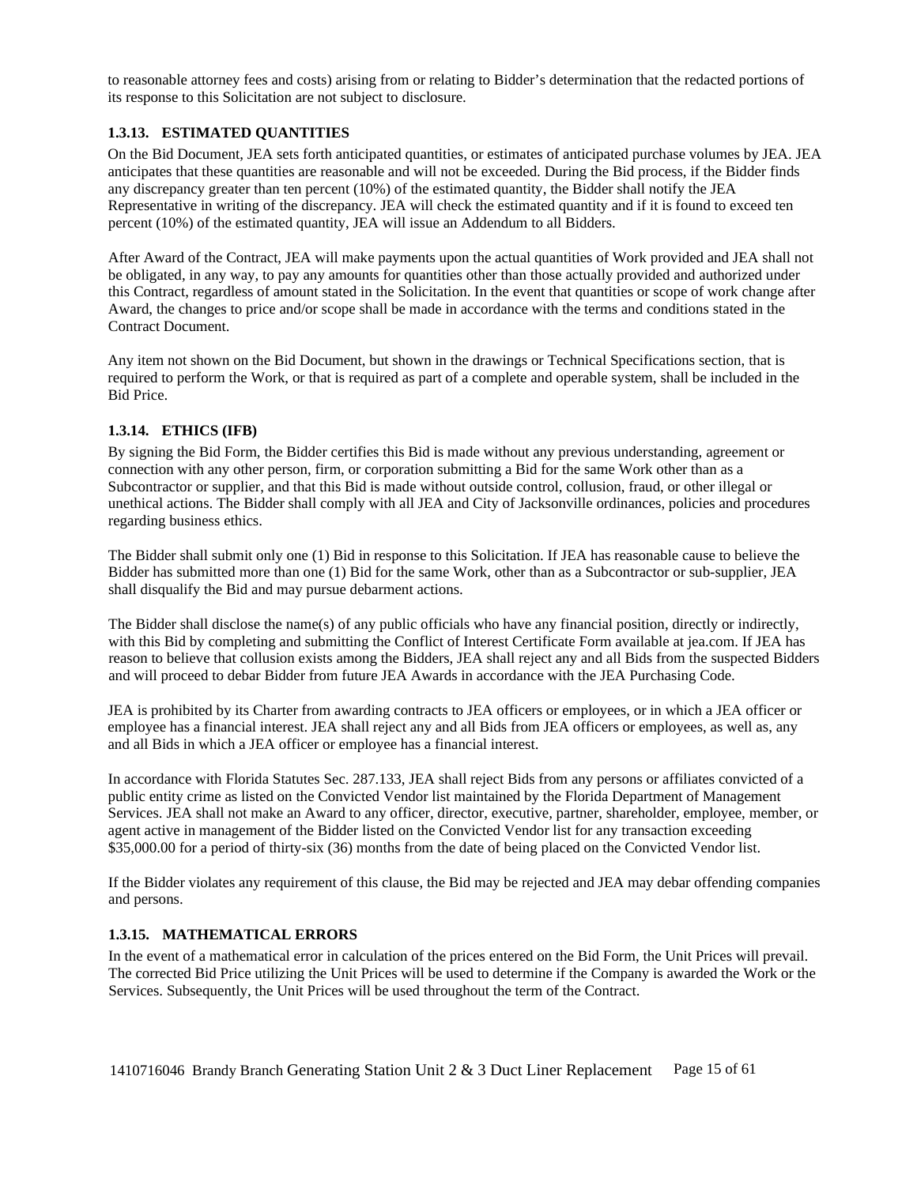to reasonable attorney fees and costs) arising from or relating to Bidder's determination that the redacted portions of its response to this Solicitation are not subject to disclosure.

### 1.3.13. ESTIMATED QUANTITIES

On the Bid Document, JEA sets forth anticipated quantities, or estimates of anticipated purchase volumes by JEA. JEA anticipates that these quantities are reasonable and will not be exceeded. During the Bid process, if the Bidder finds any discrepancy greater than ten percent (10%) of the estimated quantity, the Bidder shall notify the JEA Representative in writing of the discrepancy. JEA will check the estimated quantity and if it is found to exceed ten percent (10%) of the estimated quantity, JEA will issue an Addendum to all Bidders.

After Award of the Contract, JEA will make payments upon the actual quantities of Work provided and JEA shall not be obligated, in any way, to pay any amounts for quantities other than those actually provided and authorized under this Contract, regardless of amount stated in the Solicitation. In the event that quantities or scope of work change after Award, the changes to price and/or scope shall be made in accordance with the terms and conditions stated in the Contract Document.

Any item not shown on the Bid Document, but shown in the drawings or Technical Specifications section, that is required to perform the Work, or that is required as part of a complete and operable system, shall be included in the Bid Price.

### 1.3.14. ETHICS (IFB)

By signing the Bid Form, the Bidder certifies this Bid is made without any previous understanding, agreement or connection with any other person, firm, or corporation submitting a Bid for the same Work other than as a Subcontractor or supplier, and that this Bid is made without outside control, collusion, fraud, or other illegal or unethical actions. The Bidder shall comply with all JEA and City of Jacksonville ordinances, policies and procedures regarding business ethics.

The Bidder shall submit only one (1) Bid in response to this Solicitation. If JEA has reasonable cause to believe the Bidder has submitted more than one (1) Bid for the same Work, other than as a Subcontractor or sub-supplier, JEA shall disqualify the Bid and may pursue debarment actions.

The Bidder shall disclose the name(s) of any public officials who have any financial position, directly or indirectly, with this Bid by completing and submitting the Conflict of Interest Certificate Form available at jea.com. If JEA has reason to believe that collusion exists among the Bidders, JEA shall reject any and all Bids from the suspected Bidders and will proceed to debar Bidder from future JEA Awards in accordance with the JEA Purchasing Code.

JEA is prohibited by its Charter from awarding contracts to JEA officers or employees, or in which a JEA officer or employee has a financial interest. JEA shall reject any and all Bids from JEA officers or employees, as well as, any and all Bids in which a JEA officer or employee has a financial interest.

In accordance with Florida Statutes Sec. 287.133, JEA shall reject Bids from any persons or affiliates convicted of a public entity crime as listed on the Convicted Vendor list maintained by the Florida Department of Management Services. JEA shall not make an Award to any officer, director, executive, partner, shareholder, employee, member, or agent active in management of the Bidder listed on the Convicted Vendor list for any transaction exceeding $35,000.00 for a period of thirty-six (36) months from the date of being placed on the Convicted Vendor list.

If the Bidder violates any requirement of this clause, the Bid may be rejected and JEA may debar offending companies and persons.

### 1.3.15. MATHEMATICAL ERRORS

In the event of a mathematical error in calculation of the prices entered on the Bid Form, the Unit Prices will prevail. The corrected Bid Price utilizing the Unit Prices will be used to determine if the Company is awarded the Work or the Services. Subsequently, the Unit Prices will be used throughout the term of the Contract.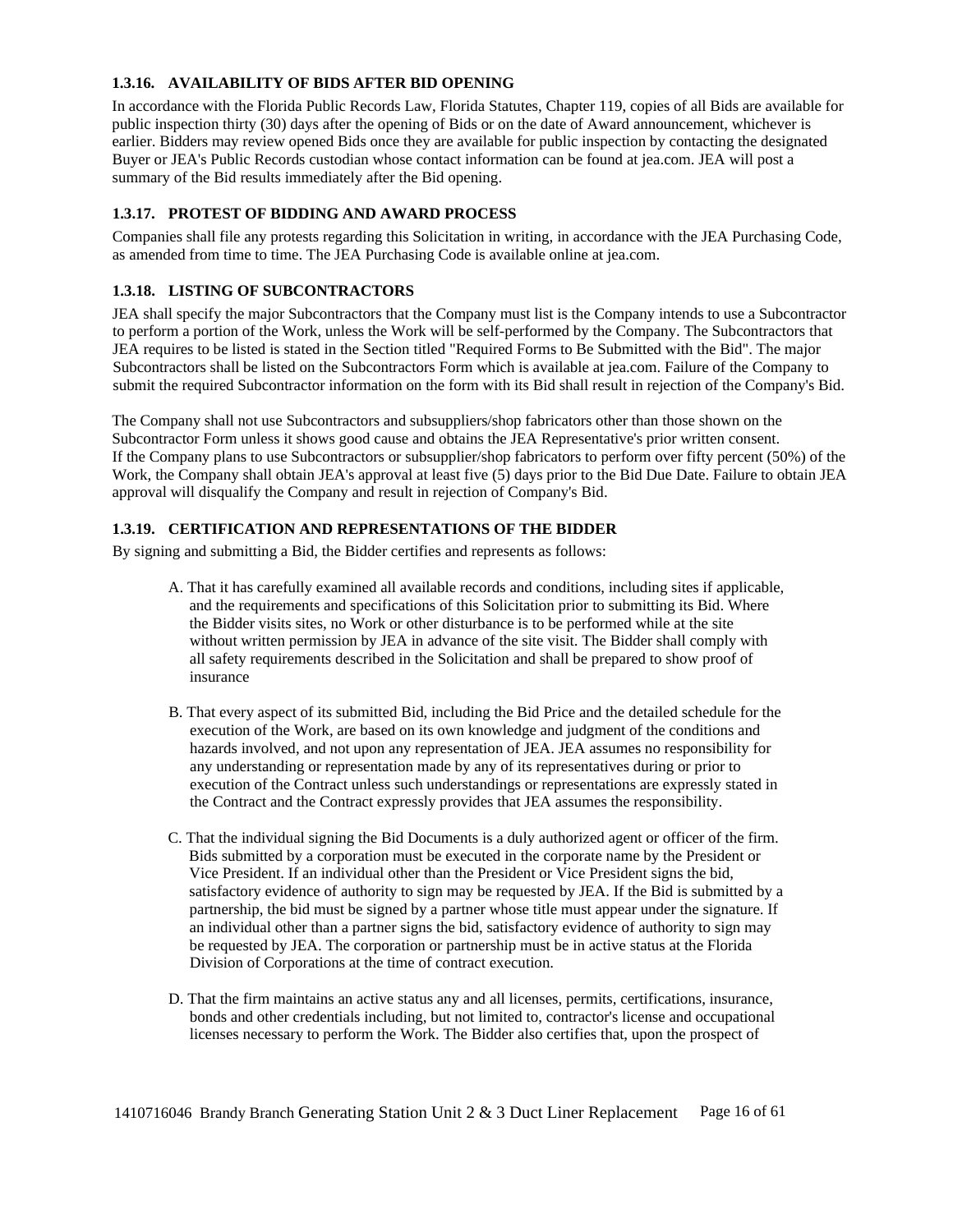### 1.3.16. AVAILABILITY OF BIDS AFTER BID OPENING

In accordance with the Florida Public Records Law, Florida Statutes, Chapter 119, copies of all Bids are available for public inspection thirty (30) days after the opening of Bids or on the date of Award announcement, whichever is earlier. Bidders may review opened Bids once they are available for public inspection by contacting the designated Buyer or JEA's Public Records custodian whose contact information can be found at jea.com. JEA will post a summary of the Bid results immediately after the Bid opening.

### 1.3.17. PROTEST OF BIDDING AND AWARD PROCESS

Companies shall file any protests regarding this Solicitation in writing, in accordance with the JEA Purchasing Code, as amended from time to time. The JEA Purchasing Code is available online at jea.com.

### 1.3.18. LISTING OF SUBCONTRACTORS

JEA shall specify the major Subcontractors that the Company must list is the Company intends to use a Subcontractor to perform a portion of the Work, unless the Work will be self-performed by the Company. The Subcontractors that JEA requires to be listed is stated in the Section titled "Required Forms to Be Submitted with the Bid". The major Subcontractors shall be listed on the Subcontractors Form which is available at jea.com. Failure of the Company to submit the required Subcontractor information on the form with its Bid shall result in rejection of the Company's Bid.

The Company shall not use Subcontractors and subsuppliers/shop fabricators other than those shown on the Subcontractor Form unless it shows good cause and obtains the JEA Representative's prior written consent. If the Company plans to use Subcontractors or subsupplier/shop fabricators to perform over fifty percent (50%) of the Work, the Company shall obtain JEA's approval at least five (5) days prior to the Bid Due Date. Failure to obtain JEA approval will disqualify the Company and result in rejection of Company's Bid.

### 1.3.19. CERTIFICATION AND REPRESENTATIONS OF THE BIDDER

By signing and submitting a Bid, the Bidder certifies and represents as follows:

A. That it has carefully examined all available records and conditions, including sites if applicable, and the requirements and specifications of this Solicitation prior to submitting its Bid. Where the Bidder visits sites, no Work or other disturbance is to be performed while at the site without written permission by JEA in advance of the site visit. The Bidder shall comply with all safety requirements described in the Solicitation and shall be prepared to show proof of insurance

B. That every aspect of its submitted Bid, including the Bid Price and the detailed schedule for the execution of the Work, are based on its own knowledge and judgment of the conditions and hazards involved, and not upon any representation of JEA. JEA assumes no responsibility for any understanding or representation made by any of its representatives during or prior to execution of the Contract unless such understandings or representations are expressly stated in the Contract and the Contract expressly provides that JEA assumes the responsibility.

C. That the individual signing the Bid Documents is a duly authorized agent or officer of the firm. Bids submitted by a corporation must be executed in the corporate name by the President or Vice President. If an individual other than the President or Vice President signs the bid, satisfactory evidence of authority to sign may be requested by JEA. If the Bid is submitted by a partnership, the bid must be signed by a partner whose title must appear under the signature. If an individual other than a partner signs the bid, satisfactory evidence of authority to sign may be requested by JEA. The corporation or partnership must be in active status at the Florida Division of Corporations at the time of contract execution.

D. That the firm maintains an active status any and all licenses, permits, certifications, insurance, bonds and other credentials including, but not limited to, contractor's license and occupational licenses necessary to perform the Work. The Bidder also certifies that, upon the prospect of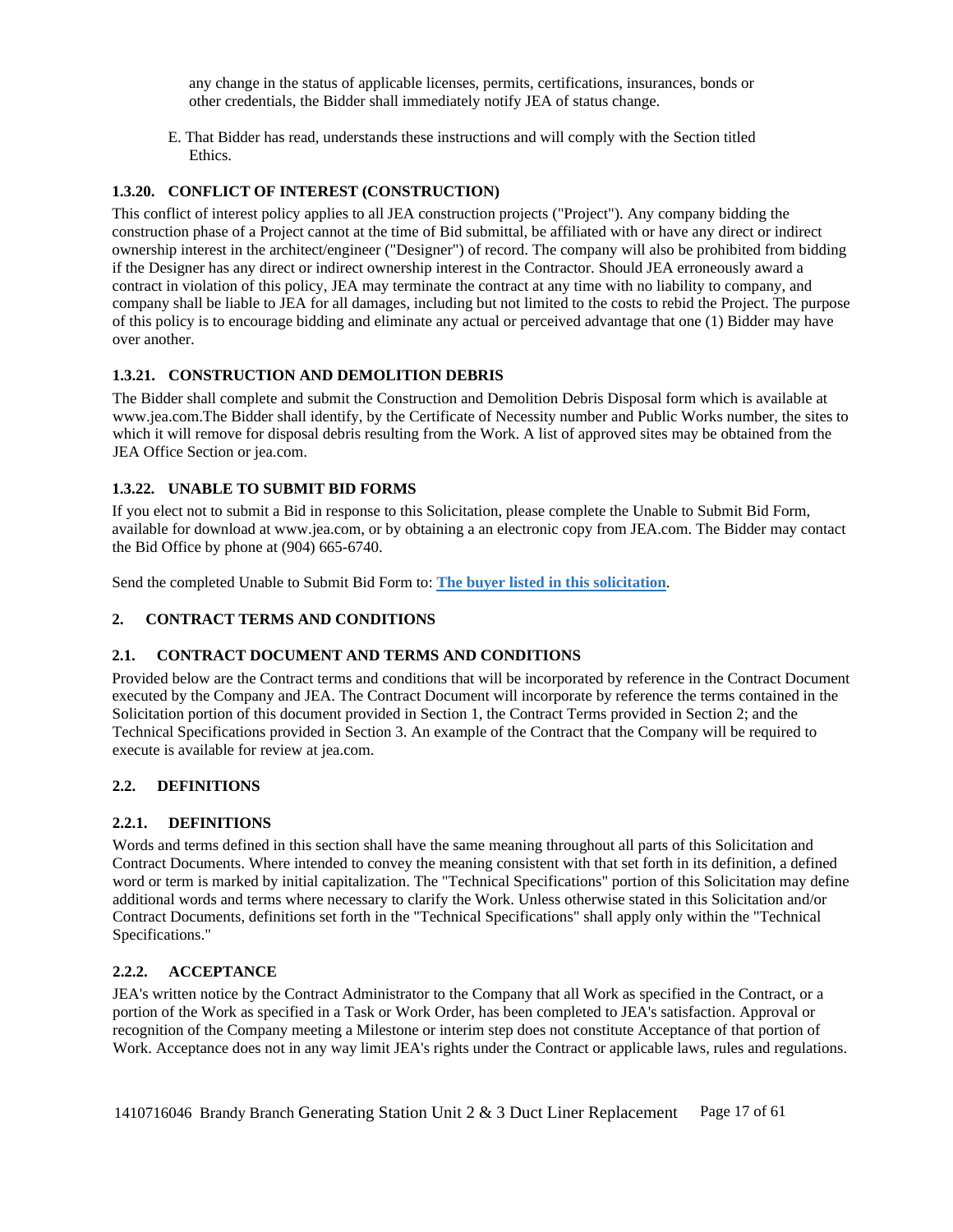any change in the status of applicable licenses, permits, certifications, insurances, bonds or other credentials, the Bidder shall immediately notify JEA of status change.

E. That Bidder has read, understands these instructions and will comply with the Section titled Ethics.

### 1.3.20. CONFLICT OF INTEREST (CONSTRUCTION)

This conflict of interest policy applies to all JEA construction projects ("Project"). Any company bidding the construction phase of a Project cannot at the time of Bid submittal, be affiliated with or have any direct or indirect ownership interest in the architect/engineer ("Designer") of record. The company will also be prohibited from bidding if the Designer has any direct or indirect ownership interest in the Contractor. Should JEA erroneously award a contract in violation of this policy, JEA may terminate the contract at any time with no liability to company, and company shall be liable to JEA for all damages, including but not limited to the costs to rebid the Project. The purpose of this policy is to encourage bidding and eliminate any actual or perceived advantage that one (1) Bidder may have over another.

### 1.3.21. CONSTRUCTION AND DEMOLITION DEBRIS

The Bidder shall complete and submit the Construction and Demolition Debris Disposal form which is available at www.jea.com.The Bidder shall identify, by the Certificate of Necessity number and Public Works number, the sites to which it will remove for disposal debris resulting from the Work. A list of approved sites may be obtained from the JEA Office Section or jea.com.

### 1.3.22. UNABLE TO SUBMIT BID FORMS

If you elect not to submit a Bid in response to this Solicitation, please complete the Unable to Submit Bid Form, available for download at www.jea.com, or by obtaining a an electronic copy from JEA.com. The Bidder may contact the Bid Office by phone at (904) 665-6740.

Send the completed Unable to Submit Bid Form to: **The buyer listed in this solicitation**.

## 2. CONTRACT TERMS AND CONDITIONS

### 2.1. CONTRACT DOCUMENT AND TERMS AND CONDITIONS

Provided below are the Contract terms and conditions that will be incorporated by reference in the Contract Document executed by the Company and JEA. The Contract Document will incorporate by reference the terms contained in the Solicitation portion of this document provided in Section 1, the Contract Terms provided in Section 2; and the Technical Specifications provided in Section 3. An example of the Contract that the Company will be required to execute is available for review at jea.com.

### 2.2. DEFINITIONS

### 2.2.1. DEFINITIONS

Words and terms defined in this section shall have the same meaning throughout all parts of this Solicitation and Contract Documents. Where intended to convey the meaning consistent with that set forth in its definition, a defined word or term is marked by initial capitalization. The "Technical Specifications" portion of this Solicitation may define additional words and terms where necessary to clarify the Work. Unless otherwise stated in this Solicitation and/or Contract Documents, definitions set forth in the "Technical Specifications" shall apply only within the "Technical Specifications."

### 2.2.2. ACCEPTANCE

JEA's written notice by the Contract Administrator to the Company that all Work as specified in the Contract, or a portion of the Work as specified in a Task or Work Order, has been completed to JEA's satisfaction. Approval or recognition of the Company meeting a Milestone or interim step does not constitute Acceptance of that portion of Work. Acceptance does not in any way limit JEA's rights under the Contract or applicable laws, rules and regulations.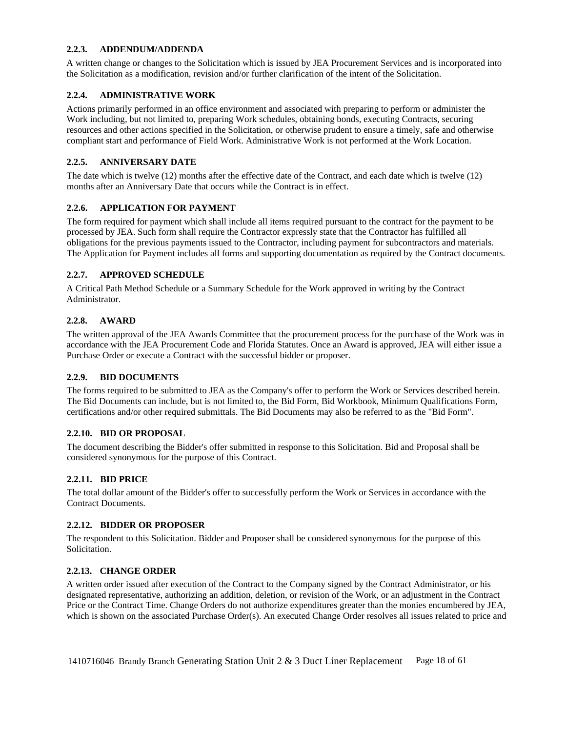#### 2.2.3. ADDENDUM/ADDENDA

A written change or changes to the Solicitation which is issued by JEA Procurement Services and is incorporated into the Solicitation as a modification, revision and/or further clarification of the intent of the Solicitation.

#### 2.2.4. ADMINISTRATIVE WORK

Actions primarily performed in an office environment and associated with preparing to perform or administer the Work including, but not limited to, preparing Work schedules, obtaining bonds, executing Contracts, securing resources and other actions specified in the Solicitation, or otherwise prudent to ensure a timely, safe and otherwise compliant start and performance of Field Work. Administrative Work is not performed at the Work Location.

#### 2.2.5. ANNIVERSARY DATE

The date which is twelve (12) months after the effective date of the Contract, and each date which is twelve (12) months after an Anniversary Date that occurs while the Contract is in effect.

#### 2.2.6. APPLICATION FOR PAYMENT

The form required for payment which shall include all items required pursuant to the contract for the payment to be processed by JEA. Such form shall require the Contractor expressly state that the Contractor has fulfilled all obligations for the previous payments issued to the Contractor, including payment for subcontractors and materials. The Application for Payment includes all forms and supporting documentation as required by the Contract documents.

#### 2.2.7. APPROVED SCHEDULE

A Critical Path Method Schedule or a Summary Schedule for the Work approved in writing by the Contract Administrator.

#### 2.2.8. AWARD

The written approval of the JEA Awards Committee that the procurement process for the purchase of the Work was in accordance with the JEA Procurement Code and Florida Statutes. Once an Award is approved, JEA will either issue a Purchase Order or execute a Contract with the successful bidder or proposer.

#### 2.2.9. BID DOCUMENTS

The forms required to be submitted to JEA as the Company's offer to perform the Work or Services described herein. The Bid Documents can include, but is not limited to, the Bid Form, Bid Workbook, Minimum Qualifications Form, certifications and/or other required submittals. The Bid Documents may also be referred to as the "Bid Form".

#### 2.2.10. BID OR PROPOSAL

The document describing the Bidder's offer submitted in response to this Solicitation. Bid and Proposal shall be considered synonymous for the purpose of this Contract.

#### 2.2.11. BID PRICE

The total dollar amount of the Bidder's offer to successfully perform the Work or Services in accordance with the Contract Documents.

#### 2.2.12. BIDDER OR PROPOSER

The respondent to this Solicitation. Bidder and Proposer shall be considered synonymous for the purpose of this Solicitation.

#### 2.2.13. CHANGE ORDER

A written order issued after execution of the Contract to the Company signed by the Contract Administrator, or his designated representative, authorizing an addition, deletion, or revision of the Work, or an adjustment in the Contract Price or the Contract Time. Change Orders do not authorize expenditures greater than the monies encumbered by JEA, which is shown on the associated Purchase Order(s). An executed Change Order resolves all issues related to price and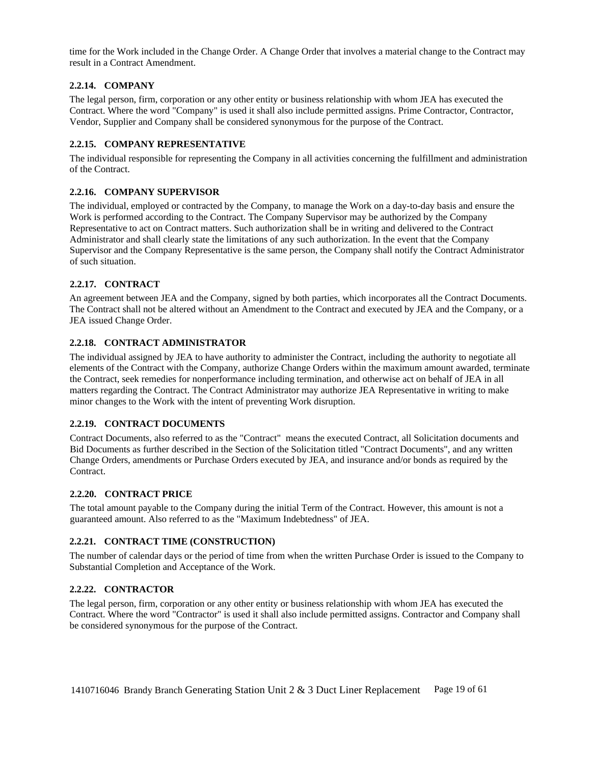time for the Work included in the Change Order. A Change Order that involves a material change to the Contract may result in a Contract Amendment.

### 2.2.14. COMPANY

The legal person, firm, corporation or any other entity or business relationship with whom JEA has executed the Contract. Where the word "Company" is used it shall also include permitted assigns. Prime Contractor, Contractor, Vendor, Supplier and Company shall be considered synonymous for the purpose of the Contract.

### 2.2.15. COMPANY REPRESENTATIVE

The individual responsible for representing the Company in all activities concerning the fulfillment and administration of the Contract.

### 2.2.16. COMPANY SUPERVISOR

The individual, employed or contracted by the Company, to manage the Work on a day-to-day basis and ensure the Work is performed according to the Contract. The Company Supervisor may be authorized by the Company Representative to act on Contract matters. Such authorization shall be in writing and delivered to the Contract Administrator and shall clearly state the limitations of any such authorization. In the event that the Company Supervisor and the Company Representative is the same person, the Company shall notify the Contract Administrator of such situation.

### 2.2.17. CONTRACT

An agreement between JEA and the Company, signed by both parties, which incorporates all the Contract Documents. The Contract shall not be altered without an Amendment to the Contract and executed by JEA and the Company, or a JEA issued Change Order.

### 2.2.18. CONTRACT ADMINISTRATOR

The individual assigned by JEA to have authority to administer the Contract, including the authority to negotiate all elements of the Contract with the Company, authorize Change Orders within the maximum amount awarded, terminate the Contract, seek remedies for nonperformance including termination, and otherwise act on behalf of JEA in all matters regarding the Contract. The Contract Administrator may authorize JEA Representative in writing to make minor changes to the Work with the intent of preventing Work disruption.

### 2.2.19. CONTRACT DOCUMENTS

Contract Documents, also referred to as the "Contract" means the executed Contract, all Solicitation documents and Bid Documents as further described in the Section of the Solicitation titled "Contract Documents", and any written Change Orders, amendments or Purchase Orders executed by JEA, and insurance and/or bonds as required by the Contract.

### 2.2.20. CONTRACT PRICE

The total amount payable to the Company during the initial Term of the Contract. However, this amount is not a guaranteed amount. Also referred to as the "Maximum Indebtedness" of JEA.

### 2.2.21. CONTRACT TIME (CONSTRUCTION)

The number of calendar days or the period of time from when the written Purchase Order is issued to the Company to Substantial Completion and Acceptance of the Work.

### 2.2.22. CONTRACTOR

The legal person, firm, corporation or any other entity or business relationship with whom JEA has executed the Contract. Where the word "Contractor" is used it shall also include permitted assigns. Contractor and Company shall be considered synonymous for the purpose of the Contract.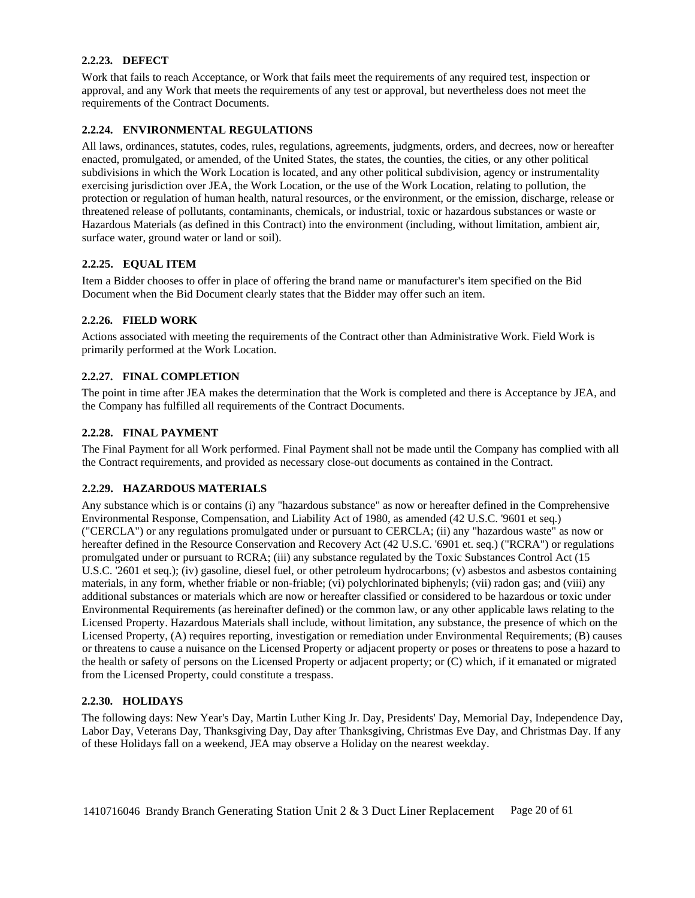#### 2.2.23. DEFECT

Work that fails to reach Acceptance, or Work that fails meet the requirements of any required test, inspection or approval, and any Work that meets the requirements of any test or approval, but nevertheless does not meet the requirements of the Contract Documents.

#### 2.2.24. ENVIRONMENTAL REGULATIONS

All laws, ordinances, statutes, codes, rules, regulations, agreements, judgments, orders, and decrees, now or hereafter enacted, promulgated, or amended, of the United States, the states, the counties, the cities, or any other political subdivisions in which the Work Location is located, and any other political subdivision, agency or instrumentality exercising jurisdiction over JEA, the Work Location, or the use of the Work Location, relating to pollution, the protection or regulation of human health, natural resources, or the environment, or the emission, discharge, release or threatened release of pollutants, contaminants, chemicals, or industrial, toxic or hazardous substances or waste or Hazardous Materials (as defined in this Contract) into the environment (including, without limitation, ambient air, surface water, ground water or land or soil).

#### 2.2.25. EQUAL ITEM

Item a Bidder chooses to offer in place of offering the brand name or manufacturer's item specified on the Bid Document when the Bid Document clearly states that the Bidder may offer such an item.

#### 2.2.26. FIELD WORK

Actions associated with meeting the requirements of the Contract other than Administrative Work. Field Work is primarily performed at the Work Location.

#### 2.2.27. FINAL COMPLETION

The point in time after JEA makes the determination that the Work is completed and there is Acceptance by JEA, and the Company has fulfilled all requirements of the Contract Documents.

#### 2.2.28. FINAL PAYMENT

The Final Payment for all Work performed. Final Payment shall not be made until the Company has complied with all the Contract requirements, and provided as necessary close-out documents as contained in the Contract.

#### 2.2.29. HAZARDOUS MATERIALS

Any substance which is or contains (i) any "hazardous substance" as now or hereafter defined in the Comprehensive Environmental Response, Compensation, and Liability Act of 1980, as amended (42 U.S.C. '9601 et seq.) ("CERCLA") or any regulations promulgated under or pursuant to CERCLA; (ii) any "hazardous waste" as now or hereafter defined in the Resource Conservation and Recovery Act (42 U.S.C. '6901 et. seq.) ("RCRA") or regulations promulgated under or pursuant to RCRA; (iii) any substance regulated by the Toxic Substances Control Act (15 U.S.C. '2601 et seq.); (iv) gasoline, diesel fuel, or other petroleum hydrocarbons; (v) asbestos and asbestos containing materials, in any form, whether friable or non-friable; (vi) polychlorinated biphenyls; (vii) radon gas; and (viii) any additional substances or materials which are now or hereafter classified or considered to be hazardous or toxic under Environmental Requirements (as hereinafter defined) or the common law, or any other applicable laws relating to the Licensed Property. Hazardous Materials shall include, without limitation, any substance, the presence of which on the Licensed Property, (A) requires reporting, investigation or remediation under Environmental Requirements; (B) causes or threatens to cause a nuisance on the Licensed Property or adjacent property or poses or threatens to pose a hazard to the health or safety of persons on the Licensed Property or adjacent property; or (C) which, if it emanated or migrated from the Licensed Property, could constitute a trespass.

#### 2.2.30. HOLIDAYS

The following days: New Year's Day, Martin Luther King Jr. Day, Presidents' Day, Memorial Day, Independence Day, Labor Day, Veterans Day, Thanksgiving Day, Day after Thanksgiving, Christmas Eve Day, and Christmas Day. If any of these Holidays fall on a weekend, JEA may observe a Holiday on the nearest weekday.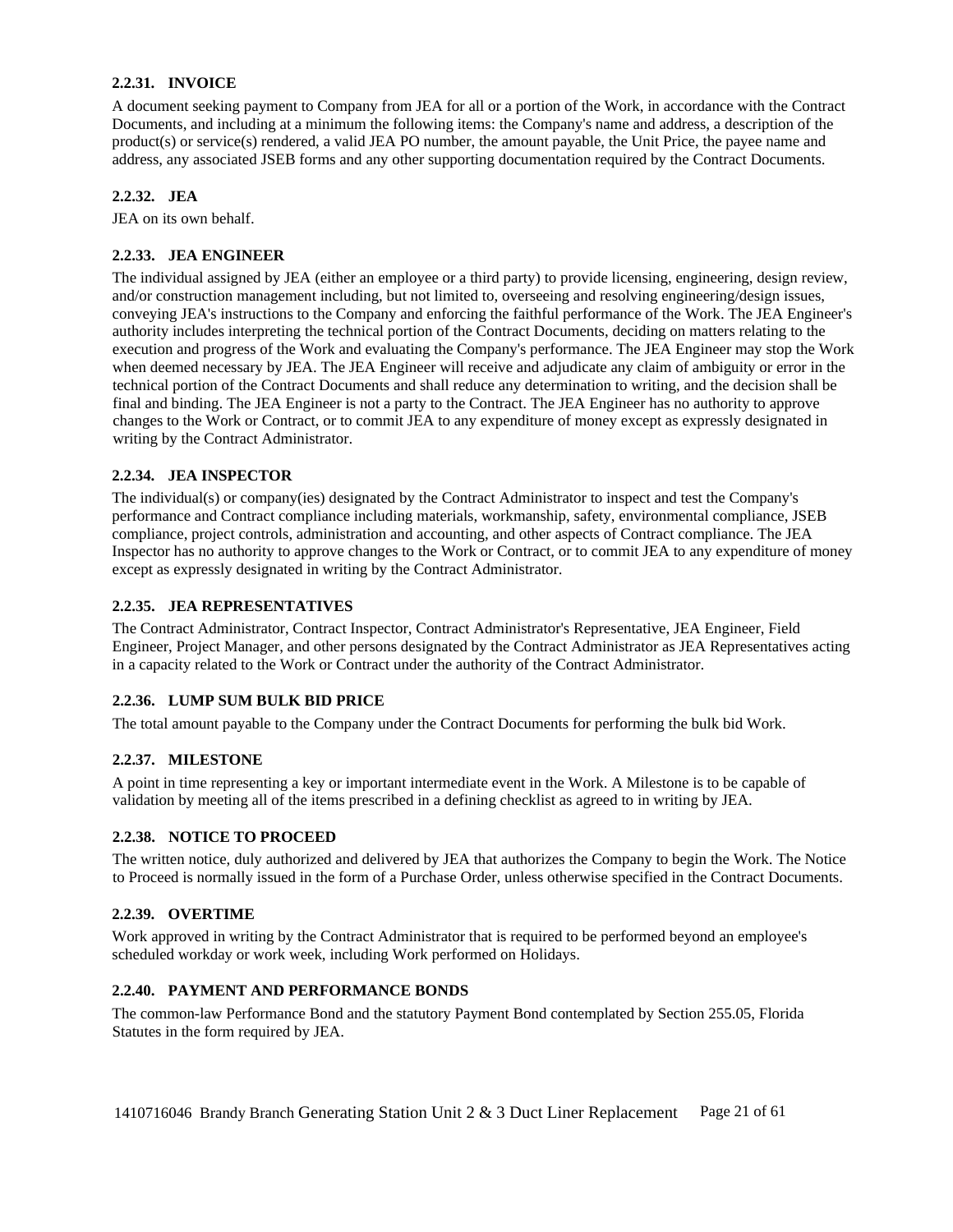#### 2.2.31. INVOICE

A document seeking payment to Company from JEA for all or a portion of the Work, in accordance with the Contract Documents, and including at a minimum the following items: the Company's name and address, a description of the product(s) or service(s) rendered, a valid JEA PO number, the amount payable, the Unit Price, the payee name and address, any associated JSEB forms and any other supporting documentation required by the Contract Documents.

#### 2.2.32. JEA

JEA on its own behalf.

#### 2.2.33. JEA ENGINEER

The individual assigned by JEA (either an employee or a third party) to provide licensing, engineering, design review, and/or construction management including, but not limited to, overseeing and resolving engineering/design issues, conveying JEA's instructions to the Company and enforcing the faithful performance of the Work. The JEA Engineer's authority includes interpreting the technical portion of the Contract Documents, deciding on matters relating to the execution and progress of the Work and evaluating the Company's performance. The JEA Engineer may stop the Work when deemed necessary by JEA. The JEA Engineer will receive and adjudicate any claim of ambiguity or error in the technical portion of the Contract Documents and shall reduce any determination to writing, and the decision shall be final and binding. The JEA Engineer is not a party to the Contract. The JEA Engineer has no authority to approve changes to the Work or Contract, or to commit JEA to any expenditure of money except as expressly designated in writing by the Contract Administrator.

#### 2.2.34. JEA INSPECTOR

The individual(s) or company(ies) designated by the Contract Administrator to inspect and test the Company's performance and Contract compliance including materials, workmanship, safety, environmental compliance, JSEB compliance, project controls, administration and accounting, and other aspects of Contract compliance. The JEA Inspector has no authority to approve changes to the Work or Contract, or to commit JEA to any expenditure of money except as expressly designated in writing by the Contract Administrator.

#### 2.2.35. JEA REPRESENTATIVES

The Contract Administrator, Contract Inspector, Contract Administrator's Representative, JEA Engineer, Field Engineer, Project Manager, and other persons designated by the Contract Administrator as JEA Representatives acting in a capacity related to the Work or Contract under the authority of the Contract Administrator.

#### 2.2.36. LUMP SUM BULK BID PRICE

The total amount payable to the Company under the Contract Documents for performing the bulk bid Work.

#### 2.2.37. MILESTONE

A point in time representing a key or important intermediate event in the Work. A Milestone is to be capable of validation by meeting all of the items prescribed in a defining checklist as agreed to in writing by JEA.

#### 2.2.38. NOTICE TO PROCEED

The written notice, duly authorized and delivered by JEA that authorizes the Company to begin the Work. The Notice to Proceed is normally issued in the form of a Purchase Order, unless otherwise specified in the Contract Documents.

#### 2.2.39. OVERTIME

Work approved in writing by the Contract Administrator that is required to be performed beyond an employee's scheduled workday or work week, including Work performed on Holidays.

#### 2.2.40. PAYMENT AND PERFORMANCE BONDS

The common-law Performance Bond and the statutory Payment Bond contemplated by Section 255.05, Florida Statutes in the form required by JEA.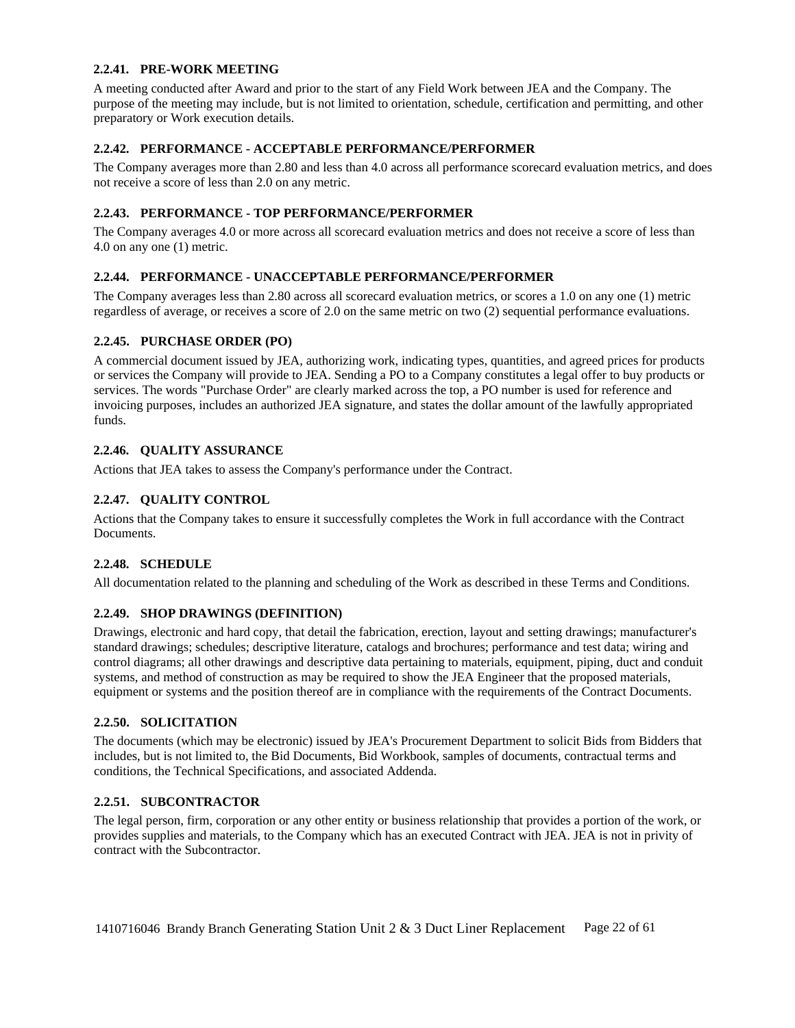#### 2.2.41. PRE-WORK MEETING

A meeting conducted after Award and prior to the start of any Field Work between JEA and the Company. The purpose of the meeting may include, but is not limited to orientation, schedule, certification and permitting, and other preparatory or Work execution details.

#### 2.2.42. PERFORMANCE - ACCEPTABLE PERFORMANCE/PERFORMER

The Company averages more than 2.80 and less than 4.0 across all performance scorecard evaluation metrics, and does not receive a score of less than 2.0 on any metric.

#### 2.2.43. PERFORMANCE - TOP PERFORMANCE/PERFORMER

The Company averages 4.0 or more across all scorecard evaluation metrics and does not receive a score of less than 4.0 on any one (1) metric.

#### 2.2.44. PERFORMANCE - UNACCEPTABLE PERFORMANCE/PERFORMER

The Company averages less than 2.80 across all scorecard evaluation metrics, or scores a 1.0 on any one (1) metric regardless of average, or receives a score of 2.0 on the same metric on two (2) sequential performance evaluations.

#### 2.2.45. PURCHASE ORDER (PO)

A commercial document issued by JEA, authorizing work, indicating types, quantities, and agreed prices for products or services the Company will provide to JEA. Sending a PO to a Company constitutes a legal offer to buy products or services. The words "Purchase Order" are clearly marked across the top, a PO number is used for reference and invoicing purposes, includes an authorized JEA signature, and states the dollar amount of the lawfully appropriated funds.

#### 2.2.46. QUALITY ASSURANCE

Actions that JEA takes to assess the Company's performance under the Contract.

#### 2.2.47. QUALITY CONTROL

Actions that the Company takes to ensure it successfully completes the Work in full accordance with the Contract Documents.

#### 2.2.48. SCHEDULE

All documentation related to the planning and scheduling of the Work as described in these Terms and Conditions.

#### 2.2.49. SHOP DRAWINGS (DEFINITION)

Drawings, electronic and hard copy, that detail the fabrication, erection, layout and setting drawings; manufacturer's standard drawings; schedules; descriptive literature, catalogs and brochures; performance and test data; wiring and control diagrams; all other drawings and descriptive data pertaining to materials, equipment, piping, duct and conduit systems, and method of construction as may be required to show the JEA Engineer that the proposed materials, equipment or systems and the position thereof are in compliance with the requirements of the Contract Documents.

#### 2.2.50. SOLICITATION

The documents (which may be electronic) issued by JEA's Procurement Department to solicit Bids from Bidders that includes, but is not limited to, the Bid Documents, Bid Workbook, samples of documents, contractual terms and conditions, the Technical Specifications, and associated Addenda.

#### 2.2.51. SUBCONTRACTOR

The legal person, firm, corporation or any other entity or business relationship that provides a portion of the work, or provides supplies and materials, to the Company which has an executed Contract with JEA. JEA is not in privity of contract with the Subcontractor.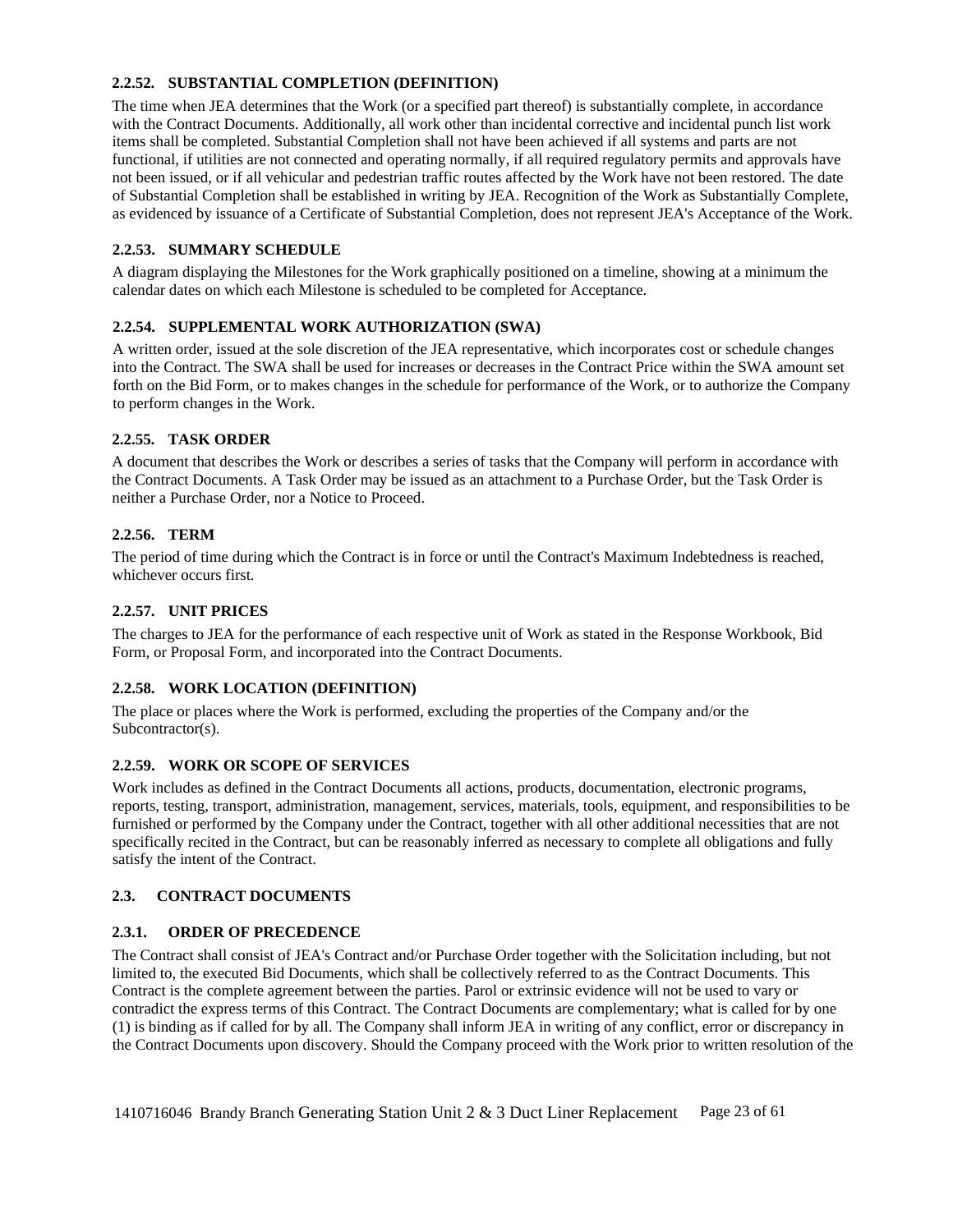#### 2.2.52. SUBSTANTIAL COMPLETION (DEFINITION)

The time when JEA determines that the Work (or a specified part thereof) is substantially complete, in accordance with the Contract Documents. Additionally, all work other than incidental corrective and incidental punch list work items shall be completed. Substantial Completion shall not have been achieved if all systems and parts are not functional, if utilities are not connected and operating normally, if all required regulatory permits and approvals have not been issued, or if all vehicular and pedestrian traffic routes affected by the Work have not been restored. The date of Substantial Completion shall be established in writing by JEA. Recognition of the Work as Substantially Complete, as evidenced by issuance of a Certificate of Substantial Completion, does not represent JEA's Acceptance of the Work.

#### 2.2.53. SUMMARY SCHEDULE

A diagram displaying the Milestones for the Work graphically positioned on a timeline, showing at a minimum the calendar dates on which each Milestone is scheduled to be completed for Acceptance.

#### 2.2.54. SUPPLEMENTAL WORK AUTHORIZATION (SWA)

A written order, issued at the sole discretion of the JEA representative, which incorporates cost or schedule changes into the Contract. The SWA shall be used for increases or decreases in the Contract Price within the SWA amount set forth on the Bid Form, or to makes changes in the schedule for performance of the Work, or to authorize the Company to perform changes in the Work.

#### 2.2.55. TASK ORDER

A document that describes the Work or describes a series of tasks that the Company will perform in accordance with the Contract Documents. A Task Order may be issued as an attachment to a Purchase Order, but the Task Order is neither a Purchase Order, nor a Notice to Proceed.

#### 2.2.56. TERM

The period of time during which the Contract is in force or until the Contract's Maximum Indebtedness is reached, whichever occurs first.

#### 2.2.57. UNIT PRICES

The charges to JEA for the performance of each respective unit of Work as stated in the Response Workbook, Bid Form, or Proposal Form, and incorporated into the Contract Documents.

#### 2.2.58. WORK LOCATION (DEFINITION)

The place or places where the Work is performed, excluding the properties of the Company and/or the Subcontractor(s).

#### 2.2.59. WORK OR SCOPE OF SERVICES

Work includes as defined in the Contract Documents all actions, products, documentation, electronic programs, reports, testing, transport, administration, management, services, materials, tools, equipment, and responsibilities to be furnished or performed by the Company under the Contract, together with all other additional necessities that are not specifically recited in the Contract, but can be reasonably inferred as necessary to complete all obligations and fully satisfy the intent of the Contract.

### 2.3. CONTRACT DOCUMENTS

#### 2.3.1. ORDER OF PRECEDENCE

The Contract shall consist of JEA's Contract and/or Purchase Order together with the Solicitation including, but not limited to, the executed Bid Documents, which shall be collectively referred to as the Contract Documents. This Contract is the complete agreement between the parties. Parol or extrinsic evidence will not be used to vary or contradict the express terms of this Contract. The Contract Documents are complementary; what is called for by one (1) is binding as if called for by all. The Company shall inform JEA in writing of any conflict, error or discrepancy in the Contract Documents upon discovery. Should the Company proceed with the Work prior to written resolution of the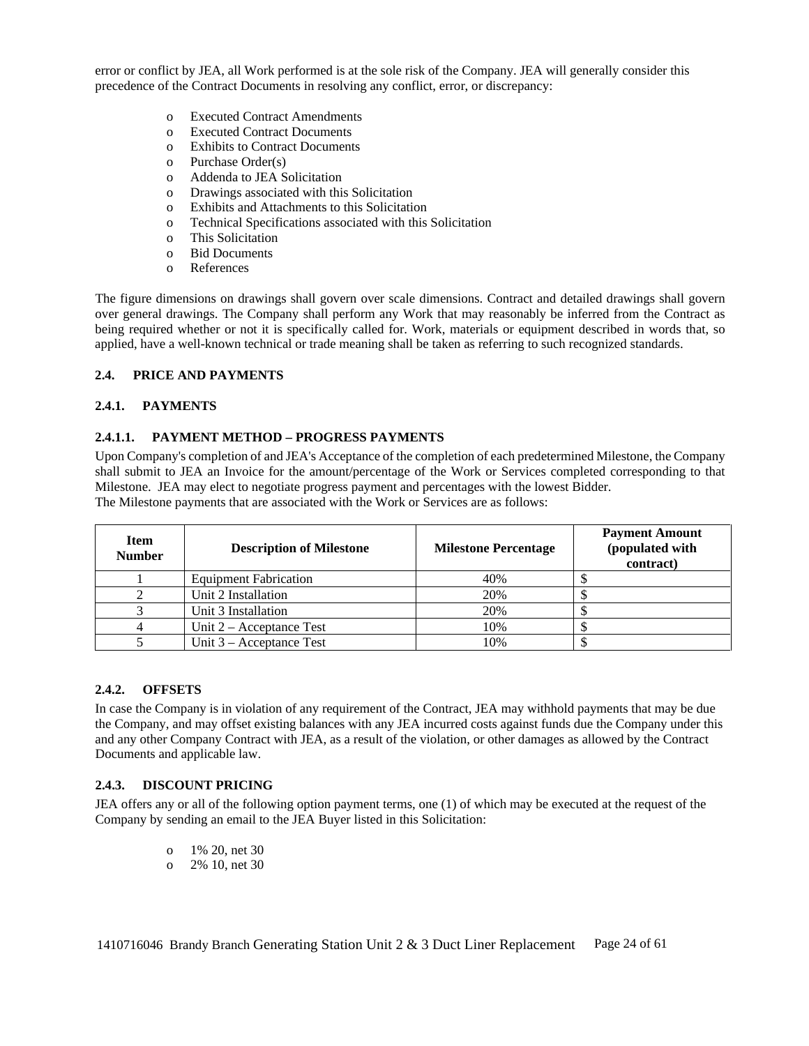error or conflict by JEA, all Work performed is at the sole risk of the Company. JEA will generally consider this precedence of the Contract Documents in resolving any conflict, error, or discrepancy:

- Executed Contract Amendments
- Executed Contract Documents
- Exhibits to Contract Documents
- Purchase Order(s)
- Addenda to JEA Solicitation
- Drawings associated with this Solicitation
- Exhibits and Attachments to this Solicitation
- Technical Specifications associated with this Solicitation
- This Solicitation
- Bid Documents
- References

The figure dimensions on drawings shall govern over scale dimensions. Contract and detailed drawings shall govern over general drawings. The Company shall perform any Work that may reasonably be inferred from the Contract as being required whether or not it is specifically called for. Work, materials or equipment described in words that, so applied, have a well-known technical or trade meaning shall be taken as referring to such recognized standards.

### 2.4. PRICE AND PAYMENTS

#### 2.4.1. PAYMENTS

##### 2.4.1.1. PAYMENT METHOD – PROGRESS PAYMENTS

Upon Company's completion of and JEA's Acceptance of the completion of each predetermined Milestone, the Company shall submit to JEA an Invoice for the amount/percentage of the Work or Services completed corresponding to that Milestone. JEA may elect to negotiate progress payment and percentages with the lowest Bidder.
The Milestone payments that are associated with the Work or Services are as follows:

| Item Number | Description of Milestone | Milestone Percentage | Payment Amount (populated with contract) |
|---|---|---|---|
| 1 | Equipment Fabrication | 40% | $ |
| 2 | Unit 2 Installation | 20% | $ |
| 3 | Unit 3 Installation | 20% | $ |
| 4 | Unit 2 – Acceptance Test | 10% | $ |
| 5 | Unit 3 – Acceptance Test | 10% | $ |

#### 2.4.2. OFFSETS

In case the Company is in violation of any requirement of the Contract, JEA may withhold payments that may be due the Company, and may offset existing balances with any JEA incurred costs against funds due the Company under this and any other Company Contract with JEA, as a result of the violation, or other damages as allowed by the Contract Documents and applicable law.

#### 2.4.3. DISCOUNT PRICING

JEA offers any or all of the following option payment terms, one (1) of which may be executed at the request of the Company by sending an email to the JEA Buyer listed in this Solicitation:

- 1% 20, net 30
- 2% 10, net 30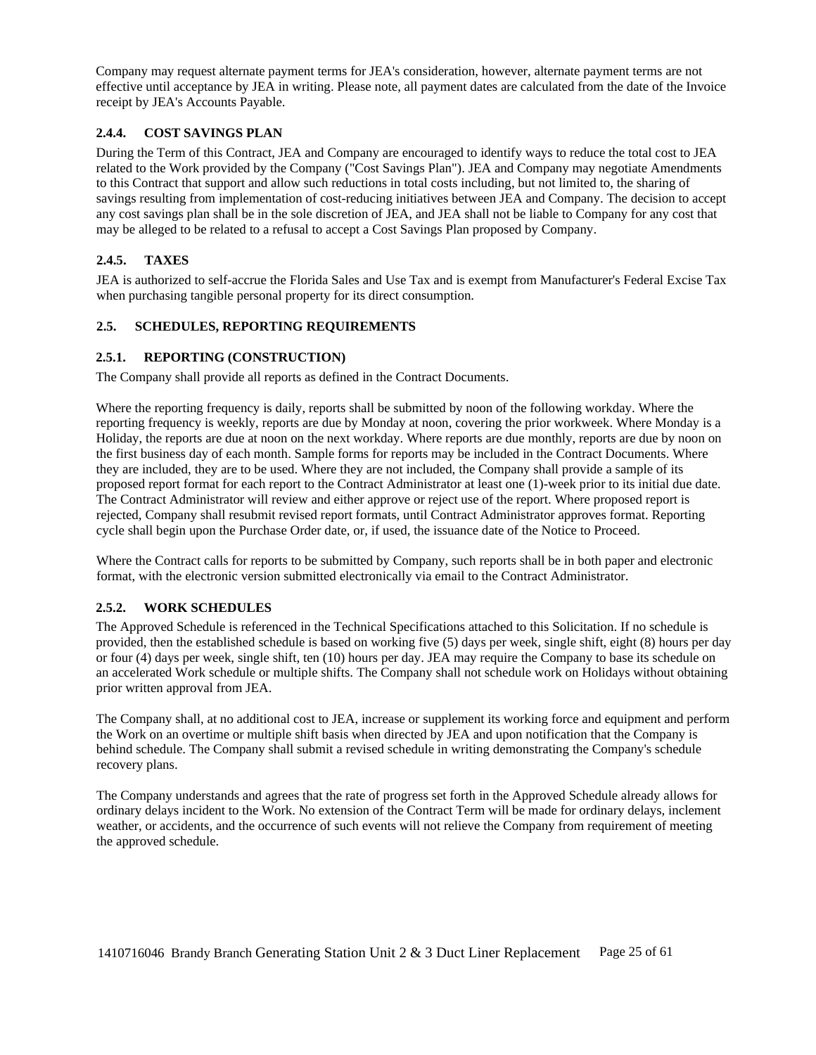Company may request alternate payment terms for JEA's consideration, however, alternate payment terms are not effective until acceptance by JEA in writing. Please note, all payment dates are calculated from the date of the Invoice receipt by JEA's Accounts Payable.

### 2.4.4. COST SAVINGS PLAN

During the Term of this Contract, JEA and Company are encouraged to identify ways to reduce the total cost to JEA related to the Work provided by the Company ("Cost Savings Plan"). JEA and Company may negotiate Amendments to this Contract that support and allow such reductions in total costs including, but not limited to, the sharing of savings resulting from implementation of cost-reducing initiatives between JEA and Company. The decision to accept any cost savings plan shall be in the sole discretion of JEA, and JEA shall not be liable to Company for any cost that may be alleged to be related to a refusal to accept a Cost Savings Plan proposed by Company.

### 2.4.5. TAXES

JEA is authorized to self-accrue the Florida Sales and Use Tax and is exempt from Manufacturer's Federal Excise Tax when purchasing tangible personal property for its direct consumption.

## 2.5. SCHEDULES, REPORTING REQUIREMENTS

### 2.5.1. REPORTING (CONSTRUCTION)

The Company shall provide all reports as defined in the Contract Documents.

Where the reporting frequency is daily, reports shall be submitted by noon of the following workday. Where the reporting frequency is weekly, reports are due by Monday at noon, covering the prior workweek. Where Monday is a Holiday, the reports are due at noon on the next workday. Where reports are due monthly, reports are due by noon on the first business day of each month. Sample forms for reports may be included in the Contract Documents. Where they are included, they are to be used. Where they are not included, the Company shall provide a sample of its proposed report format for each report to the Contract Administrator at least one (1)-week prior to its initial due date. The Contract Administrator will review and either approve or reject use of the report. Where proposed report is rejected, Company shall resubmit revised report formats, until Contract Administrator approves format. Reporting cycle shall begin upon the Purchase Order date, or, if used, the issuance date of the Notice to Proceed.

Where the Contract calls for reports to be submitted by Company, such reports shall be in both paper and electronic format, with the electronic version submitted electronically via email to the Contract Administrator.

### 2.5.2. WORK SCHEDULES

The Approved Schedule is referenced in the Technical Specifications attached to this Solicitation. If no schedule is provided, then the established schedule is based on working five (5) days per week, single shift, eight (8) hours per day or four (4) days per week, single shift, ten (10) hours per day. JEA may require the Company to base its schedule on an accelerated Work schedule or multiple shifts. The Company shall not schedule work on Holidays without obtaining prior written approval from JEA.

The Company shall, at no additional cost to JEA, increase or supplement its working force and equipment and perform the Work on an overtime or multiple shift basis when directed by JEA and upon notification that the Company is behind schedule. The Company shall submit a revised schedule in writing demonstrating the Company's schedule recovery plans.

The Company understands and agrees that the rate of progress set forth in the Approved Schedule already allows for ordinary delays incident to the Work. No extension of the Contract Term will be made for ordinary delays, inclement weather, or accidents, and the occurrence of such events will not relieve the Company from requirement of meeting the approved schedule.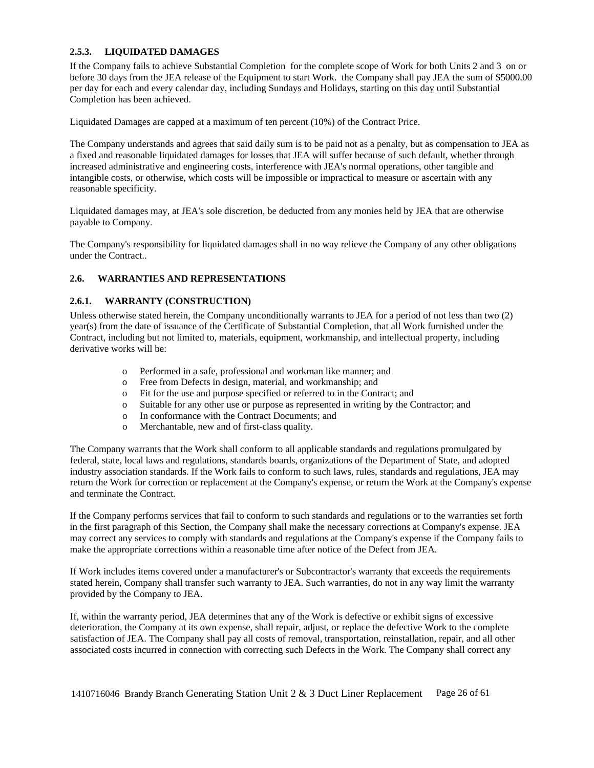### 2.5.3. LIQUIDATED DAMAGES

If the Company fails to achieve Substantial Completion for the complete scope of Work for both Units 2 and 3 on or before 30 days from the JEA release of the Equipment to start Work. the Company shall pay JEA the sum of $5000.00 per day for each and every calendar day, including Sundays and Holidays, starting on this day until Substantial Completion has been achieved.

Liquidated Damages are capped at a maximum of ten percent (10%) of the Contract Price.

The Company understands and agrees that said daily sum is to be paid not as a penalty, but as compensation to JEA as a fixed and reasonable liquidated damages for losses that JEA will suffer because of such default, whether through increased administrative and engineering costs, interference with JEA's normal operations, other tangible and intangible costs, or otherwise, which costs will be impossible or impractical to measure or ascertain with any reasonable specificity.

Liquidated damages may, at JEA's sole discretion, be deducted from any monies held by JEA that are otherwise payable to Company.

The Company's responsibility for liquidated damages shall in no way relieve the Company of any other obligations under the Contract..

## 2.6. WARRANTIES AND REPRESENTATIONS

### 2.6.1. WARRANTY (CONSTRUCTION)

Unless otherwise stated herein, the Company unconditionally warrants to JEA for a period of not less than two (2) year(s) from the date of issuance of the Certificate of Substantial Completion, that all Work furnished under the Contract, including but not limited to, materials, equipment, workmanship, and intellectual property, including derivative works will be:

- Performed in a safe, professional and workman like manner; and
- Free from Defects in design, material, and workmanship; and
- Fit for the use and purpose specified or referred to in the Contract; and
- Suitable for any other use or purpose as represented in writing by the Contractor; and
- In conformance with the Contract Documents; and
- Merchantable, new and of first-class quality.

The Company warrants that the Work shall conform to all applicable standards and regulations promulgated by federal, state, local laws and regulations, standards boards, organizations of the Department of State, and adopted industry association standards. If the Work fails to conform to such laws, rules, standards and regulations, JEA may return the Work for correction or replacement at the Company's expense, or return the Work at the Company's expense and terminate the Contract.

If the Company performs services that fail to conform to such standards and regulations or to the warranties set forth in the first paragraph of this Section, the Company shall make the necessary corrections at Company's expense. JEA may correct any services to comply with standards and regulations at the Company's expense if the Company fails to make the appropriate corrections within a reasonable time after notice of the Defect from JEA.

If Work includes items covered under a manufacturer's or Subcontractor's warranty that exceeds the requirements stated herein, Company shall transfer such warranty to JEA. Such warranties, do not in any way limit the warranty provided by the Company to JEA.

If, within the warranty period, JEA determines that any of the Work is defective or exhibit signs of excessive deterioration, the Company at its own expense, shall repair, adjust, or replace the defective Work to the complete satisfaction of JEA. The Company shall pay all costs of removal, transportation, reinstallation, repair, and all other associated costs incurred in connection with correcting such Defects in the Work. The Company shall correct any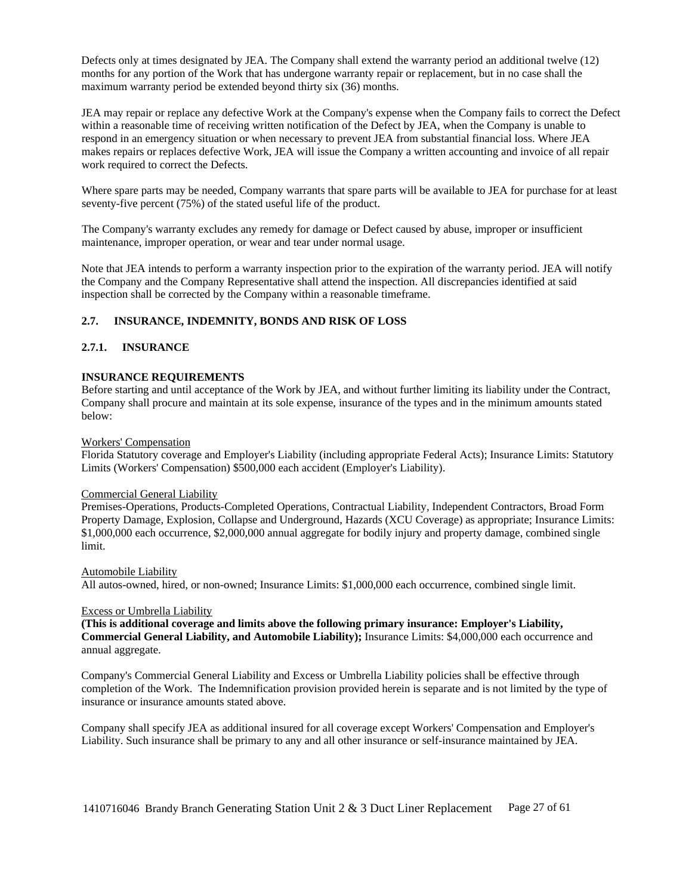Defects only at times designated by JEA. The Company shall extend the warranty period an additional twelve (12) months for any portion of the Work that has undergone warranty repair or replacement, but in no case shall the maximum warranty period be extended beyond thirty six (36) months.

JEA may repair or replace any defective Work at the Company's expense when the Company fails to correct the Defect within a reasonable time of receiving written notification of the Defect by JEA, when the Company is unable to respond in an emergency situation or when necessary to prevent JEA from substantial financial loss. Where JEA makes repairs or replaces defective Work, JEA will issue the Company a written accounting and invoice of all repair work required to correct the Defects.

Where spare parts may be needed, Company warrants that spare parts will be available to JEA for purchase for at least seventy-five percent (75%) of the stated useful life of the product.

The Company's warranty excludes any remedy for damage or Defect caused by abuse, improper or insufficient maintenance, improper operation, or wear and tear under normal usage.

Note that JEA intends to perform a warranty inspection prior to the expiration of the warranty period. JEA will notify the Company and the Company Representative shall attend the inspection. All discrepancies identified at said inspection shall be corrected by the Company within a reasonable timeframe.

## 2.7. INSURANCE, INDEMNITY, BONDS AND RISK OF LOSS

### 2.7.1. INSURANCE

**INSURANCE REQUIREMENTS**

Before starting and until acceptance of the Work by JEA, and without further limiting its liability under the Contract, Company shall procure and maintain at its sole expense, insurance of the types and in the minimum amounts stated below:

Workers' Compensation

Florida Statutory coverage and Employer's Liability (including appropriate Federal Acts); Insurance Limits: Statutory Limits (Workers' Compensation) $500,000 each accident (Employer's Liability).

Commercial General Liability

Premises-Operations, Products-Completed Operations, Contractual Liability, Independent Contractors, Broad Form Property Damage, Explosion, Collapse and Underground, Hazards (XCU Coverage) as appropriate; Insurance Limits: $1,000,000 each occurrence, $2,000,000 annual aggregate for bodily injury and property damage, combined single limit.

Automobile Liability

All autos-owned, hired, or non-owned; Insurance Limits: $1,000,000 each occurrence, combined single limit.

Excess or Umbrella Liability

**(This is additional coverage and limits above the following primary insurance: Employer's Liability, Commercial General Liability, and Automobile Liability);** Insurance Limits: $4,000,000 each occurrence and annual aggregate.

Company's Commercial General Liability and Excess or Umbrella Liability policies shall be effective through completion of the Work. The Indemnification provision provided herein is separate and is not limited by the type of insurance or insurance amounts stated above.

Company shall specify JEA as additional insured for all coverage except Workers' Compensation and Employer's Liability. Such insurance shall be primary to any and all other insurance or self-insurance maintained by JEA.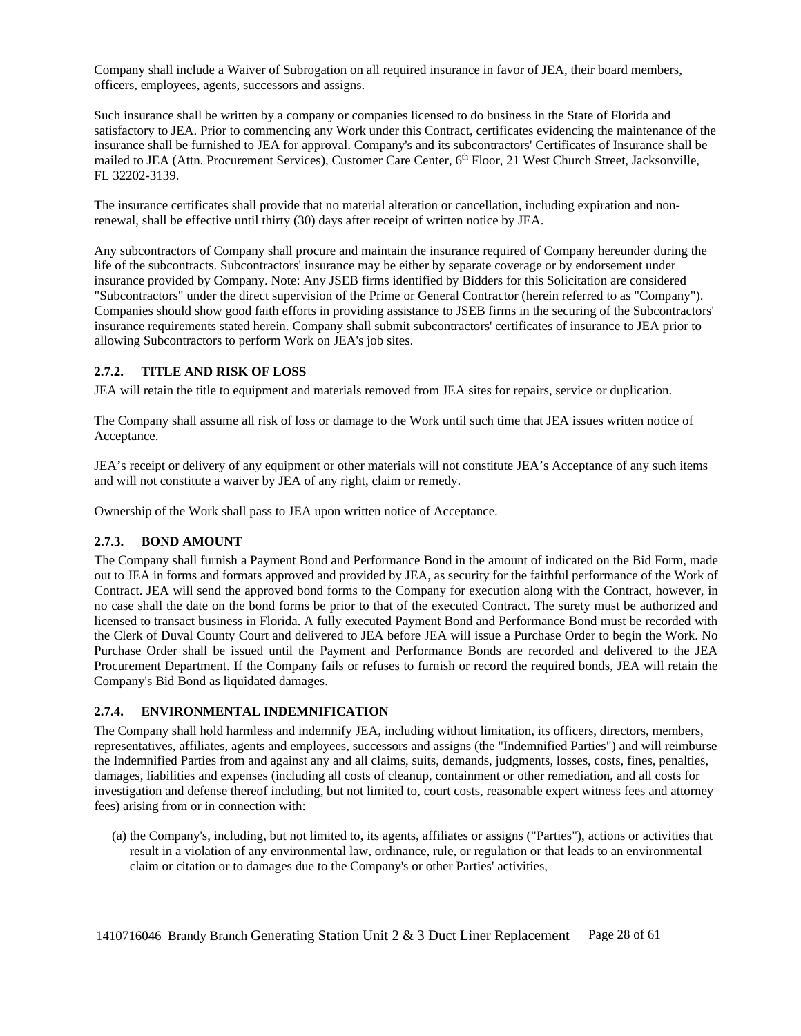Company shall include a Waiver of Subrogation on all required insurance in favor of JEA, their board members, officers, employees, agents, successors and assigns.

Such insurance shall be written by a company or companies licensed to do business in the State of Florida and satisfactory to JEA. Prior to commencing any Work under this Contract, certificates evidencing the maintenance of the insurance shall be furnished to JEA for approval. Company's and its subcontractors' Certificates of Insurance shall be mailed to JEA (Attn. Procurement Services), Customer Care Center, 6th Floor, 21 West Church Street, Jacksonville, FL 32202-3139.

The insurance certificates shall provide that no material alteration or cancellation, including expiration and non-renewal, shall be effective until thirty (30) days after receipt of written notice by JEA.

Any subcontractors of Company shall procure and maintain the insurance required of Company hereunder during the life of the subcontracts. Subcontractors' insurance may be either by separate coverage or by endorsement under insurance provided by Company. Note: Any JSEB firms identified by Bidders for this Solicitation are considered "Subcontractors" under the direct supervision of the Prime or General Contractor (herein referred to as "Company"). Companies should show good faith efforts in providing assistance to JSEB firms in the securing of the Subcontractors' insurance requirements stated herein. Company shall submit subcontractors' certificates of insurance to JEA prior to allowing Subcontractors to perform Work on JEA's job sites.

### 2.7.2. TITLE AND RISK OF LOSS

JEA will retain the title to equipment and materials removed from JEA sites for repairs, service or duplication.

The Company shall assume all risk of loss or damage to the Work until such time that JEA issues written notice of Acceptance.

JEA's receipt or delivery of any equipment or other materials will not constitute JEA's Acceptance of any such items and will not constitute a waiver by JEA of any right, claim or remedy.

Ownership of the Work shall pass to JEA upon written notice of Acceptance.

### 2.7.3. BOND AMOUNT

The Company shall furnish a Payment Bond and Performance Bond in the amount of indicated on the Bid Form, made out to JEA in forms and formats approved and provided by JEA, as security for the faithful performance of the Work of Contract. JEA will send the approved bond forms to the Company for execution along with the Contract, however, in no case shall the date on the bond forms be prior to that of the executed Contract. The surety must be authorized and licensed to transact business in Florida. A fully executed Payment Bond and Performance Bond must be recorded with the Clerk of Duval County Court and delivered to JEA before JEA will issue a Purchase Order to begin the Work. No Purchase Order shall be issued until the Payment and Performance Bonds are recorded and delivered to the JEA Procurement Department. If the Company fails or refuses to furnish or record the required bonds, JEA will retain the Company's Bid Bond as liquidated damages.

### 2.7.4. ENVIRONMENTAL INDEMNIFICATION

The Company shall hold harmless and indemnify JEA, including without limitation, its officers, directors, members, representatives, affiliates, agents and employees, successors and assigns (the "Indemnified Parties") and will reimburse the Indemnified Parties from and against any and all claims, suits, demands, judgments, losses, costs, fines, penalties, damages, liabilities and expenses (including all costs of cleanup, containment or other remediation, and all costs for investigation and defense thereof including, but not limited to, court costs, reasonable expert witness fees and attorney fees) arising from or in connection with:

(a) the Company's, including, but not limited to, its agents, affiliates or assigns ("Parties"), actions or activities that result in a violation of any environmental law, ordinance, rule, or regulation or that leads to an environmental claim or citation or to damages due to the Company's or other Parties' activities,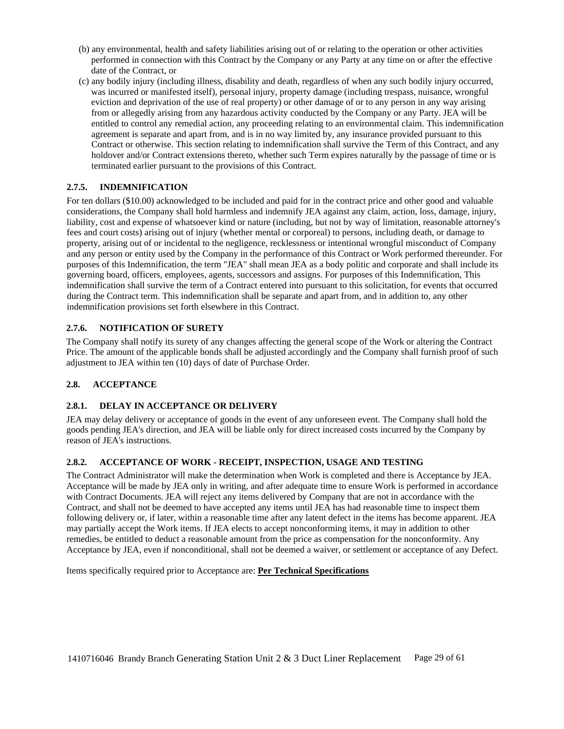(b) any environmental, health and safety liabilities arising out of or relating to the operation or other activities performed in connection with this Contract by the Company or any Party at any time on or after the effective date of the Contract, or

(c) any bodily injury (including illness, disability and death, regardless of when any such bodily injury occurred, was incurred or manifested itself), personal injury, property damage (including trespass, nuisance, wrongful eviction and deprivation of the use of real property) or other damage of or to any person in any way arising from or allegedly arising from any hazardous activity conducted by the Company or any Party. JEA will be entitled to control any remedial action, any proceeding relating to an environmental claim. This indemnification agreement is separate and apart from, and is in no way limited by, any insurance provided pursuant to this Contract or otherwise. This section relating to indemnification shall survive the Term of this Contract, and any holdover and/or Contract extensions thereto, whether such Term expires naturally by the passage of time or is terminated earlier pursuant to the provisions of this Contract.

### 2.7.5. INDEMNIFICATION

For ten dollars ($10.00) acknowledged to be included and paid for in the contract price and other good and valuable considerations, the Company shall hold harmless and indemnify JEA against any claim, action, loss, damage, injury, liability, cost and expense of whatsoever kind or nature (including, but not by way of limitation, reasonable attorney's fees and court costs) arising out of injury (whether mental or corporeal) to persons, including death, or damage to property, arising out of or incidental to the negligence, recklessness or intentional wrongful misconduct of Company and any person or entity used by the Company in the performance of this Contract or Work performed thereunder. For purposes of this Indemnification, the term "JEA" shall mean JEA as a body politic and corporate and shall include its governing board, officers, employees, agents, successors and assigns. For purposes of this Indemnification, This indemnification shall survive the term of a Contract entered into pursuant to this solicitation, for events that occurred during the Contract term. This indemnification shall be separate and apart from, and in addition to, any other indemnification provisions set forth elsewhere in this Contract.

### 2.7.6. NOTIFICATION OF SURETY

The Company shall notify its surety of any changes affecting the general scope of the Work or altering the Contract Price. The amount of the applicable bonds shall be adjusted accordingly and the Company shall furnish proof of such adjustment to JEA within ten (10) days of date of Purchase Order.

## 2.8. ACCEPTANCE

### 2.8.1. DELAY IN ACCEPTANCE OR DELIVERY

JEA may delay delivery or acceptance of goods in the event of any unforeseen event. The Company shall hold the goods pending JEA's direction, and JEA will be liable only for direct increased costs incurred by the Company by reason of JEA's instructions.

### 2.8.2. ACCEPTANCE OF WORK - RECEIPT, INSPECTION, USAGE AND TESTING

The Contract Administrator will make the determination when Work is completed and there is Acceptance by JEA. Acceptance will be made by JEA only in writing, and after adequate time to ensure Work is performed in accordance with Contract Documents. JEA will reject any items delivered by Company that are not in accordance with the Contract, and shall not be deemed to have accepted any items until JEA has had reasonable time to inspect them following delivery or, if later, within a reasonable time after any latent defect in the items has become apparent. JEA may partially accept the Work items. If JEA elects to accept nonconforming items, it may in addition to other remedies, be entitled to deduct a reasonable amount from the price as compensation for the nonconformity. Any Acceptance by JEA, even if nonconditional, shall not be deemed a waiver, or settlement or acceptance of any Defect.

Items specifically required prior to Acceptance are: **Per Technical Specifications**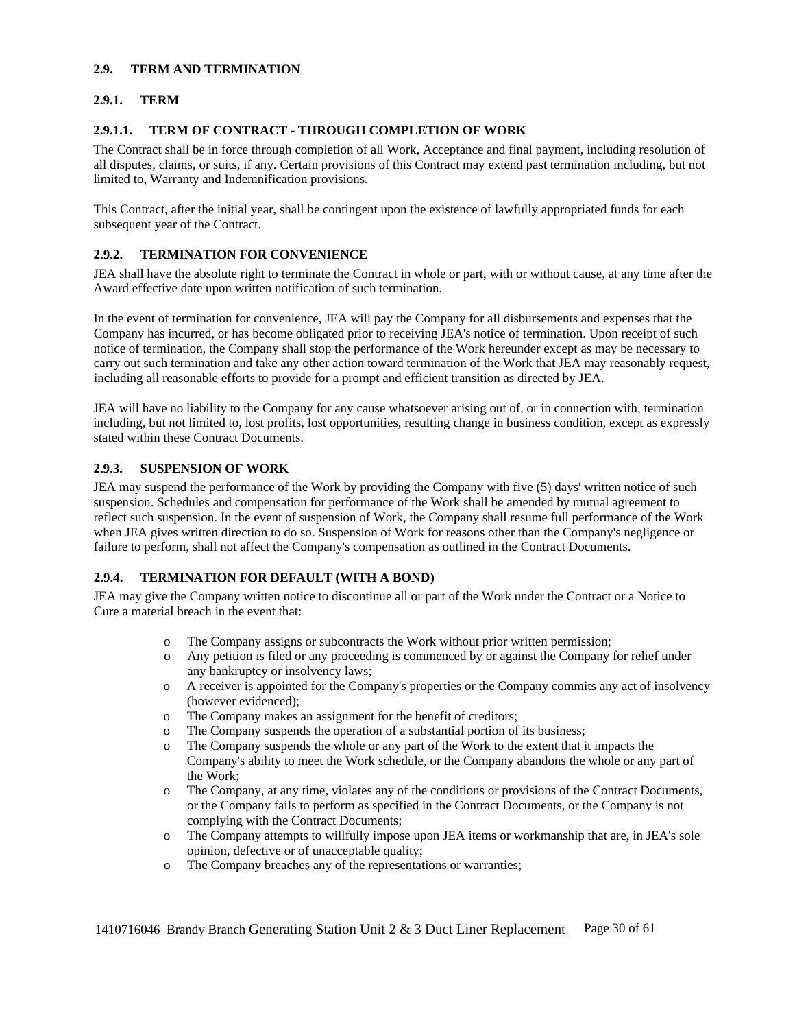### 2.9. TERM AND TERMINATION

#### 2.9.1. TERM

#### 2.9.1.1. TERM OF CONTRACT - THROUGH COMPLETION OF WORK

The Contract shall be in force through completion of all Work, Acceptance and final payment, including resolution of all disputes, claims, or suits, if any. Certain provisions of this Contract may extend past termination including, but not limited to, Warranty and Indemnification provisions.

This Contract, after the initial year, shall be contingent upon the existence of lawfully appropriated funds for each subsequent year of the Contract.

#### 2.9.2. TERMINATION FOR CONVENIENCE

JEA shall have the absolute right to terminate the Contract in whole or part, with or without cause, at any time after the Award effective date upon written notification of such termination.

In the event of termination for convenience, JEA will pay the Company for all disbursements and expenses that the Company has incurred, or has become obligated prior to receiving JEA's notice of termination. Upon receipt of such notice of termination, the Company shall stop the performance of the Work hereunder except as may be necessary to carry out such termination and take any other action toward termination of the Work that JEA may reasonably request, including all reasonable efforts to provide for a prompt and efficient transition as directed by JEA.

JEA will have no liability to the Company for any cause whatsoever arising out of, or in connection with, termination including, but not limited to, lost profits, lost opportunities, resulting change in business condition, except as expressly stated within these Contract Documents.

#### 2.9.3. SUSPENSION OF WORK

JEA may suspend the performance of the Work by providing the Company with five (5) days' written notice of such suspension. Schedules and compensation for performance of the Work shall be amended by mutual agreement to reflect such suspension. In the event of suspension of Work, the Company shall resume full performance of the Work when JEA gives written direction to do so. Suspension of Work for reasons other than the Company's negligence or failure to perform, shall not affect the Company's compensation as outlined in the Contract Documents.

#### 2.9.4. TERMINATION FOR DEFAULT (WITH A BOND)

JEA may give the Company written notice to discontinue all or part of the Work under the Contract or a Notice to Cure a material breach in the event that:

- The Company assigns or subcontracts the Work without prior written permission;
- Any petition is filed or any proceeding is commenced by or against the Company for relief under any bankruptcy or insolvency laws;
- A receiver is appointed for the Company's properties or the Company commits any act of insolvency (however evidenced);
- The Company makes an assignment for the benefit of creditors;
- The Company suspends the operation of a substantial portion of its business;
- The Company suspends the whole or any part of the Work to the extent that it impacts the Company's ability to meet the Work schedule, or the Company abandons the whole or any part of the Work;
- The Company, at any time, violates any of the conditions or provisions of the Contract Documents, or the Company fails to perform as specified in the Contract Documents, or the Company is not complying with the Contract Documents;
- The Company attempts to willfully impose upon JEA items or workmanship that are, in JEA's sole opinion, defective or of unacceptable quality;
- The Company breaches any of the representations or warranties;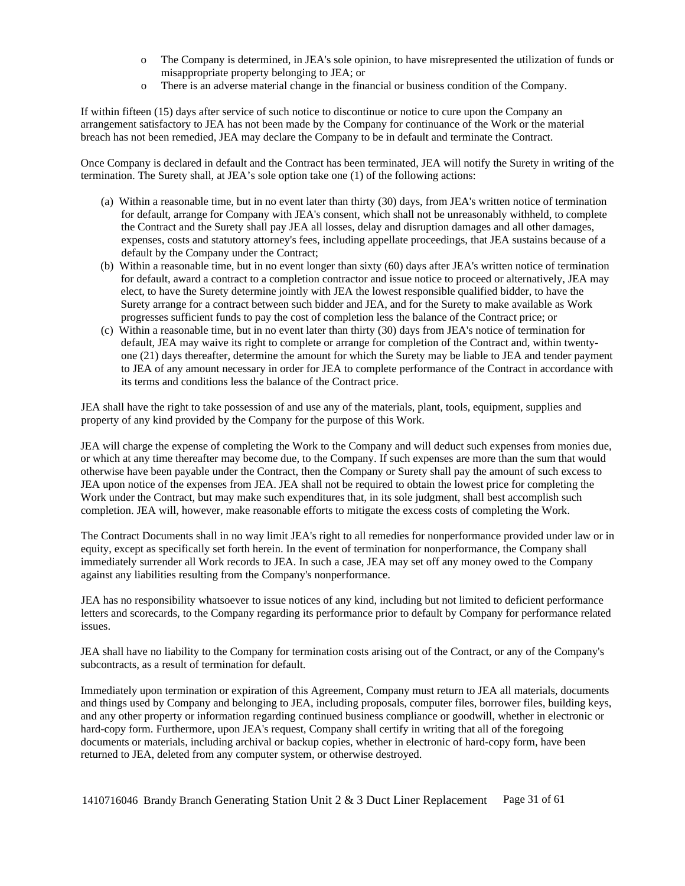- The Company is determined, in JEA's sole opinion, to have misrepresented the utilization of funds or misappropriate property belonging to JEA; or
- There is an adverse material change in the financial or business condition of the Company.

If within fifteen (15) days after service of such notice to discontinue or notice to cure upon the Company an arrangement satisfactory to JEA has not been made by the Company for continuance of the Work or the material breach has not been remedied, JEA may declare the Company to be in default and terminate the Contract.

Once Company is declared in default and the Contract has been terminated, JEA will notify the Surety in writing of the termination. The Surety shall, at JEA's sole option take one (1) of the following actions:

(a) Within a reasonable time, but in no event later than thirty (30) days, from JEA's written notice of termination for default, arrange for Company with JEA's consent, which shall not be unreasonably withheld, to complete the Contract and the Surety shall pay JEA all losses, delay and disruption damages and all other damages, expenses, costs and statutory attorney's fees, including appellate proceedings, that JEA sustains because of a default by the Company under the Contract;

(b) Within a reasonable time, but in no event longer than sixty (60) days after JEA's written notice of termination for default, award a contract to a completion contractor and issue notice to proceed or alternatively, JEA may elect, to have the Surety determine jointly with JEA the lowest responsible qualified bidder, to have the Surety arrange for a contract between such bidder and JEA, and for the Surety to make available as Work progresses sufficient funds to pay the cost of completion less the balance of the Contract price; or

(c) Within a reasonable time, but in no event later than thirty (30) days from JEA's notice of termination for default, JEA may waive its right to complete or arrange for completion of the Contract and, within twenty-one (21) days thereafter, determine the amount for which the Surety may be liable to JEA and tender payment to JEA of any amount necessary in order for JEA to complete performance of the Contract in accordance with its terms and conditions less the balance of the Contract price.

JEA shall have the right to take possession of and use any of the materials, plant, tools, equipment, supplies and property of any kind provided by the Company for the purpose of this Work.

JEA will charge the expense of completing the Work to the Company and will deduct such expenses from monies due, or which at any time thereafter may become due, to the Company. If such expenses are more than the sum that would otherwise have been payable under the Contract, then the Company or Surety shall pay the amount of such excess to JEA upon notice of the expenses from JEA. JEA shall not be required to obtain the lowest price for completing the Work under the Contract, but may make such expenditures that, in its sole judgment, shall best accomplish such completion. JEA will, however, make reasonable efforts to mitigate the excess costs of completing the Work.

The Contract Documents shall in no way limit JEA's right to all remedies for nonperformance provided under law or in equity, except as specifically set forth herein. In the event of termination for nonperformance, the Company shall immediately surrender all Work records to JEA. In such a case, JEA may set off any money owed to the Company against any liabilities resulting from the Company's nonperformance.

JEA has no responsibility whatsoever to issue notices of any kind, including but not limited to deficient performance letters and scorecards, to the Company regarding its performance prior to default by Company for performance related issues.

JEA shall have no liability to the Company for termination costs arising out of the Contract, or any of the Company's subcontracts, as a result of termination for default.

Immediately upon termination or expiration of this Agreement, Company must return to JEA all materials, documents and things used by Company and belonging to JEA, including proposals, computer files, borrower files, building keys, and any other property or information regarding continued business compliance or goodwill, whether in electronic or hard-copy form. Furthermore, upon JEA's request, Company shall certify in writing that all of the foregoing documents or materials, including archival or backup copies, whether in electronic of hard-copy form, have been returned to JEA, deleted from any computer system, or otherwise destroyed.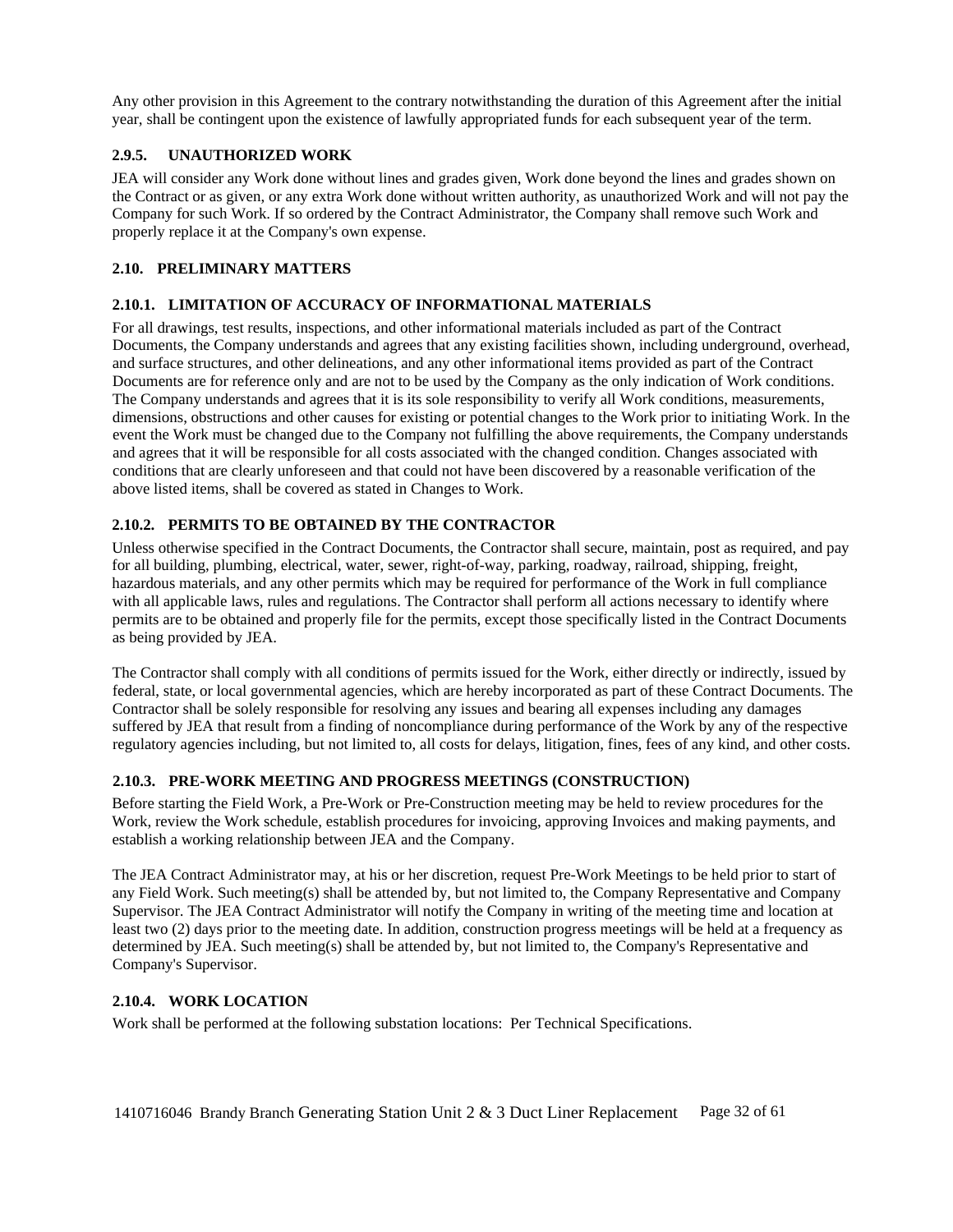Any other provision in this Agreement to the contrary notwithstanding the duration of this Agreement after the initial year, shall be contingent upon the existence of lawfully appropriated funds for each subsequent year of the term.

### 2.9.5. UNAUTHORIZED WORK

JEA will consider any Work done without lines and grades given, Work done beyond the lines and grades shown on the Contract or as given, or any extra Work done without written authority, as unauthorized Work and will not pay the Company for such Work. If so ordered by the Contract Administrator, the Company shall remove such Work and properly replace it at the Company's own expense.

## 2.10. PRELIMINARY MATTERS

### 2.10.1. LIMITATION OF ACCURACY OF INFORMATIONAL MATERIALS

For all drawings, test results, inspections, and other informational materials included as part of the Contract Documents, the Company understands and agrees that any existing facilities shown, including underground, overhead, and surface structures, and other delineations, and any other informational items provided as part of the Contract Documents are for reference only and are not to be used by the Company as the only indication of Work conditions. The Company understands and agrees that it is its sole responsibility to verify all Work conditions, measurements, dimensions, obstructions and other causes for existing or potential changes to the Work prior to initiating Work. In the event the Work must be changed due to the Company not fulfilling the above requirements, the Company understands and agrees that it will be responsible for all costs associated with the changed condition. Changes associated with conditions that are clearly unforeseen and that could not have been discovered by a reasonable verification of the above listed items, shall be covered as stated in Changes to Work.

### 2.10.2. PERMITS TO BE OBTAINED BY THE CONTRACTOR

Unless otherwise specified in the Contract Documents, the Contractor shall secure, maintain, post as required, and pay for all building, plumbing, electrical, water, sewer, right-of-way, parking, roadway, railroad, shipping, freight, hazardous materials, and any other permits which may be required for performance of the Work in full compliance with all applicable laws, rules and regulations. The Contractor shall perform all actions necessary to identify where permits are to be obtained and properly file for the permits, except those specifically listed in the Contract Documents as being provided by JEA.

The Contractor shall comply with all conditions of permits issued for the Work, either directly or indirectly, issued by federal, state, or local governmental agencies, which are hereby incorporated as part of these Contract Documents. The Contractor shall be solely responsible for resolving any issues and bearing all expenses including any damages suffered by JEA that result from a finding of noncompliance during performance of the Work by any of the respective regulatory agencies including, but not limited to, all costs for delays, litigation, fines, fees of any kind, and other costs.

### 2.10.3. PRE-WORK MEETING AND PROGRESS MEETINGS (CONSTRUCTION)

Before starting the Field Work, a Pre-Work or Pre-Construction meeting may be held to review procedures for the Work, review the Work schedule, establish procedures for invoicing, approving Invoices and making payments, and establish a working relationship between JEA and the Company.

The JEA Contract Administrator may, at his or her discretion, request Pre-Work Meetings to be held prior to start of any Field Work. Such meeting(s) shall be attended by, but not limited to, the Company Representative and Company Supervisor. The JEA Contract Administrator will notify the Company in writing of the meeting time and location at least two (2) days prior to the meeting date. In addition, construction progress meetings will be held at a frequency as determined by JEA. Such meeting(s) shall be attended by, but not limited to, the Company's Representative and Company's Supervisor.

### 2.10.4. WORK LOCATION

Work shall be performed at the following substation locations: Per Technical Specifications.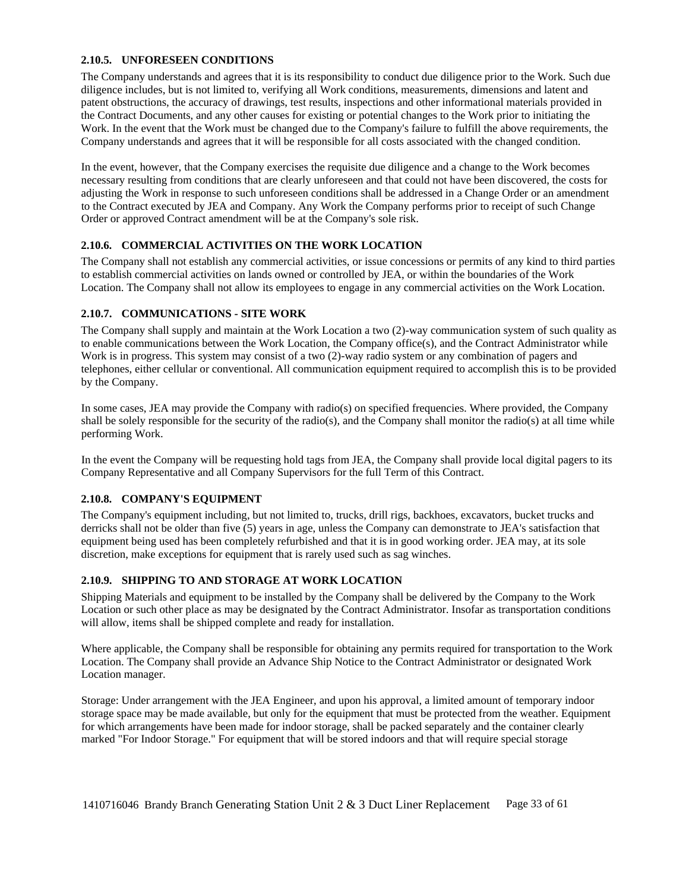### 2.10.5. UNFORESEEN CONDITIONS

The Company understands and agrees that it is its responsibility to conduct due diligence prior to the Work. Such due diligence includes, but is not limited to, verifying all Work conditions, measurements, dimensions and latent and patent obstructions, the accuracy of drawings, test results, inspections and other informational materials provided in the Contract Documents, and any other causes for existing or potential changes to the Work prior to initiating the Work. In the event that the Work must be changed due to the Company's failure to fulfill the above requirements, the Company understands and agrees that it will be responsible for all costs associated with the changed condition.

In the event, however, that the Company exercises the requisite due diligence and a change to the Work becomes necessary resulting from conditions that are clearly unforeseen and that could not have been discovered, the costs for adjusting the Work in response to such unforeseen conditions shall be addressed in a Change Order or an amendment to the Contract executed by JEA and Company. Any Work the Company performs prior to receipt of such Change Order or approved Contract amendment will be at the Company's sole risk.

### 2.10.6. COMMERCIAL ACTIVITIES ON THE WORK LOCATION

The Company shall not establish any commercial activities, or issue concessions or permits of any kind to third parties to establish commercial activities on lands owned or controlled by JEA, or within the boundaries of the Work Location. The Company shall not allow its employees to engage in any commercial activities on the Work Location.

### 2.10.7. COMMUNICATIONS - SITE WORK

The Company shall supply and maintain at the Work Location a two (2)-way communication system of such quality as to enable communications between the Work Location, the Company office(s), and the Contract Administrator while Work is in progress. This system may consist of a two (2)-way radio system or any combination of pagers and telephones, either cellular or conventional. All communication equipment required to accomplish this is to be provided by the Company.

In some cases, JEA may provide the Company with radio(s) on specified frequencies. Where provided, the Company shall be solely responsible for the security of the radio(s), and the Company shall monitor the radio(s) at all time while performing Work.

In the event the Company will be requesting hold tags from JEA, the Company shall provide local digital pagers to its Company Representative and all Company Supervisors for the full Term of this Contract.

### 2.10.8. COMPANY'S EQUIPMENT

The Company's equipment including, but not limited to, trucks, drill rigs, backhoes, excavators, bucket trucks and derricks shall not be older than five (5) years in age, unless the Company can demonstrate to JEA's satisfaction that equipment being used has been completely refurbished and that it is in good working order. JEA may, at its sole discretion, make exceptions for equipment that is rarely used such as sag winches.

### 2.10.9. SHIPPING TO AND STORAGE AT WORK LOCATION

Shipping Materials and equipment to be installed by the Company shall be delivered by the Company to the Work Location or such other place as may be designated by the Contract Administrator. Insofar as transportation conditions will allow, items shall be shipped complete and ready for installation.

Where applicable, the Company shall be responsible for obtaining any permits required for transportation to the Work Location. The Company shall provide an Advance Ship Notice to the Contract Administrator or designated Work Location manager.

Storage: Under arrangement with the JEA Engineer, and upon his approval, a limited amount of temporary indoor storage space may be made available, but only for the equipment that must be protected from the weather. Equipment for which arrangements have been made for indoor storage, shall be packed separately and the container clearly marked "For Indoor Storage." For equipment that will be stored indoors and that will require special storage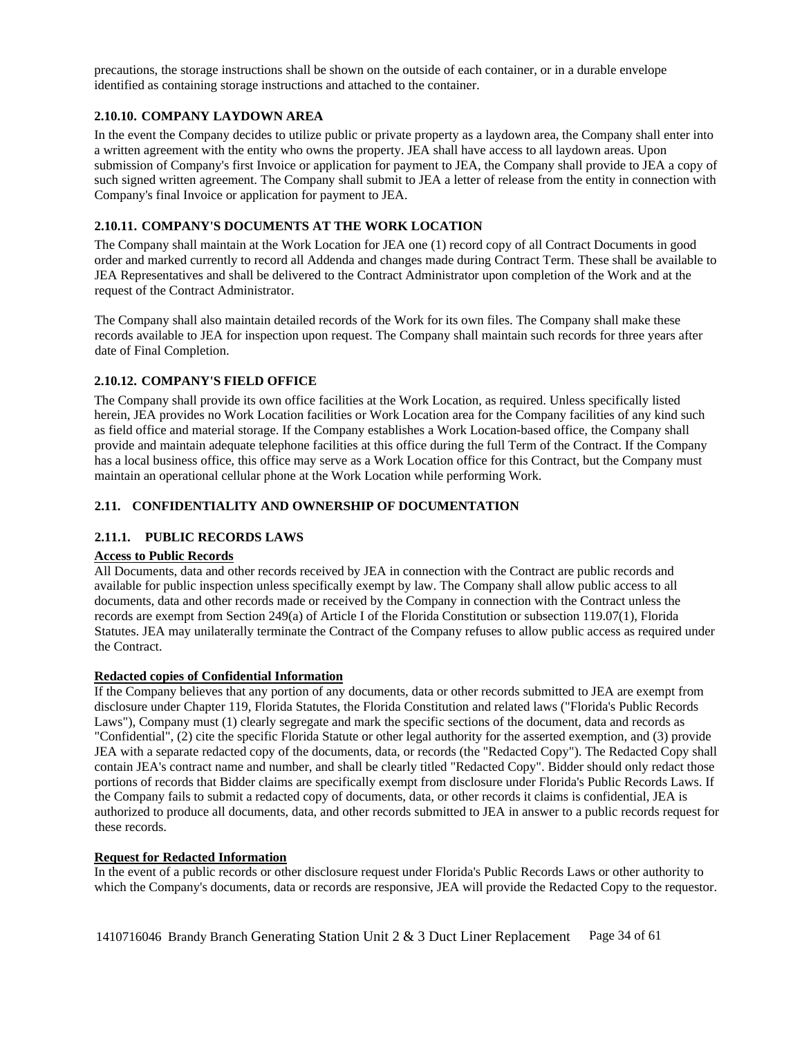precautions, the storage instructions shall be shown on the outside of each container, or in a durable envelope identified as containing storage instructions and attached to the container.

### 2.10.10. COMPANY LAYDOWN AREA

In the event the Company decides to utilize public or private property as a laydown area, the Company shall enter into a written agreement with the entity who owns the property. JEA shall have access to all laydown areas. Upon submission of Company's first Invoice or application for payment to JEA, the Company shall provide to JEA a copy of such signed written agreement. The Company shall submit to JEA a letter of release from the entity in connection with Company's final Invoice or application for payment to JEA.

### 2.10.11. COMPANY'S DOCUMENTS AT THE WORK LOCATION

The Company shall maintain at the Work Location for JEA one (1) record copy of all Contract Documents in good order and marked currently to record all Addenda and changes made during Contract Term. These shall be available to JEA Representatives and shall be delivered to the Contract Administrator upon completion of the Work and at the request of the Contract Administrator.

The Company shall also maintain detailed records of the Work for its own files. The Company shall make these records available to JEA for inspection upon request. The Company shall maintain such records for three years after date of Final Completion.

### 2.10.12. COMPANY'S FIELD OFFICE

The Company shall provide its own office facilities at the Work Location, as required. Unless specifically listed herein, JEA provides no Work Location facilities or Work Location area for the Company facilities of any kind such as field office and material storage. If the Company establishes a Work Location-based office, the Company shall provide and maintain adequate telephone facilities at this office during the full Term of the Contract. If the Company has a local business office, this office may serve as a Work Location office for this Contract, but the Company must maintain an operational cellular phone at the Work Location while performing Work.

## 2.11. CONFIDENTIALITY AND OWNERSHIP OF DOCUMENTATION

### 2.11.1. PUBLIC RECORDS LAWS

**Access to Public Records**

All Documents, data and other records received by JEA in connection with the Contract are public records and available for public inspection unless specifically exempt by law. The Company shall allow public access to all documents, data and other records made or received by the Company in connection with the Contract unless the records are exempt from Section 249(a) of Article I of the Florida Constitution or subsection 119.07(1), Florida Statutes. JEA may unilaterally terminate the Contract of the Company refuses to allow public access as required under the Contract.

**Redacted copies of Confidential Information**

If the Company believes that any portion of any documents, data or other records submitted to JEA are exempt from disclosure under Chapter 119, Florida Statutes, the Florida Constitution and related laws ("Florida's Public Records Laws"), Company must (1) clearly segregate and mark the specific sections of the document, data and records as "Confidential", (2) cite the specific Florida Statute or other legal authority for the asserted exemption, and (3) provide JEA with a separate redacted copy of the documents, data, or records (the "Redacted Copy"). The Redacted Copy shall contain JEA's contract name and number, and shall be clearly titled "Redacted Copy". Bidder should only redact those portions of records that Bidder claims are specifically exempt from disclosure under Florida's Public Records Laws. If the Company fails to submit a redacted copy of documents, data, or other records it claims is confidential, JEA is authorized to produce all documents, data, and other records submitted to JEA in answer to a public records request for these records.

**Request for Redacted Information**

In the event of a public records or other disclosure request under Florida's Public Records Laws or other authority to which the Company's documents, data or records are responsive, JEA will provide the Redacted Copy to the requestor.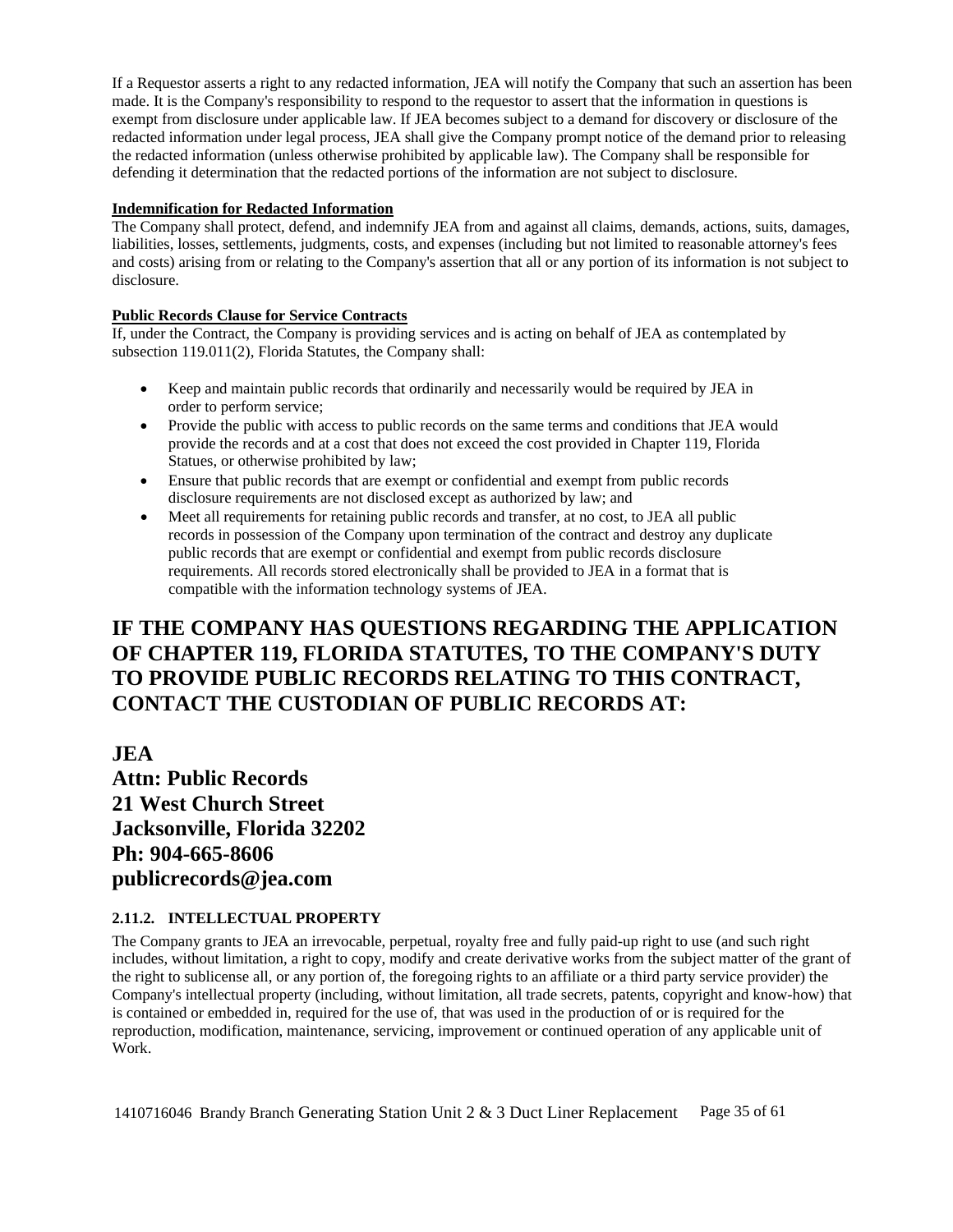If a Requestor asserts a right to any redacted information, JEA will notify the Company that such an assertion has been made. It is the Company's responsibility to respond to the requestor to assert that the information in questions is exempt from disclosure under applicable law. If JEA becomes subject to a demand for discovery or disclosure of the redacted information under legal process, JEA shall give the Company prompt notice of the demand prior to releasing the redacted information (unless otherwise prohibited by applicable law). The Company shall be responsible for defending it determination that the redacted portions of the information are not subject to disclosure.

**Indemnification for Redacted Information**

The Company shall protect, defend, and indemnify JEA from and against all claims, demands, actions, suits, damages, liabilities, losses, settlements, judgments, costs, and expenses (including but not limited to reasonable attorney's fees and costs) arising from or relating to the Company's assertion that all or any portion of its information is not subject to disclosure.

**Public Records Clause for Service Contracts**

If, under the Contract, the Company is providing services and is acting on behalf of JEA as contemplated by subsection 119.011(2), Florida Statutes, the Company shall:

- Keep and maintain public records that ordinarily and necessarily would be required by JEA in order to perform service;
- Provide the public with access to public records on the same terms and conditions that JEA would provide the records and at a cost that does not exceed the cost provided in Chapter 119, Florida Statues, or otherwise prohibited by law;
- Ensure that public records that are exempt or confidential and exempt from public records disclosure requirements are not disclosed except as authorized by law; and
- Meet all requirements for retaining public records and transfer, at no cost, to JEA all public records in possession of the Company upon termination of the contract and destroy any duplicate public records that are exempt or confidential and exempt from public records disclosure requirements. All records stored electronically shall be provided to JEA in a format that is compatible with the information technology systems of JEA.

## IF THE COMPANY HAS QUESTIONS REGARDING THE APPLICATION OF CHAPTER 119, FLORIDA STATUTES, TO THE COMPANY'S DUTY TO PROVIDE PUBLIC RECORDS RELATING TO THIS CONTRACT, CONTACT THE CUSTODIAN OF PUBLIC RECORDS AT:

**JEA**
**Attn: Public Records**
**21 West Church Street**
**Jacksonville, Florida 32202**
**Ph: 904-665-8606**
**publicrecords@jea.com**

### 2.11.2. INTELLECTUAL PROPERTY

The Company grants to JEA an irrevocable, perpetual, royalty free and fully paid-up right to use (and such right includes, without limitation, a right to copy, modify and create derivative works from the subject matter of the grant of the right to sublicense all, or any portion of, the foregoing rights to an affiliate or a third party service provider) the Company's intellectual property (including, without limitation, all trade secrets, patents, copyright and know-how) that is contained or embedded in, required for the use of, that was used in the production of or is required for the reproduction, modification, maintenance, servicing, improvement or continued operation of any applicable unit of Work.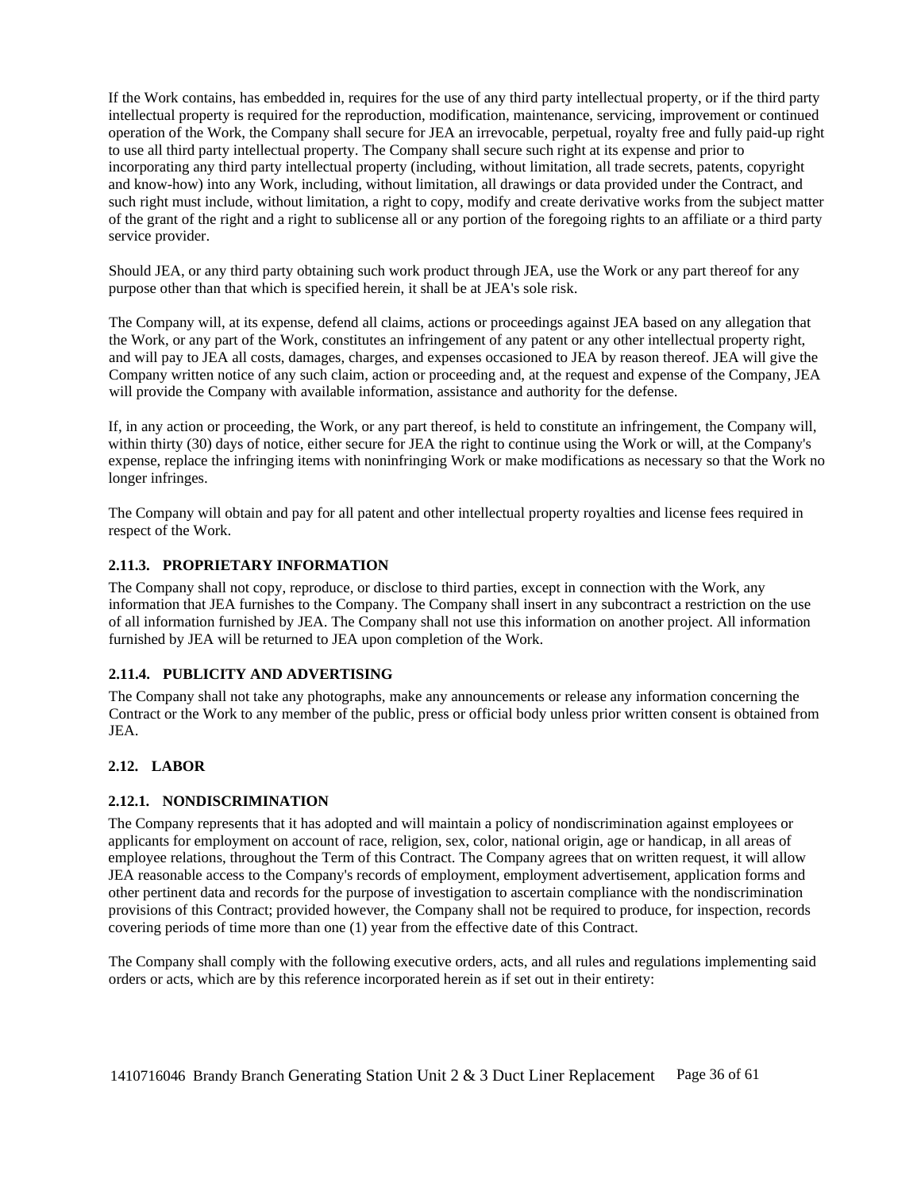If the Work contains, has embedded in, requires for the use of any third party intellectual property, or if the third party intellectual property is required for the reproduction, modification, maintenance, servicing, improvement or continued operation of the Work, the Company shall secure for JEA an irrevocable, perpetual, royalty free and fully paid-up right to use all third party intellectual property. The Company shall secure such right at its expense and prior to incorporating any third party intellectual property (including, without limitation, all trade secrets, patents, copyright and know-how) into any Work, including, without limitation, all drawings or data provided under the Contract, and such right must include, without limitation, a right to copy, modify and create derivative works from the subject matter of the grant of the right and a right to sublicense all or any portion of the foregoing rights to an affiliate or a third party service provider.

Should JEA, or any third party obtaining such work product through JEA, use the Work or any part thereof for any purpose other than that which is specified herein, it shall be at JEA's sole risk.

The Company will, at its expense, defend all claims, actions or proceedings against JEA based on any allegation that the Work, or any part of the Work, constitutes an infringement of any patent or any other intellectual property right, and will pay to JEA all costs, damages, charges, and expenses occasioned to JEA by reason thereof. JEA will give the Company written notice of any such claim, action or proceeding and, at the request and expense of the Company, JEA will provide the Company with available information, assistance and authority for the defense.

If, in any action or proceeding, the Work, or any part thereof, is held to constitute an infringement, the Company will, within thirty (30) days of notice, either secure for JEA the right to continue using the Work or will, at the Company's expense, replace the infringing items with noninfringing Work or make modifications as necessary so that the Work no longer infringes.

The Company will obtain and pay for all patent and other intellectual property royalties and license fees required in respect of the Work.

### 2.11.3. PROPRIETARY INFORMATION

The Company shall not copy, reproduce, or disclose to third parties, except in connection with the Work, any information that JEA furnishes to the Company. The Company shall insert in any subcontract a restriction on the use of all information furnished by JEA. The Company shall not use this information on another project. All information furnished by JEA will be returned to JEA upon completion of the Work.

### 2.11.4. PUBLICITY AND ADVERTISING

The Company shall not take any photographs, make any announcements or release any information concerning the Contract or the Work to any member of the public, press or official body unless prior written consent is obtained from JEA.

## 2.12. LABOR

### 2.12.1. NONDISCRIMINATION

The Company represents that it has adopted and will maintain a policy of nondiscrimination against employees or applicants for employment on account of race, religion, sex, color, national origin, age or handicap, in all areas of employee relations, throughout the Term of this Contract. The Company agrees that on written request, it will allow JEA reasonable access to the Company's records of employment, employment advertisement, application forms and other pertinent data and records for the purpose of investigation to ascertain compliance with the nondiscrimination provisions of this Contract; provided however, the Company shall not be required to produce, for inspection, records covering periods of time more than one (1) year from the effective date of this Contract.

The Company shall comply with the following executive orders, acts, and all rules and regulations implementing said orders or acts, which are by this reference incorporated herein as if set out in their entirety: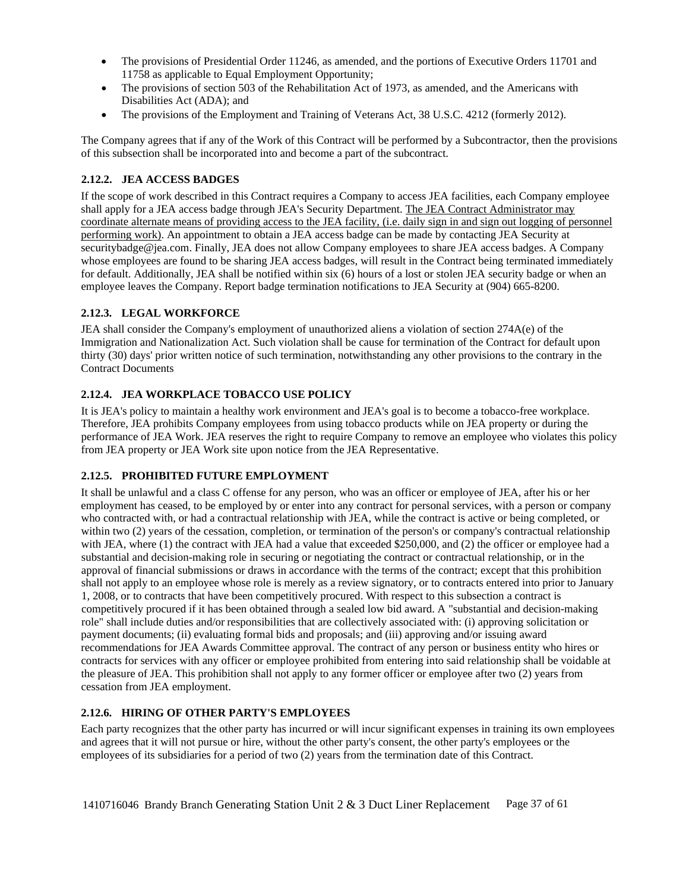- The provisions of Presidential Order 11246, as amended, and the portions of Executive Orders 11701 and 11758 as applicable to Equal Employment Opportunity;
- The provisions of section 503 of the Rehabilitation Act of 1973, as amended, and the Americans with Disabilities Act (ADA); and
- The provisions of the Employment and Training of Veterans Act, 38 U.S.C. 4212 (formerly 2012).

The Company agrees that if any of the Work of this Contract will be performed by a Subcontractor, then the provisions of this subsection shall be incorporated into and become a part of the subcontract.

### 2.12.2. JEA ACCESS BADGES

If the scope of work described in this Contract requires a Company to access JEA facilities, each Company employee shall apply for a JEA access badge through JEA's Security Department. The JEA Contract Administrator may coordinate alternate means of providing access to the JEA facility, (i.e. daily sign in and sign out logging of personnel performing work). An appointment to obtain a JEA access badge can be made by contacting JEA Security at securitybadge@jea.com. Finally, JEA does not allow Company employees to share JEA access badges. A Company whose employees are found to be sharing JEA access badges, will result in the Contract being terminated immediately for default. Additionally, JEA shall be notified within six (6) hours of a lost or stolen JEA security badge or when an employee leaves the Company. Report badge termination notifications to JEA Security at (904) 665-8200.

### 2.12.3. LEGAL WORKFORCE

JEA shall consider the Company's employment of unauthorized aliens a violation of section 274A(e) of the Immigration and Nationalization Act. Such violation shall be cause for termination of the Contract for default upon thirty (30) days' prior written notice of such termination, notwithstanding any other provisions to the contrary in the Contract Documents

### 2.12.4. JEA WORKPLACE TOBACCO USE POLICY

It is JEA's policy to maintain a healthy work environment and JEA's goal is to become a tobacco-free workplace. Therefore, JEA prohibits Company employees from using tobacco products while on JEA property or during the performance of JEA Work. JEA reserves the right to require Company to remove an employee who violates this policy from JEA property or JEA Work site upon notice from the JEA Representative.

### 2.12.5. PROHIBITED FUTURE EMPLOYMENT

It shall be unlawful and a class C offense for any person, who was an officer or employee of JEA, after his or her employment has ceased, to be employed by or enter into any contract for personal services, with a person or company who contracted with, or had a contractual relationship with JEA, while the contract is active or being completed, or within two (2) years of the cessation, completion, or termination of the person's or company's contractual relationship with JEA, where (1) the contract with JEA had a value that exceeded $250,000, and (2) the officer or employee had a substantial and decision-making role in securing or negotiating the contract or contractual relationship, or in the approval of financial submissions or draws in accordance with the terms of the contract; except that this prohibition shall not apply to an employee whose role is merely as a review signatory, or to contracts entered into prior to January 1, 2008, or to contracts that have been competitively procured. With respect to this subsection a contract is competitively procured if it has been obtained through a sealed low bid award. A "substantial and decision-making role" shall include duties and/or responsibilities that are collectively associated with: (i) approving solicitation or payment documents; (ii) evaluating formal bids and proposals; and (iii) approving and/or issuing award recommendations for JEA Awards Committee approval. The contract of any person or business entity who hires or contracts for services with any officer or employee prohibited from entering into said relationship shall be voidable at the pleasure of JEA. This prohibition shall not apply to any former officer or employee after two (2) years from cessation from JEA employment.

### 2.12.6. HIRING OF OTHER PARTY'S EMPLOYEES

Each party recognizes that the other party has incurred or will incur significant expenses in training its own employees and agrees that it will not pursue or hire, without the other party's consent, the other party's employees or the employees of its subsidiaries for a period of two (2) years from the termination date of this Contract.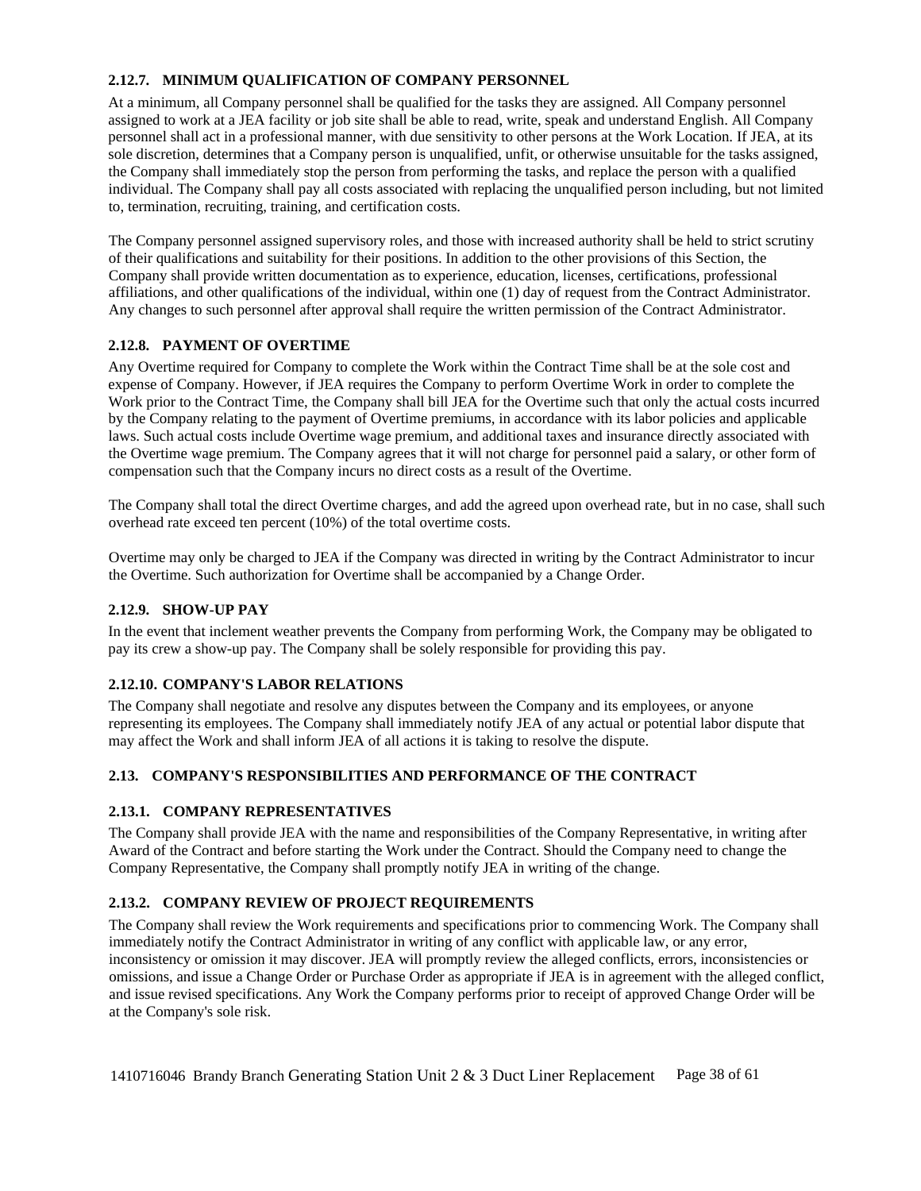#### 2.12.7. MINIMUM QUALIFICATION OF COMPANY PERSONNEL

At a minimum, all Company personnel shall be qualified for the tasks they are assigned. All Company personnel assigned to work at a JEA facility or job site shall be able to read, write, speak and understand English. All Company personnel shall act in a professional manner, with due sensitivity to other persons at the Work Location. If JEA, at its sole discretion, determines that a Company person is unqualified, unfit, or otherwise unsuitable for the tasks assigned, the Company shall immediately stop the person from performing the tasks, and replace the person with a qualified individual. The Company shall pay all costs associated with replacing the unqualified person including, but not limited to, termination, recruiting, training, and certification costs.

The Company personnel assigned supervisory roles, and those with increased authority shall be held to strict scrutiny of their qualifications and suitability for their positions. In addition to the other provisions of this Section, the Company shall provide written documentation as to experience, education, licenses, certifications, professional affiliations, and other qualifications of the individual, within one (1) day of request from the Contract Administrator. Any changes to such personnel after approval shall require the written permission of the Contract Administrator.

#### 2.12.8. PAYMENT OF OVERTIME

Any Overtime required for Company to complete the Work within the Contract Time shall be at the sole cost and expense of Company. However, if JEA requires the Company to perform Overtime Work in order to complete the Work prior to the Contract Time, the Company shall bill JEA for the Overtime such that only the actual costs incurred by the Company relating to the payment of Overtime premiums, in accordance with its labor policies and applicable laws. Such actual costs include Overtime wage premium, and additional taxes and insurance directly associated with the Overtime wage premium. The Company agrees that it will not charge for personnel paid a salary, or other form of compensation such that the Company incurs no direct costs as a result of the Overtime.

The Company shall total the direct Overtime charges, and add the agreed upon overhead rate, but in no case, shall such overhead rate exceed ten percent (10%) of the total overtime costs.

Overtime may only be charged to JEA if the Company was directed in writing by the Contract Administrator to incur the Overtime. Such authorization for Overtime shall be accompanied by a Change Order.

#### 2.12.9. SHOW-UP PAY

In the event that inclement weather prevents the Company from performing Work, the Company may be obligated to pay its crew a show-up pay. The Company shall be solely responsible for providing this pay.

#### 2.12.10. COMPANY'S LABOR RELATIONS

The Company shall negotiate and resolve any disputes between the Company and its employees, or anyone representing its employees. The Company shall immediately notify JEA of any actual or potential labor dispute that may affect the Work and shall inform JEA of all actions it is taking to resolve the dispute.

### 2.13. COMPANY'S RESPONSIBILITIES AND PERFORMANCE OF THE CONTRACT

#### 2.13.1. COMPANY REPRESENTATIVES

The Company shall provide JEA with the name and responsibilities of the Company Representative, in writing after Award of the Contract and before starting the Work under the Contract. Should the Company need to change the Company Representative, the Company shall promptly notify JEA in writing of the change.

#### 2.13.2. COMPANY REVIEW OF PROJECT REQUIREMENTS

The Company shall review the Work requirements and specifications prior to commencing Work. The Company shall immediately notify the Contract Administrator in writing of any conflict with applicable law, or any error, inconsistency or omission it may discover. JEA will promptly review the alleged conflicts, errors, inconsistencies or omissions, and issue a Change Order or Purchase Order as appropriate if JEA is in agreement with the alleged conflict, and issue revised specifications. Any Work the Company performs prior to receipt of approved Change Order will be at the Company's sole risk.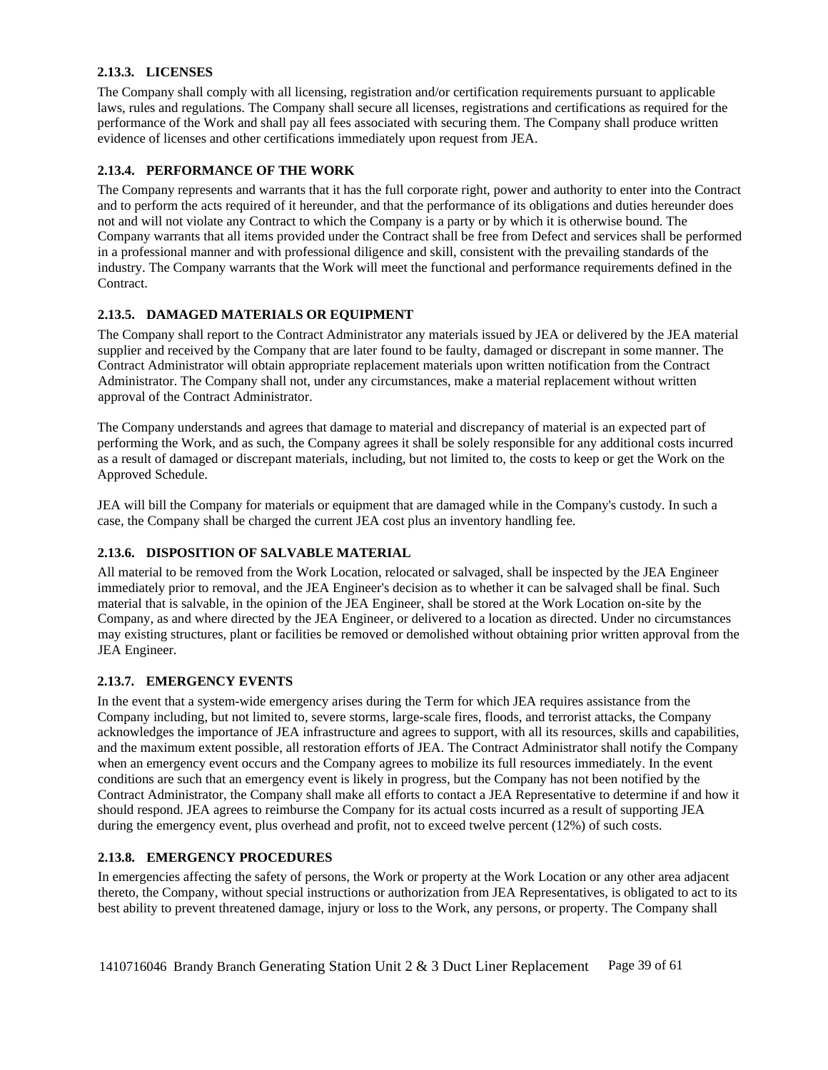### 2.13.3. LICENSES

The Company shall comply with all licensing, registration and/or certification requirements pursuant to applicable laws, rules and regulations. The Company shall secure all licenses, registrations and certifications as required for the performance of the Work and shall pay all fees associated with securing them. The Company shall produce written evidence of licenses and other certifications immediately upon request from JEA.

### 2.13.4. PERFORMANCE OF THE WORK

The Company represents and warrants that it has the full corporate right, power and authority to enter into the Contract and to perform the acts required of it hereunder, and that the performance of its obligations and duties hereunder does not and will not violate any Contract to which the Company is a party or by which it is otherwise bound. The Company warrants that all items provided under the Contract shall be free from Defect and services shall be performed in a professional manner and with professional diligence and skill, consistent with the prevailing standards of the industry. The Company warrants that the Work will meet the functional and performance requirements defined in the Contract.

### 2.13.5. DAMAGED MATERIALS OR EQUIPMENT

The Company shall report to the Contract Administrator any materials issued by JEA or delivered by the JEA material supplier and received by the Company that are later found to be faulty, damaged or discrepant in some manner. The Contract Administrator will obtain appropriate replacement materials upon written notification from the Contract Administrator. The Company shall not, under any circumstances, make a material replacement without written approval of the Contract Administrator.

The Company understands and agrees that damage to material and discrepancy of material is an expected part of performing the Work, and as such, the Company agrees it shall be solely responsible for any additional costs incurred as a result of damaged or discrepant materials, including, but not limited to, the costs to keep or get the Work on the Approved Schedule.

JEA will bill the Company for materials or equipment that are damaged while in the Company's custody. In such a case, the Company shall be charged the current JEA cost plus an inventory handling fee.

### 2.13.6. DISPOSITION OF SALVABLE MATERIAL

All material to be removed from the Work Location, relocated or salvaged, shall be inspected by the JEA Engineer immediately prior to removal, and the JEA Engineer's decision as to whether it can be salvaged shall be final. Such material that is salvable, in the opinion of the JEA Engineer, shall be stored at the Work Location on-site by the Company, as and where directed by the JEA Engineer, or delivered to a location as directed. Under no circumstances may existing structures, plant or facilities be removed or demolished without obtaining prior written approval from the JEA Engineer.

### 2.13.7. EMERGENCY EVENTS

In the event that a system-wide emergency arises during the Term for which JEA requires assistance from the Company including, but not limited to, severe storms, large-scale fires, floods, and terrorist attacks, the Company acknowledges the importance of JEA infrastructure and agrees to support, with all its resources, skills and capabilities, and the maximum extent possible, all restoration efforts of JEA. The Contract Administrator shall notify the Company when an emergency event occurs and the Company agrees to mobilize its full resources immediately. In the event conditions are such that an emergency event is likely in progress, but the Company has not been notified by the Contract Administrator, the Company shall make all efforts to contact a JEA Representative to determine if and how it should respond. JEA agrees to reimburse the Company for its actual costs incurred as a result of supporting JEA during the emergency event, plus overhead and profit, not to exceed twelve percent (12%) of such costs.

### 2.13.8. EMERGENCY PROCEDURES

In emergencies affecting the safety of persons, the Work or property at the Work Location or any other area adjacent thereto, the Company, without special instructions or authorization from JEA Representatives, is obligated to act to its best ability to prevent threatened damage, injury or loss to the Work, any persons, or property. The Company shall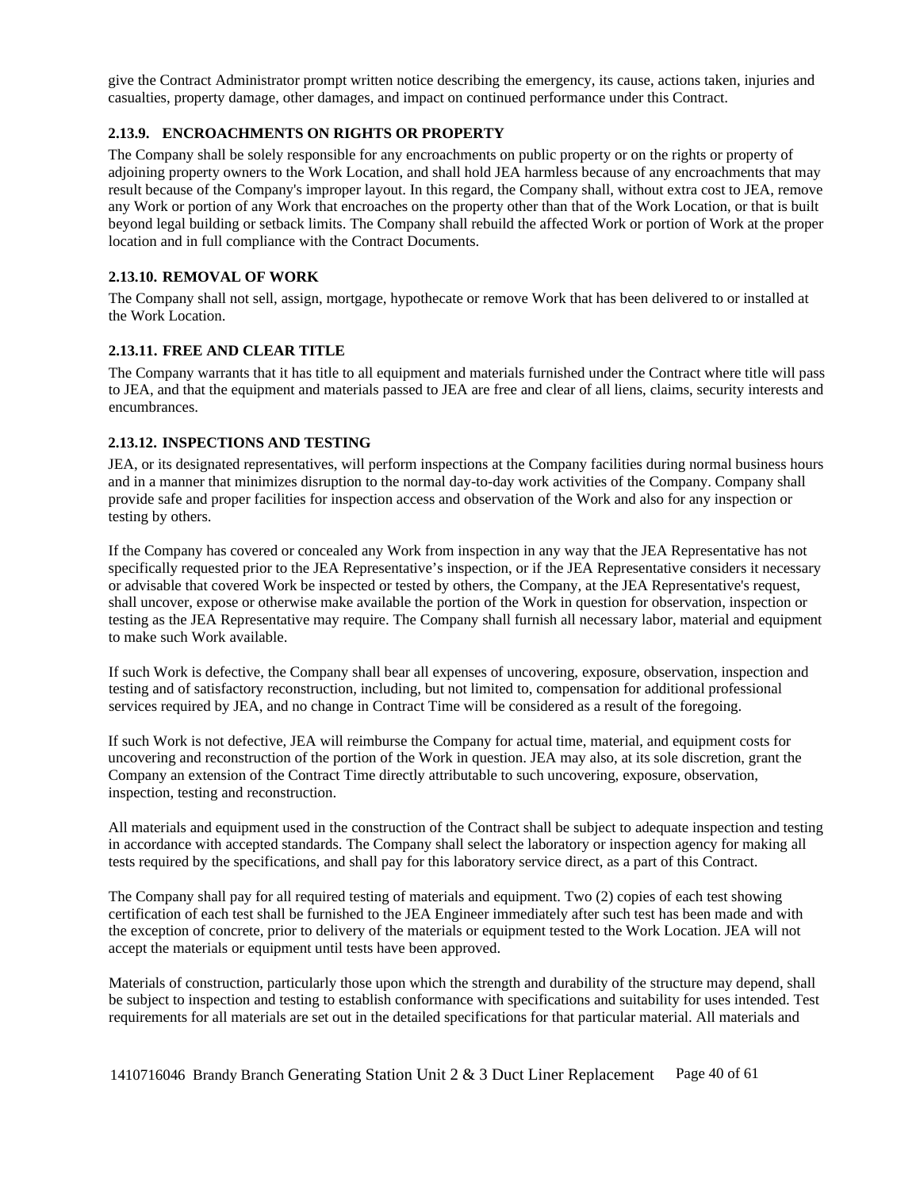give the Contract Administrator prompt written notice describing the emergency, its cause, actions taken, injuries and casualties, property damage, other damages, and impact on continued performance under this Contract.

### 2.13.9. ENCROACHMENTS ON RIGHTS OR PROPERTY

The Company shall be solely responsible for any encroachments on public property or on the rights or property of adjoining property owners to the Work Location, and shall hold JEA harmless because of any encroachments that may result because of the Company's improper layout. In this regard, the Company shall, without extra cost to JEA, remove any Work or portion of any Work that encroaches on the property other than that of the Work Location, or that is built beyond legal building or setback limits. The Company shall rebuild the affected Work or portion of Work at the proper location and in full compliance with the Contract Documents.

### 2.13.10. REMOVAL OF WORK

The Company shall not sell, assign, mortgage, hypothecate or remove Work that has been delivered to or installed at the Work Location.

### 2.13.11. FREE AND CLEAR TITLE

The Company warrants that it has title to all equipment and materials furnished under the Contract where title will pass to JEA, and that the equipment and materials passed to JEA are free and clear of all liens, claims, security interests and encumbrances.

### 2.13.12. INSPECTIONS AND TESTING

JEA, or its designated representatives, will perform inspections at the Company facilities during normal business hours and in a manner that minimizes disruption to the normal day-to-day work activities of the Company. Company shall provide safe and proper facilities for inspection access and observation of the Work and also for any inspection or testing by others.

If the Company has covered or concealed any Work from inspection in any way that the JEA Representative has not specifically requested prior to the JEA Representative's inspection, or if the JEA Representative considers it necessary or advisable that covered Work be inspected or tested by others, the Company, at the JEA Representative's request, shall uncover, expose or otherwise make available the portion of the Work in question for observation, inspection or testing as the JEA Representative may require. The Company shall furnish all necessary labor, material and equipment to make such Work available.

If such Work is defective, the Company shall bear all expenses of uncovering, exposure, observation, inspection and testing and of satisfactory reconstruction, including, but not limited to, compensation for additional professional services required by JEA, and no change in Contract Time will be considered as a result of the foregoing.

If such Work is not defective, JEA will reimburse the Company for actual time, material, and equipment costs for uncovering and reconstruction of the portion of the Work in question. JEA may also, at its sole discretion, grant the Company an extension of the Contract Time directly attributable to such uncovering, exposure, observation, inspection, testing and reconstruction.

All materials and equipment used in the construction of the Contract shall be subject to adequate inspection and testing in accordance with accepted standards. The Company shall select the laboratory or inspection agency for making all tests required by the specifications, and shall pay for this laboratory service direct, as a part of this Contract.

The Company shall pay for all required testing of materials and equipment. Two (2) copies of each test showing certification of each test shall be furnished to the JEA Engineer immediately after such test has been made and with the exception of concrete, prior to delivery of the materials or equipment tested to the Work Location. JEA will not accept the materials or equipment until tests have been approved.

Materials of construction, particularly those upon which the strength and durability of the structure may depend, shall be subject to inspection and testing to establish conformance with specifications and suitability for uses intended. Test requirements for all materials are set out in the detailed specifications for that particular material. All materials and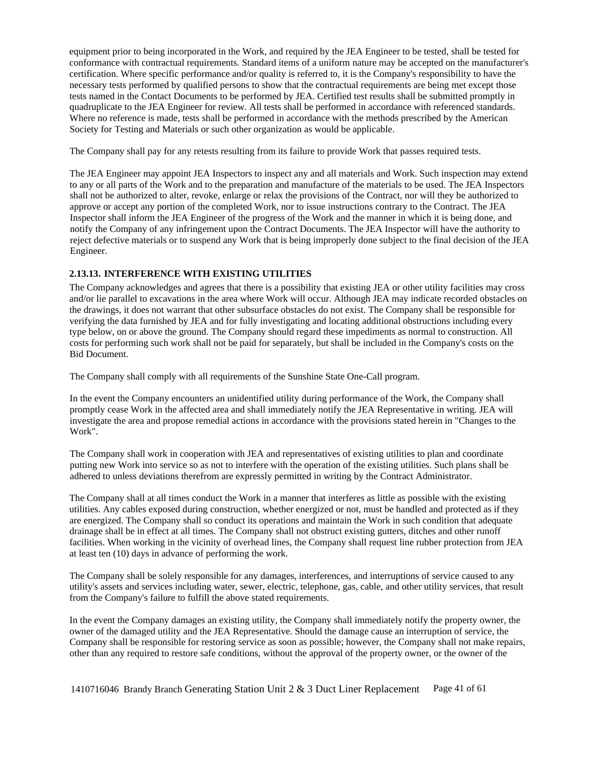equipment prior to being incorporated in the Work, and required by the JEA Engineer to be tested, shall be tested for conformance with contractual requirements. Standard items of a uniform nature may be accepted on the manufacturer's certification. Where specific performance and/or quality is referred to, it is the Company's responsibility to have the necessary tests performed by qualified persons to show that the contractual requirements are being met except those tests named in the Contact Documents to be performed by JEA. Certified test results shall be submitted promptly in quadruplicate to the JEA Engineer for review. All tests shall be performed in accordance with referenced standards. Where no reference is made, tests shall be performed in accordance with the methods prescribed by the American Society for Testing and Materials or such other organization as would be applicable.

The Company shall pay for any retests resulting from its failure to provide Work that passes required tests.

The JEA Engineer may appoint JEA Inspectors to inspect any and all materials and Work. Such inspection may extend to any or all parts of the Work and to the preparation and manufacture of the materials to be used. The JEA Inspectors shall not be authorized to alter, revoke, enlarge or relax the provisions of the Contract, nor will they be authorized to approve or accept any portion of the completed Work, nor to issue instructions contrary to the Contract. The JEA Inspector shall inform the JEA Engineer of the progress of the Work and the manner in which it is being done, and notify the Company of any infringement upon the Contract Documents. The JEA Inspector will have the authority to reject defective materials or to suspend any Work that is being improperly done subject to the final decision of the JEA Engineer.

### 2.13.13. INTERFERENCE WITH EXISTING UTILITIES

The Company acknowledges and agrees that there is a possibility that existing JEA or other utility facilities may cross and/or lie parallel to excavations in the area where Work will occur. Although JEA may indicate recorded obstacles on the drawings, it does not warrant that other subsurface obstacles do not exist. The Company shall be responsible for verifying the data furnished by JEA and for fully investigating and locating additional obstructions including every type below, on or above the ground. The Company should regard these impediments as normal to construction. All costs for performing such work shall not be paid for separately, but shall be included in the Company's costs on the Bid Document.

The Company shall comply with all requirements of the Sunshine State One-Call program.

In the event the Company encounters an unidentified utility during performance of the Work, the Company shall promptly cease Work in the affected area and shall immediately notify the JEA Representative in writing. JEA will investigate the area and propose remedial actions in accordance with the provisions stated herein in "Changes to the Work".

The Company shall work in cooperation with JEA and representatives of existing utilities to plan and coordinate putting new Work into service so as not to interfere with the operation of the existing utilities. Such plans shall be adhered to unless deviations therefrom are expressly permitted in writing by the Contract Administrator.

The Company shall at all times conduct the Work in a manner that interferes as little as possible with the existing utilities. Any cables exposed during construction, whether energized or not, must be handled and protected as if they are energized. The Company shall so conduct its operations and maintain the Work in such condition that adequate drainage shall be in effect at all times. The Company shall not obstruct existing gutters, ditches and other runoff facilities. When working in the vicinity of overhead lines, the Company shall request line rubber protection from JEA at least ten (10) days in advance of performing the work.

The Company shall be solely responsible for any damages, interferences, and interruptions of service caused to any utility's assets and services including water, sewer, electric, telephone, gas, cable, and other utility services, that result from the Company's failure to fulfill the above stated requirements.

In the event the Company damages an existing utility, the Company shall immediately notify the property owner, the owner of the damaged utility and the JEA Representative. Should the damage cause an interruption of service, the Company shall be responsible for restoring service as soon as possible; however, the Company shall not make repairs, other than any required to restore safe conditions, without the approval of the property owner, or the owner of the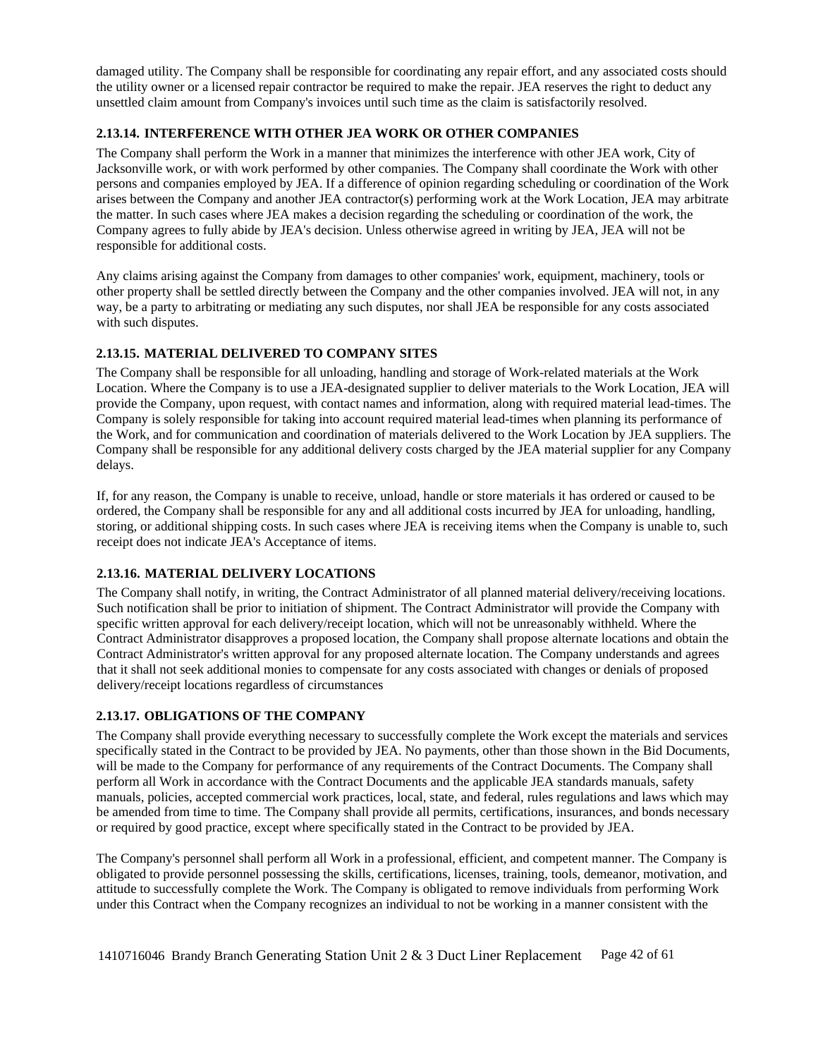damaged utility. The Company shall be responsible for coordinating any repair effort, and any associated costs should the utility owner or a licensed repair contractor be required to make the repair. JEA reserves the right to deduct any unsettled claim amount from Company's invoices until such time as the claim is satisfactorily resolved.

### 2.13.14. INTERFERENCE WITH OTHER JEA WORK OR OTHER COMPANIES

The Company shall perform the Work in a manner that minimizes the interference with other JEA work, City of Jacksonville work, or with work performed by other companies. The Company shall coordinate the Work with other persons and companies employed by JEA. If a difference of opinion regarding scheduling or coordination of the Work arises between the Company and another JEA contractor(s) performing work at the Work Location, JEA may arbitrate the matter. In such cases where JEA makes a decision regarding the scheduling or coordination of the work, the Company agrees to fully abide by JEA's decision. Unless otherwise agreed in writing by JEA, JEA will not be responsible for additional costs.

Any claims arising against the Company from damages to other companies' work, equipment, machinery, tools or other property shall be settled directly between the Company and the other companies involved. JEA will not, in any way, be a party to arbitrating or mediating any such disputes, nor shall JEA be responsible for any costs associated with such disputes.

### 2.13.15. MATERIAL DELIVERED TO COMPANY SITES

The Company shall be responsible for all unloading, handling and storage of Work-related materials at the Work Location. Where the Company is to use a JEA-designated supplier to deliver materials to the Work Location, JEA will provide the Company, upon request, with contact names and information, along with required material lead-times. The Company is solely responsible for taking into account required material lead-times when planning its performance of the Work, and for communication and coordination of materials delivered to the Work Location by JEA suppliers. The Company shall be responsible for any additional delivery costs charged by the JEA material supplier for any Company delays.

If, for any reason, the Company is unable to receive, unload, handle or store materials it has ordered or caused to be ordered, the Company shall be responsible for any and all additional costs incurred by JEA for unloading, handling, storing, or additional shipping costs. In such cases where JEA is receiving items when the Company is unable to, such receipt does not indicate JEA's Acceptance of items.

### 2.13.16. MATERIAL DELIVERY LOCATIONS

The Company shall notify, in writing, the Contract Administrator of all planned material delivery/receiving locations. Such notification shall be prior to initiation of shipment. The Contract Administrator will provide the Company with specific written approval for each delivery/receipt location, which will not be unreasonably withheld. Where the Contract Administrator disapproves a proposed location, the Company shall propose alternate locations and obtain the Contract Administrator's written approval for any proposed alternate location. The Company understands and agrees that it shall not seek additional monies to compensate for any costs associated with changes or denials of proposed delivery/receipt locations regardless of circumstances

### 2.13.17. OBLIGATIONS OF THE COMPANY

The Company shall provide everything necessary to successfully complete the Work except the materials and services specifically stated in the Contract to be provided by JEA. No payments, other than those shown in the Bid Documents, will be made to the Company for performance of any requirements of the Contract Documents. The Company shall perform all Work in accordance with the Contract Documents and the applicable JEA standards manuals, safety manuals, policies, accepted commercial work practices, local, state, and federal, rules regulations and laws which may be amended from time to time. The Company shall provide all permits, certifications, insurances, and bonds necessary or required by good practice, except where specifically stated in the Contract to be provided by JEA.

The Company's personnel shall perform all Work in a professional, efficient, and competent manner. The Company is obligated to provide personnel possessing the skills, certifications, licenses, training, tools, demeanor, motivation, and attitude to successfully complete the Work. The Company is obligated to remove individuals from performing Work under this Contract when the Company recognizes an individual to not be working in a manner consistent with the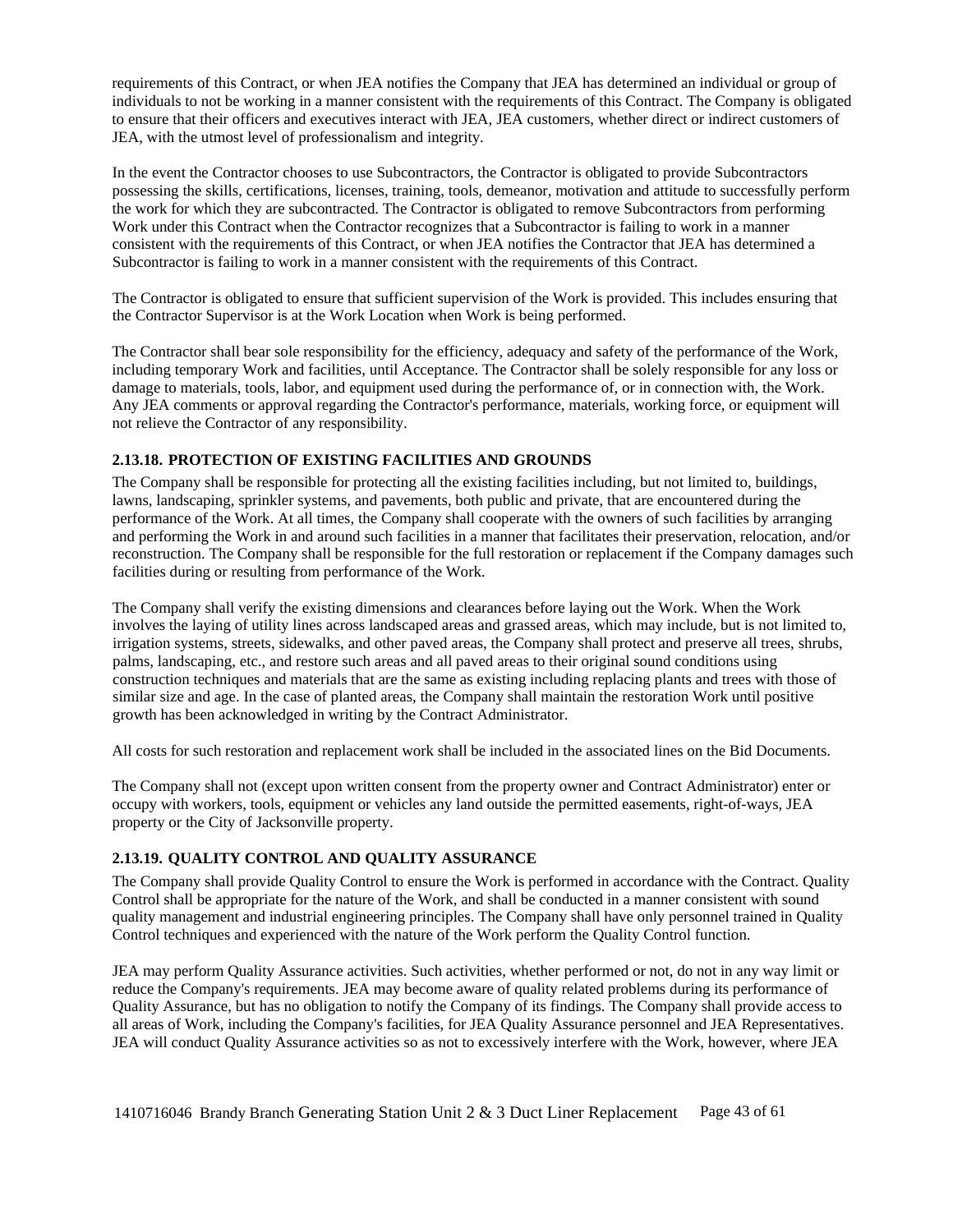requirements of this Contract, or when JEA notifies the Company that JEA has determined an individual or group of individuals to not be working in a manner consistent with the requirements of this Contract. The Company is obligated to ensure that their officers and executives interact with JEA, JEA customers, whether direct or indirect customers of JEA, with the utmost level of professionalism and integrity.

In the event the Contractor chooses to use Subcontractors, the Contractor is obligated to provide Subcontractors possessing the skills, certifications, licenses, training, tools, demeanor, motivation and attitude to successfully perform the work for which they are subcontracted. The Contractor is obligated to remove Subcontractors from performing Work under this Contract when the Contractor recognizes that a Subcontractor is failing to work in a manner consistent with the requirements of this Contract, or when JEA notifies the Contractor that JEA has determined a Subcontractor is failing to work in a manner consistent with the requirements of this Contract.

The Contractor is obligated to ensure that sufficient supervision of the Work is provided. This includes ensuring that the Contractor Supervisor is at the Work Location when Work is being performed.

The Contractor shall bear sole responsibility for the efficiency, adequacy and safety of the performance of the Work, including temporary Work and facilities, until Acceptance. The Contractor shall be solely responsible for any loss or damage to materials, tools, labor, and equipment used during the performance of, or in connection with, the Work. Any JEA comments or approval regarding the Contractor's performance, materials, working force, or equipment will not relieve the Contractor of any responsibility.

### 2.13.18. PROTECTION OF EXISTING FACILITIES AND GROUNDS

The Company shall be responsible for protecting all the existing facilities including, but not limited to, buildings, lawns, landscaping, sprinkler systems, and pavements, both public and private, that are encountered during the performance of the Work. At all times, the Company shall cooperate with the owners of such facilities by arranging and performing the Work in and around such facilities in a manner that facilitates their preservation, relocation, and/or reconstruction. The Company shall be responsible for the full restoration or replacement if the Company damages such facilities during or resulting from performance of the Work.

The Company shall verify the existing dimensions and clearances before laying out the Work. When the Work involves the laying of utility lines across landscaped areas and grassed areas, which may include, but is not limited to, irrigation systems, streets, sidewalks, and other paved areas, the Company shall protect and preserve all trees, shrubs, palms, landscaping, etc., and restore such areas and all paved areas to their original sound conditions using construction techniques and materials that are the same as existing including replacing plants and trees with those of similar size and age. In the case of planted areas, the Company shall maintain the restoration Work until positive growth has been acknowledged in writing by the Contract Administrator.

All costs for such restoration and replacement work shall be included in the associated lines on the Bid Documents.

The Company shall not (except upon written consent from the property owner and Contract Administrator) enter or occupy with workers, tools, equipment or vehicles any land outside the permitted easements, right-of-ways, JEA property or the City of Jacksonville property.

### 2.13.19. QUALITY CONTROL AND QUALITY ASSURANCE

The Company shall provide Quality Control to ensure the Work is performed in accordance with the Contract. Quality Control shall be appropriate for the nature of the Work, and shall be conducted in a manner consistent with sound quality management and industrial engineering principles. The Company shall have only personnel trained in Quality Control techniques and experienced with the nature of the Work perform the Quality Control function.

JEA may perform Quality Assurance activities. Such activities, whether performed or not, do not in any way limit or reduce the Company's requirements. JEA may become aware of quality related problems during its performance of Quality Assurance, but has no obligation to notify the Company of its findings. The Company shall provide access to all areas of Work, including the Company's facilities, for JEA Quality Assurance personnel and JEA Representatives. JEA will conduct Quality Assurance activities so as not to excessively interfere with the Work, however, where JEA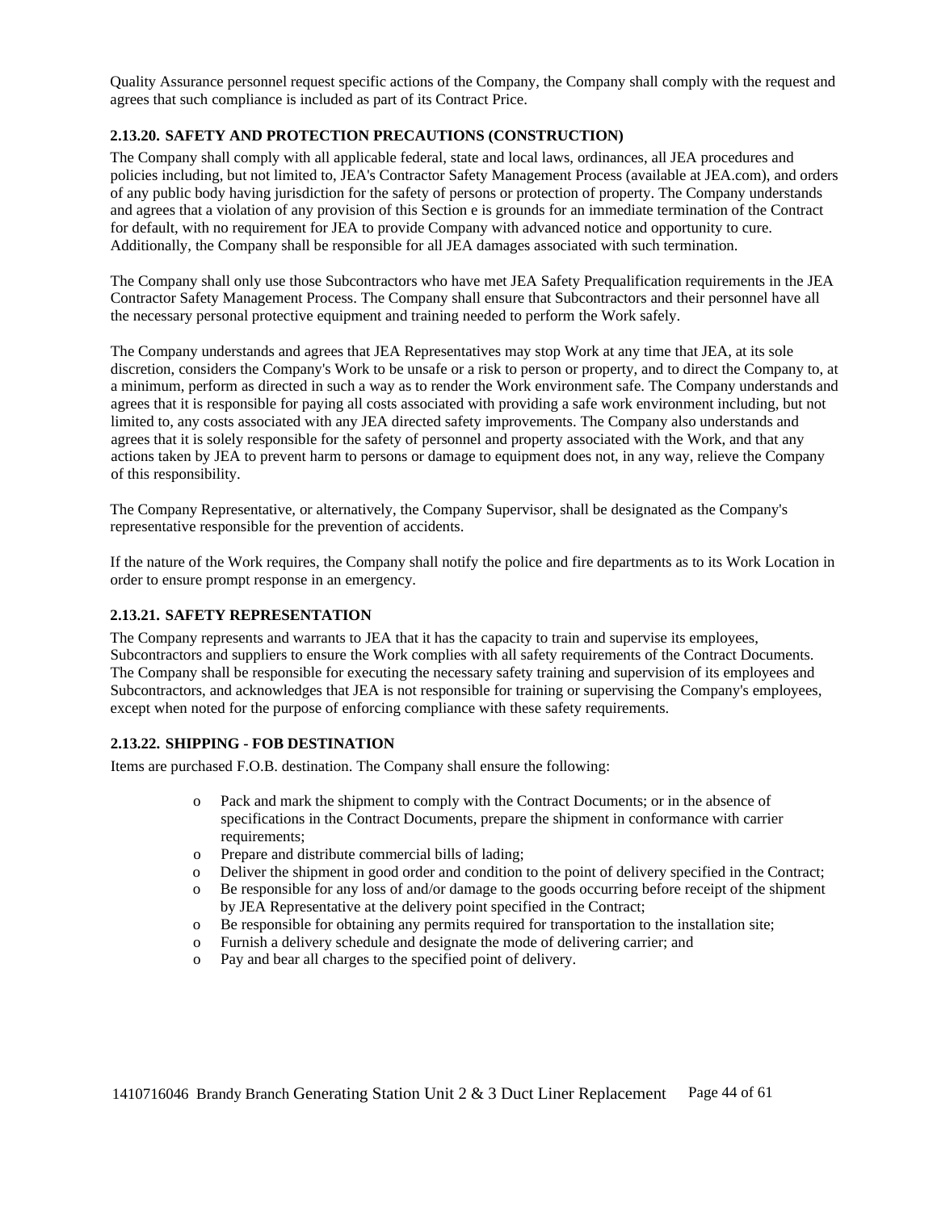Quality Assurance personnel request specific actions of the Company, the Company shall comply with the request and agrees that such compliance is included as part of its Contract Price.

### 2.13.20. SAFETY AND PROTECTION PRECAUTIONS (CONSTRUCTION)

The Company shall comply with all applicable federal, state and local laws, ordinances, all JEA procedures and policies including, but not limited to, JEA's Contractor Safety Management Process (available at JEA.com), and orders of any public body having jurisdiction for the safety of persons or protection of property. The Company understands and agrees that a violation of any provision of this Section e is grounds for an immediate termination of the Contract for default, with no requirement for JEA to provide Company with advanced notice and opportunity to cure. Additionally, the Company shall be responsible for all JEA damages associated with such termination.

The Company shall only use those Subcontractors who have met JEA Safety Prequalification requirements in the JEA Contractor Safety Management Process. The Company shall ensure that Subcontractors and their personnel have all the necessary personal protective equipment and training needed to perform the Work safely.

The Company understands and agrees that JEA Representatives may stop Work at any time that JEA, at its sole discretion, considers the Company's Work to be unsafe or a risk to person or property, and to direct the Company to, at a minimum, perform as directed in such a way as to render the Work environment safe. The Company understands and agrees that it is responsible for paying all costs associated with providing a safe work environment including, but not limited to, any costs associated with any JEA directed safety improvements. The Company also understands and agrees that it is solely responsible for the safety of personnel and property associated with the Work, and that any actions taken by JEA to prevent harm to persons or damage to equipment does not, in any way, relieve the Company of this responsibility.

The Company Representative, or alternatively, the Company Supervisor, shall be designated as the Company's representative responsible for the prevention of accidents.

If the nature of the Work requires, the Company shall notify the police and fire departments as to its Work Location in order to ensure prompt response in an emergency.

### 2.13.21. SAFETY REPRESENTATION

The Company represents and warrants to JEA that it has the capacity to train and supervise its employees, Subcontractors and suppliers to ensure the Work complies with all safety requirements of the Contract Documents. The Company shall be responsible for executing the necessary safety training and supervision of its employees and Subcontractors, and acknowledges that JEA is not responsible for training or supervising the Company's employees, except when noted for the purpose of enforcing compliance with these safety requirements.

### 2.13.22. SHIPPING - FOB DESTINATION

Items are purchased F.O.B. destination. The Company shall ensure the following:

- Pack and mark the shipment to comply with the Contract Documents; or in the absence of specifications in the Contract Documents, prepare the shipment in conformance with carrier requirements;
- Prepare and distribute commercial bills of lading;
- Deliver the shipment in good order and condition to the point of delivery specified in the Contract;
- Be responsible for any loss of and/or damage to the goods occurring before receipt of the shipment by JEA Representative at the delivery point specified in the Contract;
- Be responsible for obtaining any permits required for transportation to the installation site;
- Furnish a delivery schedule and designate the mode of delivering carrier; and
- Pay and bear all charges to the specified point of delivery.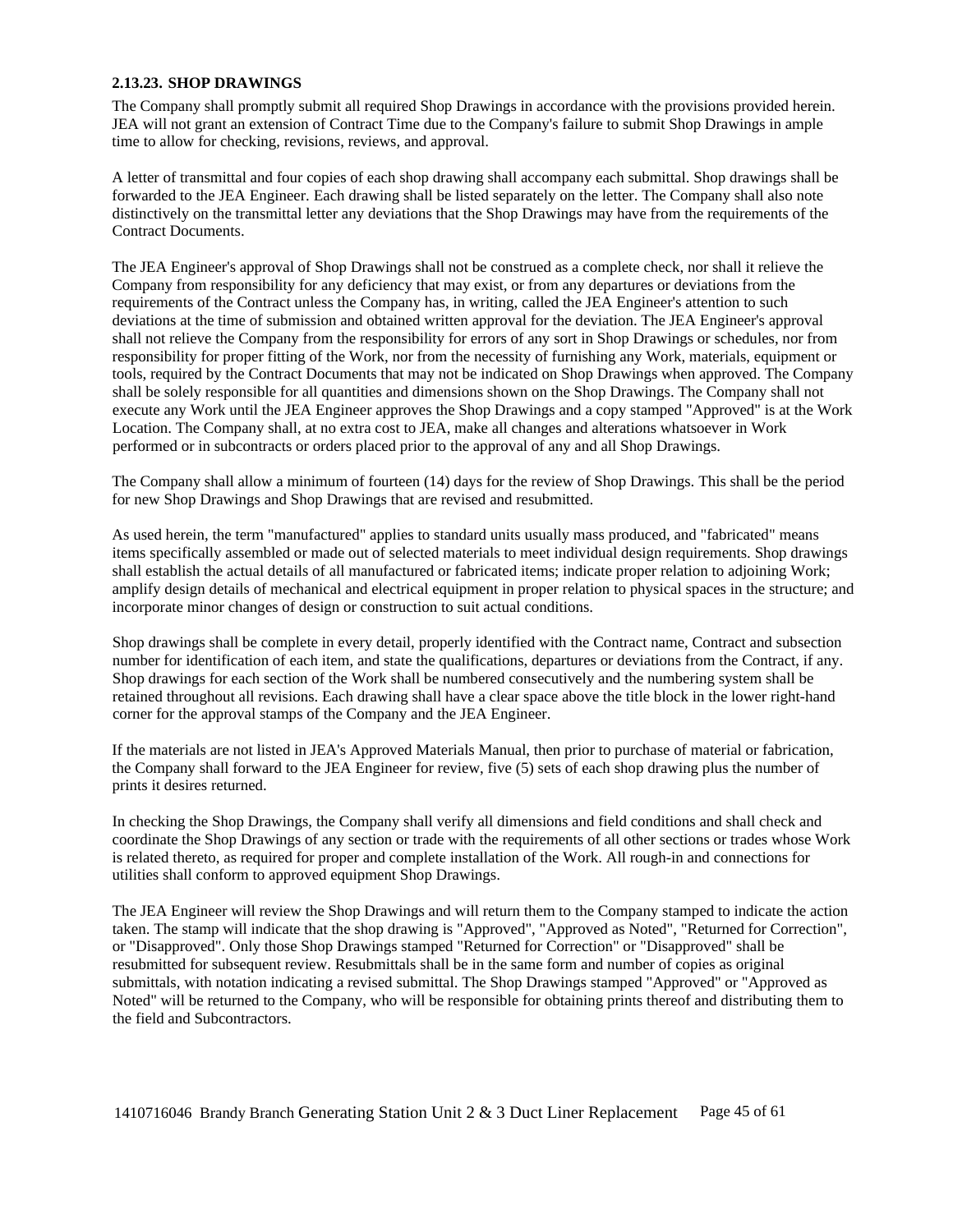### 2.13.23. SHOP DRAWINGS

The Company shall promptly submit all required Shop Drawings in accordance with the provisions provided herein. JEA will not grant an extension of Contract Time due to the Company's failure to submit Shop Drawings in ample time to allow for checking, revisions, reviews, and approval.

A letter of transmittal and four copies of each shop drawing shall accompany each submittal. Shop drawings shall be forwarded to the JEA Engineer. Each drawing shall be listed separately on the letter. The Company shall also note distinctively on the transmittal letter any deviations that the Shop Drawings may have from the requirements of the Contract Documents.

The JEA Engineer's approval of Shop Drawings shall not be construed as a complete check, nor shall it relieve the Company from responsibility for any deficiency that may exist, or from any departures or deviations from the requirements of the Contract unless the Company has, in writing, called the JEA Engineer's attention to such deviations at the time of submission and obtained written approval for the deviation. The JEA Engineer's approval shall not relieve the Company from the responsibility for errors of any sort in Shop Drawings or schedules, nor from responsibility for proper fitting of the Work, nor from the necessity of furnishing any Work, materials, equipment or tools, required by the Contract Documents that may not be indicated on Shop Drawings when approved. The Company shall be solely responsible for all quantities and dimensions shown on the Shop Drawings. The Company shall not execute any Work until the JEA Engineer approves the Shop Drawings and a copy stamped "Approved" is at the Work Location. The Company shall, at no extra cost to JEA, make all changes and alterations whatsoever in Work performed or in subcontracts or orders placed prior to the approval of any and all Shop Drawings.

The Company shall allow a minimum of fourteen (14) days for the review of Shop Drawings. This shall be the period for new Shop Drawings and Shop Drawings that are revised and resubmitted.

As used herein, the term "manufactured" applies to standard units usually mass produced, and "fabricated" means items specifically assembled or made out of selected materials to meet individual design requirements. Shop drawings shall establish the actual details of all manufactured or fabricated items; indicate proper relation to adjoining Work; amplify design details of mechanical and electrical equipment in proper relation to physical spaces in the structure; and incorporate minor changes of design or construction to suit actual conditions.

Shop drawings shall be complete in every detail, properly identified with the Contract name, Contract and subsection number for identification of each item, and state the qualifications, departures or deviations from the Contract, if any. Shop drawings for each section of the Work shall be numbered consecutively and the numbering system shall be retained throughout all revisions. Each drawing shall have a clear space above the title block in the lower right-hand corner for the approval stamps of the Company and the JEA Engineer.

If the materials are not listed in JEA's Approved Materials Manual, then prior to purchase of material or fabrication, the Company shall forward to the JEA Engineer for review, five (5) sets of each shop drawing plus the number of prints it desires returned.

In checking the Shop Drawings, the Company shall verify all dimensions and field conditions and shall check and coordinate the Shop Drawings of any section or trade with the requirements of all other sections or trades whose Work is related thereto, as required for proper and complete installation of the Work. All rough-in and connections for utilities shall conform to approved equipment Shop Drawings.

The JEA Engineer will review the Shop Drawings and will return them to the Company stamped to indicate the action taken. The stamp will indicate that the shop drawing is "Approved", "Approved as Noted", "Returned for Correction", or "Disapproved". Only those Shop Drawings stamped "Returned for Correction" or "Disapproved" shall be resubmitted for subsequent review. Resubmittals shall be in the same form and number of copies as original submittals, with notation indicating a revised submittal. The Shop Drawings stamped "Approved" or "Approved as Noted" will be returned to the Company, who will be responsible for obtaining prints thereof and distributing them to the field and Subcontractors.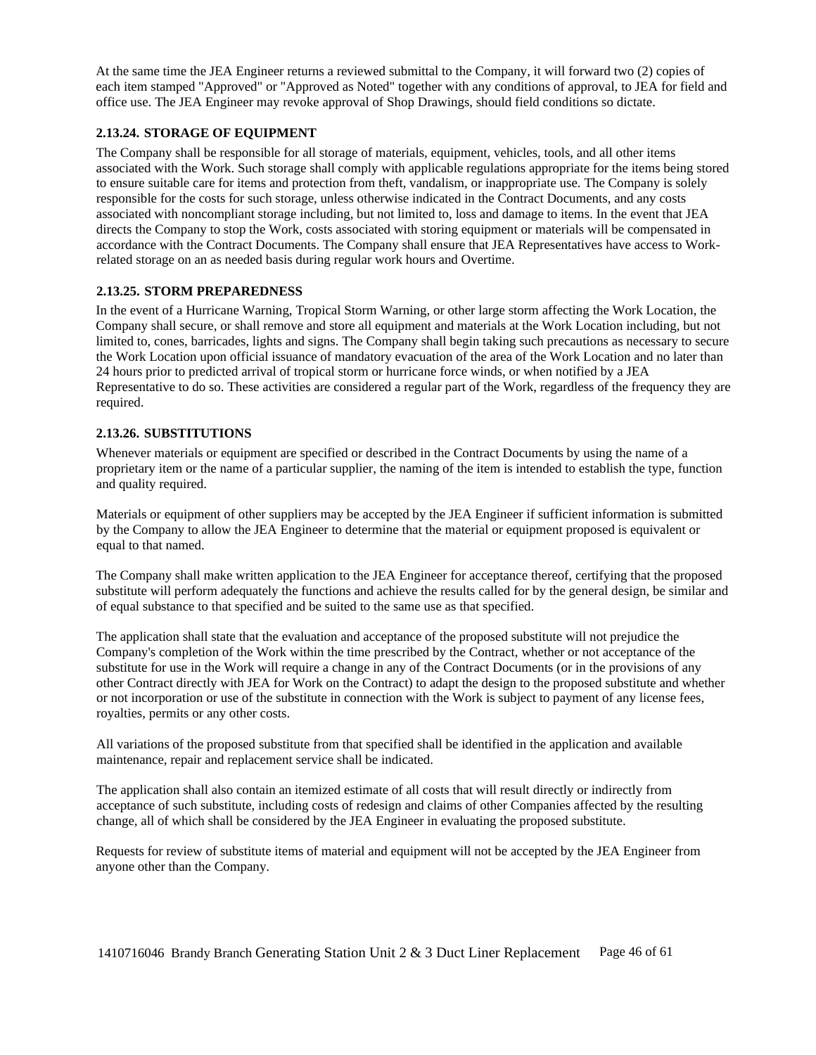At the same time the JEA Engineer returns a reviewed submittal to the Company, it will forward two (2) copies of each item stamped "Approved" or "Approved as Noted" together with any conditions of approval, to JEA for field and office use. The JEA Engineer may revoke approval of Shop Drawings, should field conditions so dictate.

### 2.13.24. STORAGE OF EQUIPMENT

The Company shall be responsible for all storage of materials, equipment, vehicles, tools, and all other items associated with the Work. Such storage shall comply with applicable regulations appropriate for the items being stored to ensure suitable care for items and protection from theft, vandalism, or inappropriate use. The Company is solely responsible for the costs for such storage, unless otherwise indicated in the Contract Documents, and any costs associated with noncompliant storage including, but not limited to, loss and damage to items. In the event that JEA directs the Company to stop the Work, costs associated with storing equipment or materials will be compensated in accordance with the Contract Documents. The Company shall ensure that JEA Representatives have access to Work-related storage on an as needed basis during regular work hours and Overtime.

### 2.13.25. STORM PREPAREDNESS

In the event of a Hurricane Warning, Tropical Storm Warning, or other large storm affecting the Work Location, the Company shall secure, or shall remove and store all equipment and materials at the Work Location including, but not limited to, cones, barricades, lights and signs. The Company shall begin taking such precautions as necessary to secure the Work Location upon official issuance of mandatory evacuation of the area of the Work Location and no later than 24 hours prior to predicted arrival of tropical storm or hurricane force winds, or when notified by a JEA Representative to do so. These activities are considered a regular part of the Work, regardless of the frequency they are required.

### 2.13.26. SUBSTITUTIONS

Whenever materials or equipment are specified or described in the Contract Documents by using the name of a proprietary item or the name of a particular supplier, the naming of the item is intended to establish the type, function and quality required.

Materials or equipment of other suppliers may be accepted by the JEA Engineer if sufficient information is submitted by the Company to allow the JEA Engineer to determine that the material or equipment proposed is equivalent or equal to that named.

The Company shall make written application to the JEA Engineer for acceptance thereof, certifying that the proposed substitute will perform adequately the functions and achieve the results called for by the general design, be similar and of equal substance to that specified and be suited to the same use as that specified.

The application shall state that the evaluation and acceptance of the proposed substitute will not prejudice the Company's completion of the Work within the time prescribed by the Contract, whether or not acceptance of the substitute for use in the Work will require a change in any of the Contract Documents (or in the provisions of any other Contract directly with JEA for Work on the Contract) to adapt the design to the proposed substitute and whether or not incorporation or use of the substitute in connection with the Work is subject to payment of any license fees, royalties, permits or any other costs.

All variations of the proposed substitute from that specified shall be identified in the application and available maintenance, repair and replacement service shall be indicated.

The application shall also contain an itemized estimate of all costs that will result directly or indirectly from acceptance of such substitute, including costs of redesign and claims of other Companies affected by the resulting change, all of which shall be considered by the JEA Engineer in evaluating the proposed substitute.

Requests for review of substitute items of material and equipment will not be accepted by the JEA Engineer from anyone other than the Company.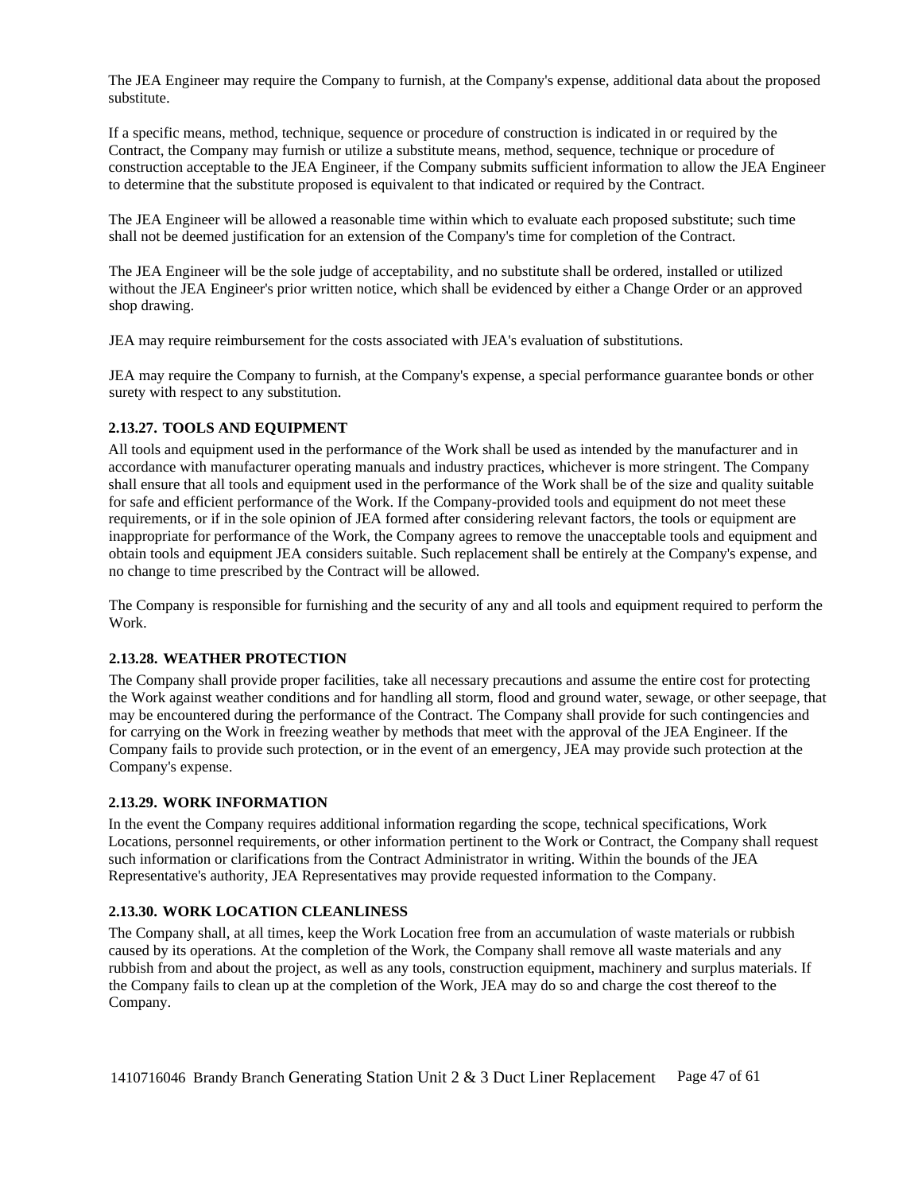The JEA Engineer may require the Company to furnish, at the Company's expense, additional data about the proposed substitute.

If a specific means, method, technique, sequence or procedure of construction is indicated in or required by the Contract, the Company may furnish or utilize a substitute means, method, sequence, technique or procedure of construction acceptable to the JEA Engineer, if the Company submits sufficient information to allow the JEA Engineer to determine that the substitute proposed is equivalent to that indicated or required by the Contract.

The JEA Engineer will be allowed a reasonable time within which to evaluate each proposed substitute; such time shall not be deemed justification for an extension of the Company's time for completion of the Contract.

The JEA Engineer will be the sole judge of acceptability, and no substitute shall be ordered, installed or utilized without the JEA Engineer's prior written notice, which shall be evidenced by either a Change Order or an approved shop drawing.

JEA may require reimbursement for the costs associated with JEA's evaluation of substitutions.

JEA may require the Company to furnish, at the Company's expense, a special performance guarantee bonds or other surety with respect to any substitution.

### 2.13.27. TOOLS AND EQUIPMENT

All tools and equipment used in the performance of the Work shall be used as intended by the manufacturer and in accordance with manufacturer operating manuals and industry practices, whichever is more stringent. The Company shall ensure that all tools and equipment used in the performance of the Work shall be of the size and quality suitable for safe and efficient performance of the Work. If the Company-provided tools and equipment do not meet these requirements, or if in the sole opinion of JEA formed after considering relevant factors, the tools or equipment are inappropriate for performance of the Work, the Company agrees to remove the unacceptable tools and equipment and obtain tools and equipment JEA considers suitable. Such replacement shall be entirely at the Company's expense, and no change to time prescribed by the Contract will be allowed.

The Company is responsible for furnishing and the security of any and all tools and equipment required to perform the Work.

### 2.13.28. WEATHER PROTECTION

The Company shall provide proper facilities, take all necessary precautions and assume the entire cost for protecting the Work against weather conditions and for handling all storm, flood and ground water, sewage, or other seepage, that may be encountered during the performance of the Contract. The Company shall provide for such contingencies and for carrying on the Work in freezing weather by methods that meet with the approval of the JEA Engineer. If the Company fails to provide such protection, or in the event of an emergency, JEA may provide such protection at the Company's expense.

### 2.13.29. WORK INFORMATION

In the event the Company requires additional information regarding the scope, technical specifications, Work Locations, personnel requirements, or other information pertinent to the Work or Contract, the Company shall request such information or clarifications from the Contract Administrator in writing. Within the bounds of the JEA Representative's authority, JEA Representatives may provide requested information to the Company.

### 2.13.30. WORK LOCATION CLEANLINESS

The Company shall, at all times, keep the Work Location free from an accumulation of waste materials or rubbish caused by its operations. At the completion of the Work, the Company shall remove all waste materials and any rubbish from and about the project, as well as any tools, construction equipment, machinery and surplus materials. If the Company fails to clean up at the completion of the Work, JEA may do so and charge the cost thereof to the Company.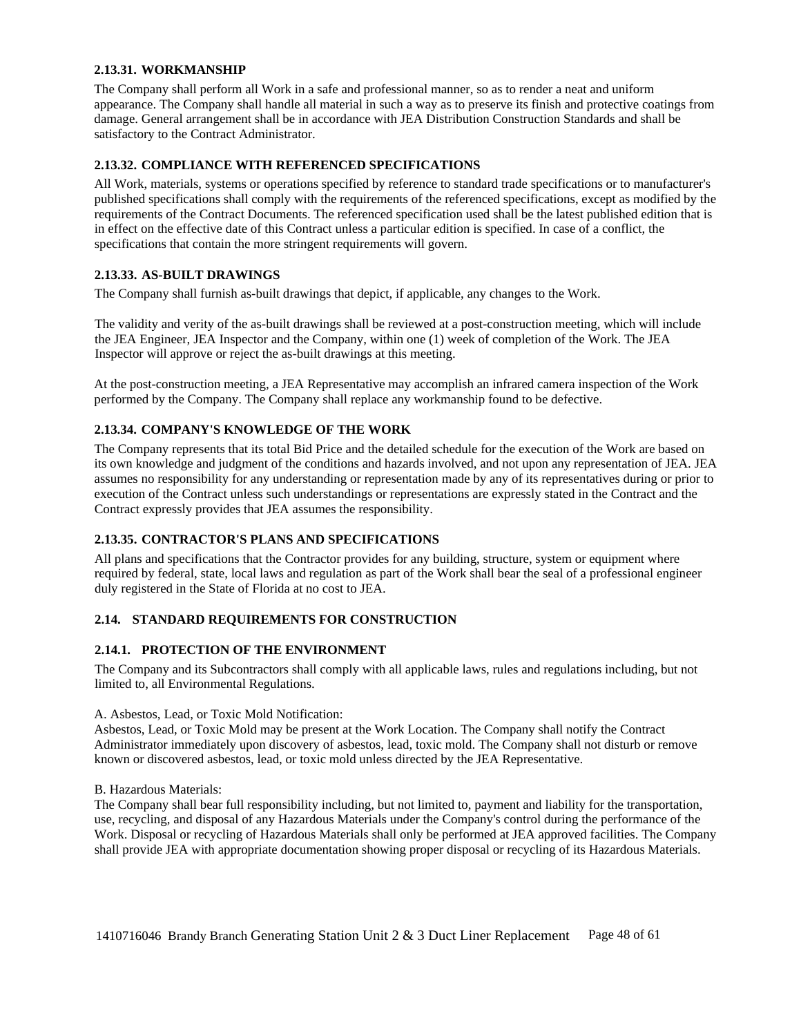### 2.13.31. WORKMANSHIP

The Company shall perform all Work in a safe and professional manner, so as to render a neat and uniform appearance. The Company shall handle all material in such a way as to preserve its finish and protective coatings from damage. General arrangement shall be in accordance with JEA Distribution Construction Standards and shall be satisfactory to the Contract Administrator.

### 2.13.32. COMPLIANCE WITH REFERENCED SPECIFICATIONS

All Work, materials, systems or operations specified by reference to standard trade specifications or to manufacturer's published specifications shall comply with the requirements of the referenced specifications, except as modified by the requirements of the Contract Documents. The referenced specification used shall be the latest published edition that is in effect on the effective date of this Contract unless a particular edition is specified. In case of a conflict, the specifications that contain the more stringent requirements will govern.

### 2.13.33. AS-BUILT DRAWINGS

The Company shall furnish as-built drawings that depict, if applicable, any changes to the Work.

The validity and verity of the as-built drawings shall be reviewed at a post-construction meeting, which will include the JEA Engineer, JEA Inspector and the Company, within one (1) week of completion of the Work. The JEA Inspector will approve or reject the as-built drawings at this meeting.

At the post-construction meeting, a JEA Representative may accomplish an infrared camera inspection of the Work performed by the Company. The Company shall replace any workmanship found to be defective.

### 2.13.34. COMPANY'S KNOWLEDGE OF THE WORK

The Company represents that its total Bid Price and the detailed schedule for the execution of the Work are based on its own knowledge and judgment of the conditions and hazards involved, and not upon any representation of JEA. JEA assumes no responsibility for any understanding or representation made by any of its representatives during or prior to execution of the Contract unless such understandings or representations are expressly stated in the Contract and the Contract expressly provides that JEA assumes the responsibility.

### 2.13.35. CONTRACTOR'S PLANS AND SPECIFICATIONS

All plans and specifications that the Contractor provides for any building, structure, system or equipment where required by federal, state, local laws and regulation as part of the Work shall bear the seal of a professional engineer duly registered in the State of Florida at no cost to JEA.

## 2.14. STANDARD REQUIREMENTS FOR CONSTRUCTION

### 2.14.1. PROTECTION OF THE ENVIRONMENT

The Company and its Subcontractors shall comply with all applicable laws, rules and regulations including, but not limited to, all Environmental Regulations.

A. Asbestos, Lead, or Toxic Mold Notification:
Asbestos, Lead, or Toxic Mold may be present at the Work Location. The Company shall notify the Contract Administrator immediately upon discovery of asbestos, lead, toxic mold. The Company shall not disturb or remove known or discovered asbestos, lead, or toxic mold unless directed by the JEA Representative.

B. Hazardous Materials:
The Company shall bear full responsibility including, but not limited to, payment and liability for the transportation, use, recycling, and disposal of any Hazardous Materials under the Company's control during the performance of the Work. Disposal or recycling of Hazardous Materials shall only be performed at JEA approved facilities. The Company shall provide JEA with appropriate documentation showing proper disposal or recycling of its Hazardous Materials.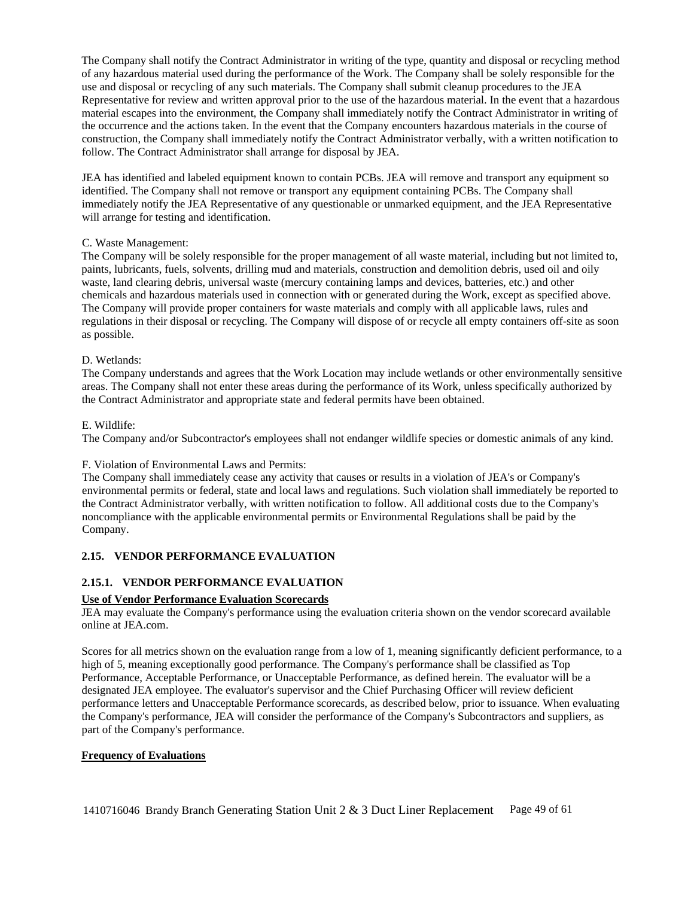The Company shall notify the Contract Administrator in writing of the type, quantity and disposal or recycling method of any hazardous material used during the performance of the Work. The Company shall be solely responsible for the use and disposal or recycling of any such materials. The Company shall submit cleanup procedures to the JEA Representative for review and written approval prior to the use of the hazardous material. In the event that a hazardous material escapes into the environment, the Company shall immediately notify the Contract Administrator in writing of the occurrence and the actions taken. In the event that the Company encounters hazardous materials in the course of construction, the Company shall immediately notify the Contract Administrator verbally, with a written notification to follow. The Contract Administrator shall arrange for disposal by JEA.

JEA has identified and labeled equipment known to contain PCBs. JEA will remove and transport any equipment so identified. The Company shall not remove or transport any equipment containing PCBs. The Company shall immediately notify the JEA Representative of any questionable or unmarked equipment, and the JEA Representative will arrange for testing and identification.

C. Waste Management:
The Company will be solely responsible for the proper management of all waste material, including but not limited to, paints, lubricants, fuels, solvents, drilling mud and materials, construction and demolition debris, used oil and oily waste, land clearing debris, universal waste (mercury containing lamps and devices, batteries, etc.) and other chemicals and hazardous materials used in connection with or generated during the Work, except as specified above. The Company will provide proper containers for waste materials and comply with all applicable laws, rules and regulations in their disposal or recycling. The Company will dispose of or recycle all empty containers off-site as soon as possible.

D. Wetlands:
The Company understands and agrees that the Work Location may include wetlands or other environmentally sensitive areas. The Company shall not enter these areas during the performance of its Work, unless specifically authorized by the Contract Administrator and appropriate state and federal permits have been obtained.

E. Wildlife:
The Company and/or Subcontractor's employees shall not endanger wildlife species or domestic animals of any kind.

F. Violation of Environmental Laws and Permits:
The Company shall immediately cease any activity that causes or results in a violation of JEA's or Company's environmental permits or federal, state and local laws and regulations. Such violation shall immediately be reported to the Contract Administrator verbally, with written notification to follow. All additional costs due to the Company's noncompliance with the applicable environmental permits or Environmental Regulations shall be paid by the Company.

## 2.15. VENDOR PERFORMANCE EVALUATION

### 2.15.1. VENDOR PERFORMANCE EVALUATION

**Use of Vendor Performance Evaluation Scorecards**

JEA may evaluate the Company's performance using the evaluation criteria shown on the vendor scorecard available online at JEA.com.

Scores for all metrics shown on the evaluation range from a low of 1, meaning significantly deficient performance, to a high of 5, meaning exceptionally good performance. The Company's performance shall be classified as Top Performance, Acceptable Performance, or Unacceptable Performance, as defined herein. The evaluator will be a designated JEA employee. The evaluator's supervisor and the Chief Purchasing Officer will review deficient performance letters and Unacceptable Performance scorecards, as described below, prior to issuance. When evaluating the Company's performance, JEA will consider the performance of the Company's Subcontractors and suppliers, as part of the Company's performance.

**Frequency of Evaluations**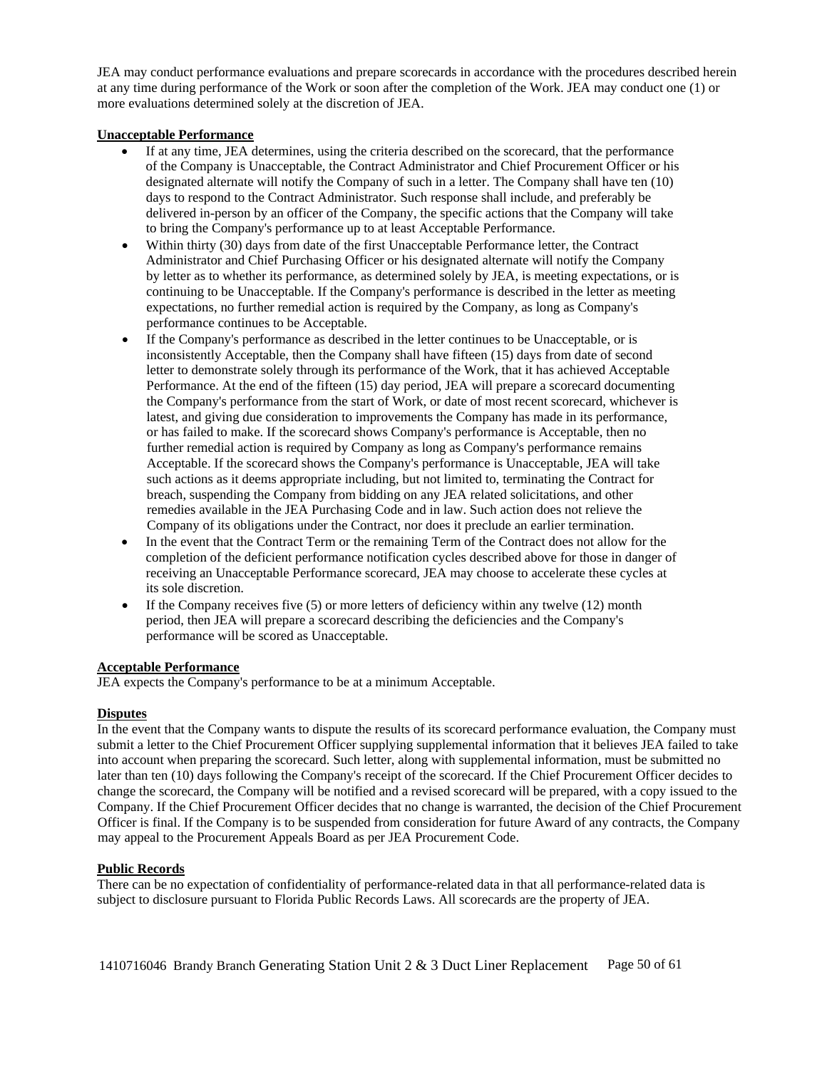JEA may conduct performance evaluations and prepare scorecards in accordance with the procedures described herein at any time during performance of the Work or soon after the completion of the Work. JEA may conduct one (1) or more evaluations determined solely at the discretion of JEA.

**Unacceptable Performance**

- If at any time, JEA determines, using the criteria described on the scorecard, that the performance of the Company is Unacceptable, the Contract Administrator and Chief Procurement Officer or his designated alternate will notify the Company of such in a letter. The Company shall have ten (10) days to respond to the Contract Administrator. Such response shall include, and preferably be delivered in-person by an officer of the Company, the specific actions that the Company will take to bring the Company's performance up to at least Acceptable Performance.
- Within thirty (30) days from date of the first Unacceptable Performance letter, the Contract Administrator and Chief Purchasing Officer or his designated alternate will notify the Company by letter as to whether its performance, as determined solely by JEA, is meeting expectations, or is continuing to be Unacceptable. If the Company's performance is described in the letter as meeting expectations, no further remedial action is required by the Company, as long as Company's performance continues to be Acceptable.
- If the Company's performance as described in the letter continues to be Unacceptable, or is inconsistently Acceptable, then the Company shall have fifteen (15) days from date of second letter to demonstrate solely through its performance of the Work, that it has achieved Acceptable Performance. At the end of the fifteen (15) day period, JEA will prepare a scorecard documenting the Company's performance from the start of Work, or date of most recent scorecard, whichever is latest, and giving due consideration to improvements the Company has made in its performance, or has failed to make. If the scorecard shows Company's performance is Acceptable, then no further remedial action is required by Company as long as Company's performance remains Acceptable. If the scorecard shows the Company's performance is Unacceptable, JEA will take such actions as it deems appropriate including, but not limited to, terminating the Contract for breach, suspending the Company from bidding on any JEA related solicitations, and other remedies available in the JEA Purchasing Code and in law. Such action does not relieve the Company of its obligations under the Contract, nor does it preclude an earlier termination.
- In the event that the Contract Term or the remaining Term of the Contract does not allow for the completion of the deficient performance notification cycles described above for those in danger of receiving an Unacceptable Performance scorecard, JEA may choose to accelerate these cycles at its sole discretion.
- If the Company receives five (5) or more letters of deficiency within any twelve (12) month period, then JEA will prepare a scorecard describing the deficiencies and the Company's performance will be scored as Unacceptable.

**Acceptable Performance**

JEA expects the Company's performance to be at a minimum Acceptable.

**Disputes**

In the event that the Company wants to dispute the results of its scorecard performance evaluation, the Company must submit a letter to the Chief Procurement Officer supplying supplemental information that it believes JEA failed to take into account when preparing the scorecard. Such letter, along with supplemental information, must be submitted no later than ten (10) days following the Company's receipt of the scorecard. If the Chief Procurement Officer decides to change the scorecard, the Company will be notified and a revised scorecard will be prepared, with a copy issued to the Company. If the Chief Procurement Officer decides that no change is warranted, the decision of the Chief Procurement Officer is final. If the Company is to be suspended from consideration for future Award of any contracts, the Company may appeal to the Procurement Appeals Board as per JEA Procurement Code.

**Public Records**

There can be no expectation of confidentiality of performance-related data in that all performance-related data is subject to disclosure pursuant to Florida Public Records Laws. All scorecards are the property of JEA.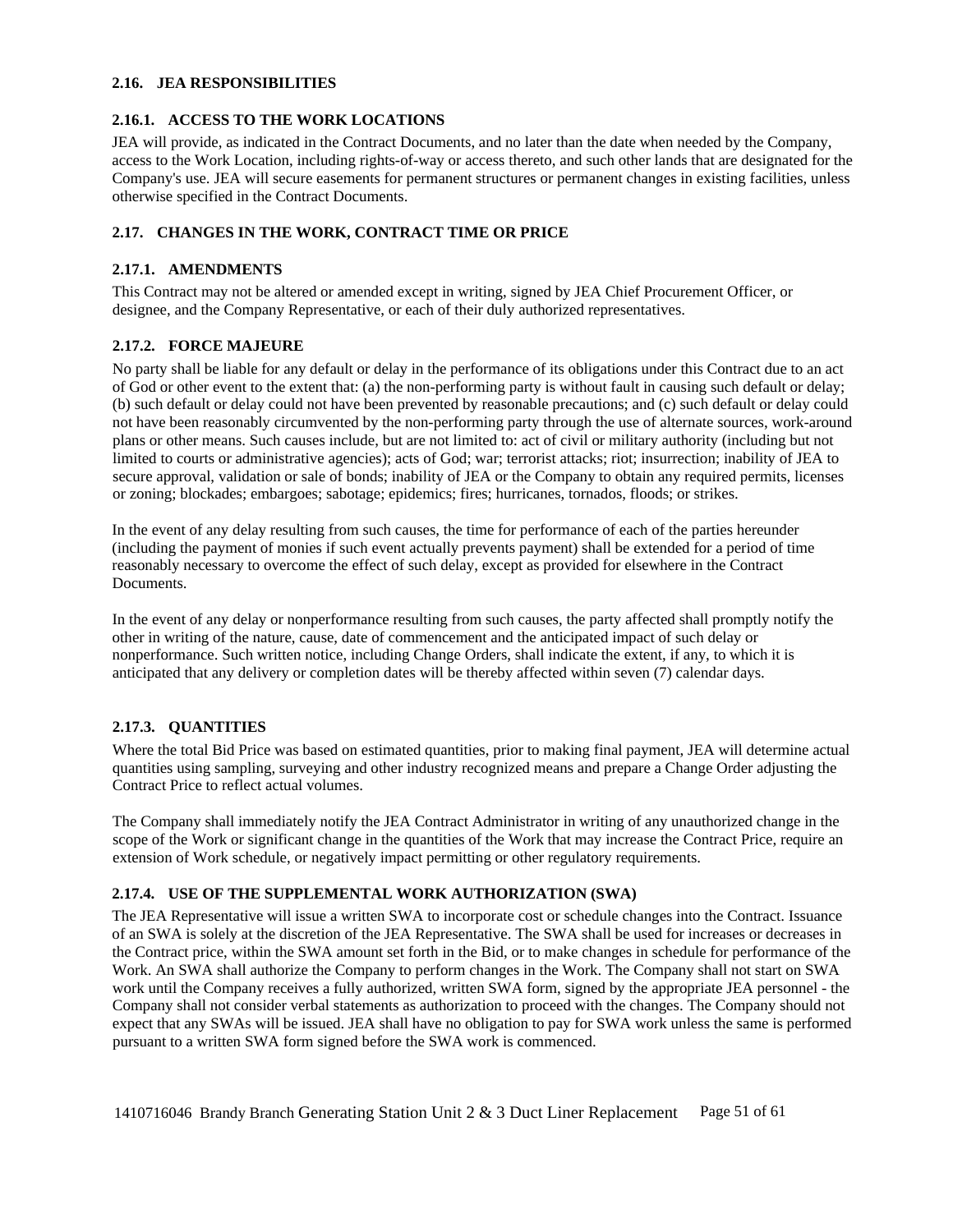### 2.16. JEA RESPONSIBILITIES

#### 2.16.1. ACCESS TO THE WORK LOCATIONS

JEA will provide, as indicated in the Contract Documents, and no later than the date when needed by the Company, access to the Work Location, including rights-of-way or access thereto, and such other lands that are designated for the Company's use. JEA will secure easements for permanent structures or permanent changes in existing facilities, unless otherwise specified in the Contract Documents.

### 2.17. CHANGES IN THE WORK, CONTRACT TIME OR PRICE

#### 2.17.1. AMENDMENTS

This Contract may not be altered or amended except in writing, signed by JEA Chief Procurement Officer, or designee, and the Company Representative, or each of their duly authorized representatives.

#### 2.17.2. FORCE MAJEURE

No party shall be liable for any default or delay in the performance of its obligations under this Contract due to an act of God or other event to the extent that: (a) the non-performing party is without fault in causing such default or delay; (b) such default or delay could not have been prevented by reasonable precautions; and (c) such default or delay could not have been reasonably circumvented by the non-performing party through the use of alternate sources, work-around plans or other means. Such causes include, but are not limited to: act of civil or military authority (including but not limited to courts or administrative agencies); acts of God; war; terrorist attacks; riot; insurrection; inability of JEA to secure approval, validation or sale of bonds; inability of JEA or the Company to obtain any required permits, licenses or zoning; blockades; embargoes; sabotage; epidemics; fires; hurricanes, tornados, floods; or strikes.

In the event of any delay resulting from such causes, the time for performance of each of the parties hereunder (including the payment of monies if such event actually prevents payment) shall be extended for a period of time reasonably necessary to overcome the effect of such delay, except as provided for elsewhere in the Contract Documents.

In the event of any delay or nonperformance resulting from such causes, the party affected shall promptly notify the other in writing of the nature, cause, date of commencement and the anticipated impact of such delay or nonperformance. Such written notice, including Change Orders, shall indicate the extent, if any, to which it is anticipated that any delivery or completion dates will be thereby affected within seven (7) calendar days.

#### 2.17.3. QUANTITIES

Where the total Bid Price was based on estimated quantities, prior to making final payment, JEA will determine actual quantities using sampling, surveying and other industry recognized means and prepare a Change Order adjusting the Contract Price to reflect actual volumes.

The Company shall immediately notify the JEA Contract Administrator in writing of any unauthorized change in the scope of the Work or significant change in the quantities of the Work that may increase the Contract Price, require an extension of Work schedule, or negatively impact permitting or other regulatory requirements.

#### 2.17.4. USE OF THE SUPPLEMENTAL WORK AUTHORIZATION (SWA)

The JEA Representative will issue a written SWA to incorporate cost or schedule changes into the Contract. Issuance of an SWA is solely at the discretion of the JEA Representative. The SWA shall be used for increases or decreases in the Contract price, within the SWA amount set forth in the Bid, or to make changes in schedule for performance of the Work. An SWA shall authorize the Company to perform changes in the Work. The Company shall not start on SWA work until the Company receives a fully authorized, written SWA form, signed by the appropriate JEA personnel - the Company shall not consider verbal statements as authorization to proceed with the changes. The Company should not expect that any SWAs will be issued. JEA shall have no obligation to pay for SWA work unless the same is performed pursuant to a written SWA form signed before the SWA work is commenced.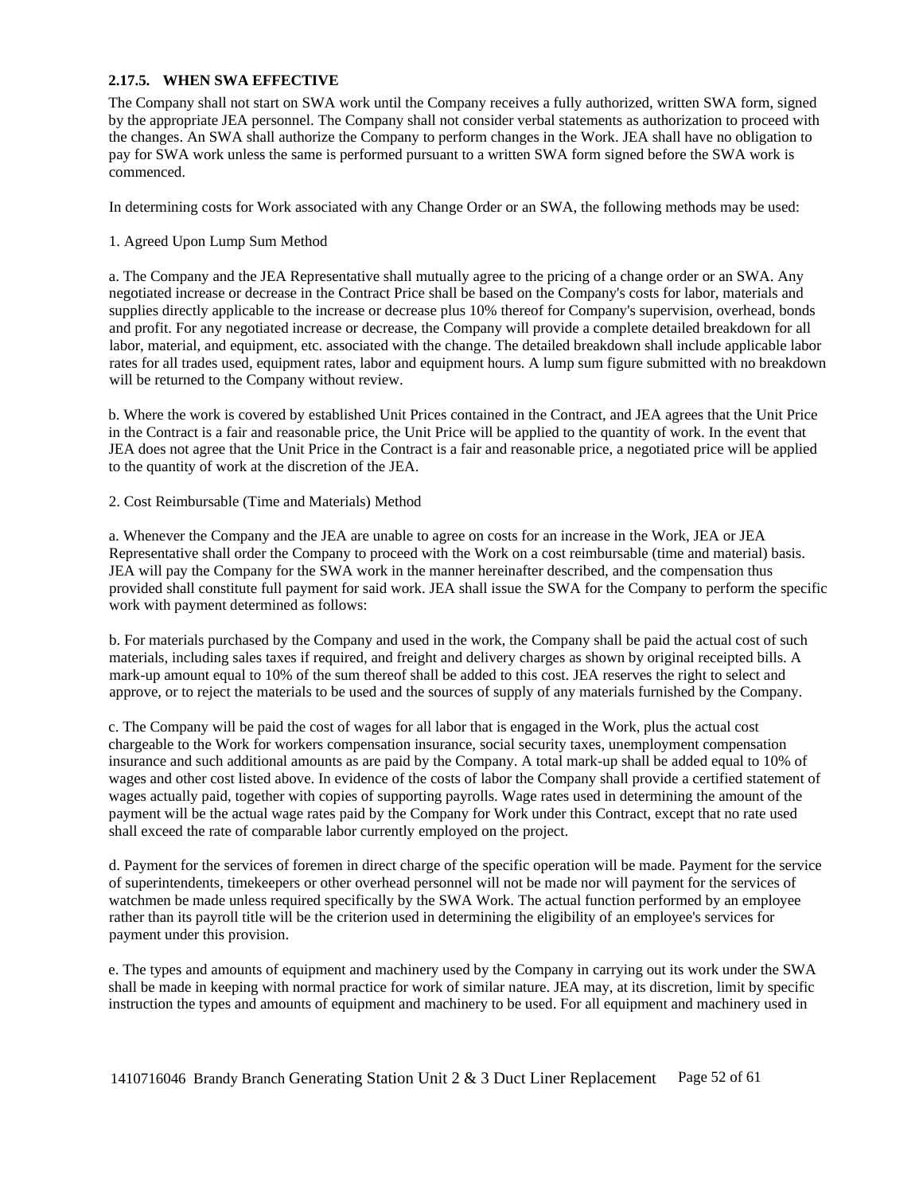### 2.17.5. WHEN SWA EFFECTIVE

The Company shall not start on SWA work until the Company receives a fully authorized, written SWA form, signed by the appropriate JEA personnel. The Company shall not consider verbal statements as authorization to proceed with the changes. An SWA shall authorize the Company to perform changes in the Work. JEA shall have no obligation to pay for SWA work unless the same is performed pursuant to a written SWA form signed before the SWA work is commenced.

In determining costs for Work associated with any Change Order or an SWA, the following methods may be used:

1. Agreed Upon Lump Sum Method

a. The Company and the JEA Representative shall mutually agree to the pricing of a change order or an SWA. Any negotiated increase or decrease in the Contract Price shall be based on the Company's costs for labor, materials and supplies directly applicable to the increase or decrease plus 10% thereof for Company's supervision, overhead, bonds and profit. For any negotiated increase or decrease, the Company will provide a complete detailed breakdown for all labor, material, and equipment, etc. associated with the change. The detailed breakdown shall include applicable labor rates for all trades used, equipment rates, labor and equipment hours. A lump sum figure submitted with no breakdown will be returned to the Company without review.

b. Where the work is covered by established Unit Prices contained in the Contract, and JEA agrees that the Unit Price in the Contract is a fair and reasonable price, the Unit Price will be applied to the quantity of work. In the event that JEA does not agree that the Unit Price in the Contract is a fair and reasonable price, a negotiated price will be applied to the quantity of work at the discretion of the JEA.

2. Cost Reimbursable (Time and Materials) Method

a. Whenever the Company and the JEA are unable to agree on costs for an increase in the Work, JEA or JEA Representative shall order the Company to proceed with the Work on a cost reimbursable (time and material) basis. JEA will pay the Company for the SWA work in the manner hereinafter described, and the compensation thus provided shall constitute full payment for said work. JEA shall issue the SWA for the Company to perform the specific work with payment determined as follows:

b. For materials purchased by the Company and used in the work, the Company shall be paid the actual cost of such materials, including sales taxes if required, and freight and delivery charges as shown by original receipted bills. A mark-up amount equal to 10% of the sum thereof shall be added to this cost. JEA reserves the right to select and approve, or to reject the materials to be used and the sources of supply of any materials furnished by the Company.

c. The Company will be paid the cost of wages for all labor that is engaged in the Work, plus the actual cost chargeable to the Work for workers compensation insurance, social security taxes, unemployment compensation insurance and such additional amounts as are paid by the Company. A total mark-up shall be added equal to 10% of wages and other cost listed above. In evidence of the costs of labor the Company shall provide a certified statement of wages actually paid, together with copies of supporting payrolls. Wage rates used in determining the amount of the payment will be the actual wage rates paid by the Company for Work under this Contract, except that no rate used shall exceed the rate of comparable labor currently employed on the project.

d. Payment for the services of foremen in direct charge of the specific operation will be made. Payment for the service of superintendents, timekeepers or other overhead personnel will not be made nor will payment for the services of watchmen be made unless required specifically by the SWA Work. The actual function performed by an employee rather than its payroll title will be the criterion used in determining the eligibility of an employee's services for payment under this provision.

e. The types and amounts of equipment and machinery used by the Company in carrying out its work under the SWA shall be made in keeping with normal practice for work of similar nature. JEA may, at its discretion, limit by specific instruction the types and amounts of equipment and machinery to be used. For all equipment and machinery used in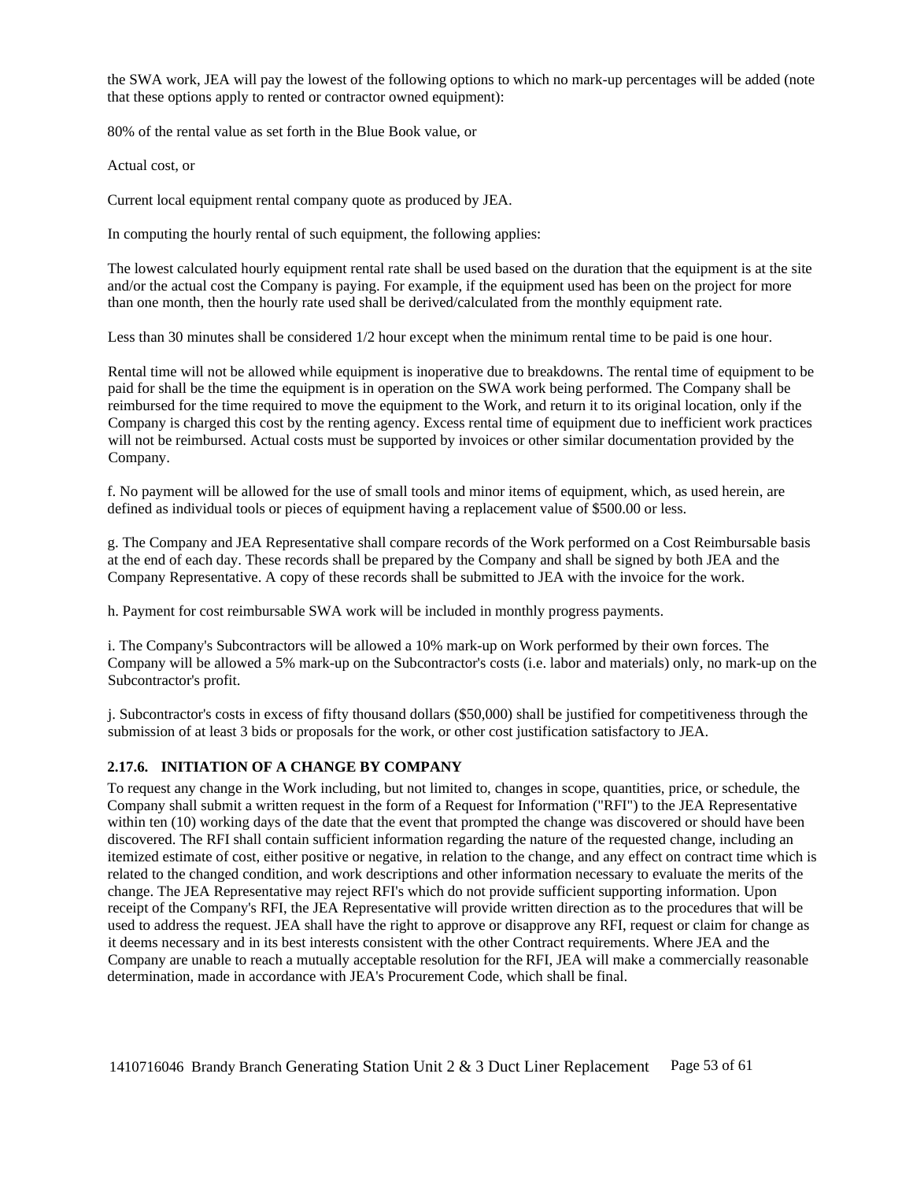the SWA work, JEA will pay the lowest of the following options to which no mark-up percentages will be added (note that these options apply to rented or contractor owned equipment):

80% of the rental value as set forth in the Blue Book value, or

Actual cost, or

Current local equipment rental company quote as produced by JEA.

In computing the hourly rental of such equipment, the following applies:

The lowest calculated hourly equipment rental rate shall be used based on the duration that the equipment is at the site and/or the actual cost the Company is paying. For example, if the equipment used has been on the project for more than one month, then the hourly rate used shall be derived/calculated from the monthly equipment rate.

Less than 30 minutes shall be considered 1/2 hour except when the minimum rental time to be paid is one hour.

Rental time will not be allowed while equipment is inoperative due to breakdowns. The rental time of equipment to be paid for shall be the time the equipment is in operation on the SWA work being performed. The Company shall be reimbursed for the time required to move the equipment to the Work, and return it to its original location, only if the Company is charged this cost by the renting agency. Excess rental time of equipment due to inefficient work practices will not be reimbursed. Actual costs must be supported by invoices or other similar documentation provided by the Company.

f. No payment will be allowed for the use of small tools and minor items of equipment, which, as used herein, are defined as individual tools or pieces of equipment having a replacement value of $500.00 or less.

g. The Company and JEA Representative shall compare records of the Work performed on a Cost Reimbursable basis at the end of each day. These records shall be prepared by the Company and shall be signed by both JEA and the Company Representative. A copy of these records shall be submitted to JEA with the invoice for the work.

h. Payment for cost reimbursable SWA work will be included in monthly progress payments.

i. The Company's Subcontractors will be allowed a 10% mark-up on Work performed by their own forces. The Company will be allowed a 5% mark-up on the Subcontractor's costs (i.e. labor and materials) only, no mark-up on the Subcontractor's profit.

j. Subcontractor's costs in excess of fifty thousand dollars ($50,000) shall be justified for competitiveness through the submission of at least 3 bids or proposals for the work, or other cost justification satisfactory to JEA.

### 2.17.6. INITIATION OF A CHANGE BY COMPANY

To request any change in the Work including, but not limited to, changes in scope, quantities, price, or schedule, the Company shall submit a written request in the form of a Request for Information ("RFI") to the JEA Representative within ten (10) working days of the date that the event that prompted the change was discovered or should have been discovered. The RFI shall contain sufficient information regarding the nature of the requested change, including an itemized estimate of cost, either positive or negative, in relation to the change, and any effect on contract time which is related to the changed condition, and work descriptions and other information necessary to evaluate the merits of the change. The JEA Representative may reject RFI's which do not provide sufficient supporting information. Upon receipt of the Company's RFI, the JEA Representative will provide written direction as to the procedures that will be used to address the request. JEA shall have the right to approve or disapprove any RFI, request or claim for change as it deems necessary and in its best interests consistent with the other Contract requirements. Where JEA and the Company are unable to reach a mutually acceptable resolution for the RFI, JEA will make a commercially reasonable determination, made in accordance with JEA's Procurement Code, which shall be final.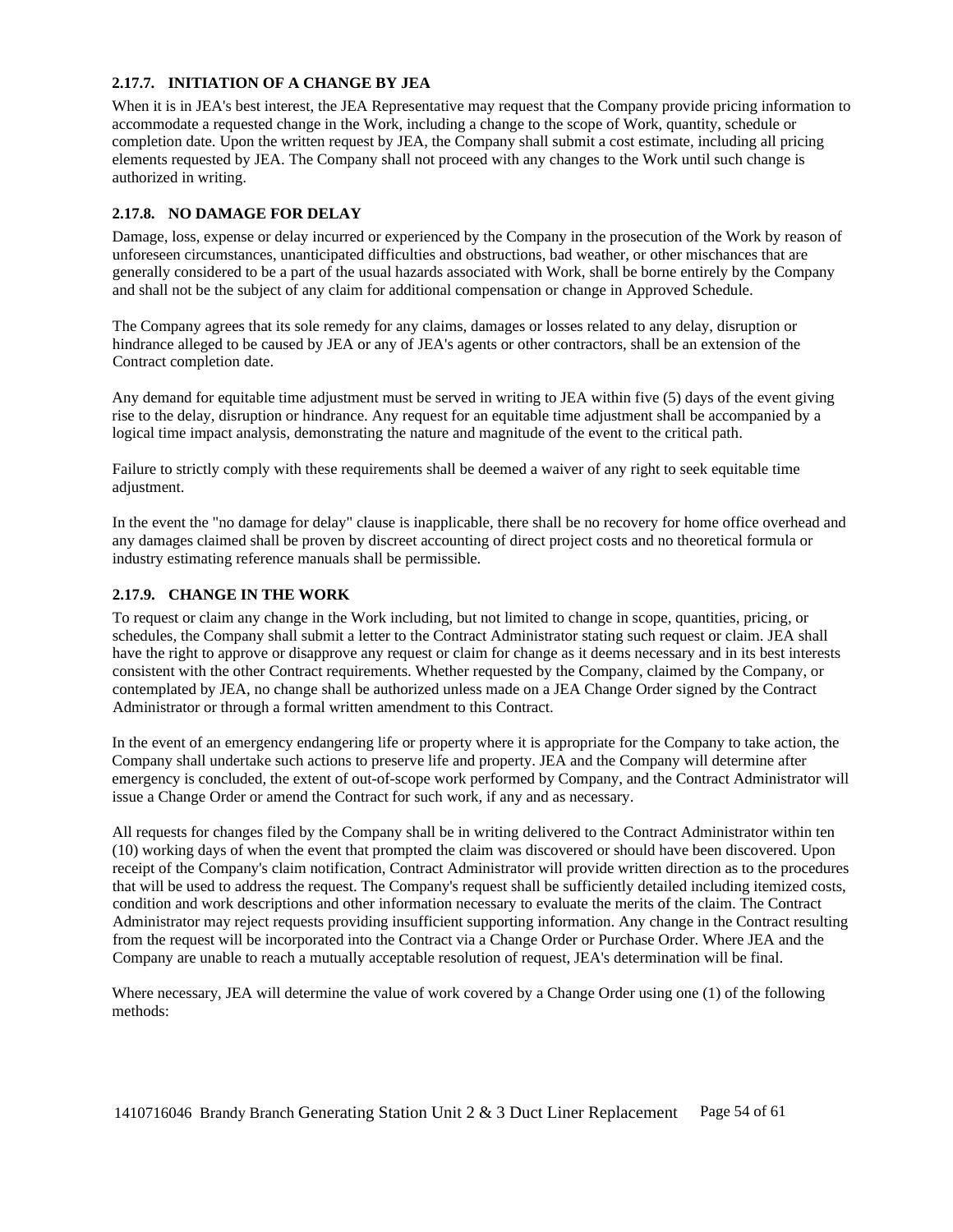### 2.17.7. INITIATION OF A CHANGE BY JEA

When it is in JEA's best interest, the JEA Representative may request that the Company provide pricing information to accommodate a requested change in the Work, including a change to the scope of Work, quantity, schedule or completion date. Upon the written request by JEA, the Company shall submit a cost estimate, including all pricing elements requested by JEA. The Company shall not proceed with any changes to the Work until such change is authorized in writing.

### 2.17.8. NO DAMAGE FOR DELAY

Damage, loss, expense or delay incurred or experienced by the Company in the prosecution of the Work by reason of unforeseen circumstances, unanticipated difficulties and obstructions, bad weather, or other mischances that are generally considered to be a part of the usual hazards associated with Work, shall be borne entirely by the Company and shall not be the subject of any claim for additional compensation or change in Approved Schedule.

The Company agrees that its sole remedy for any claims, damages or losses related to any delay, disruption or hindrance alleged to be caused by JEA or any of JEA's agents or other contractors, shall be an extension of the Contract completion date.

Any demand for equitable time adjustment must be served in writing to JEA within five (5) days of the event giving rise to the delay, disruption or hindrance. Any request for an equitable time adjustment shall be accompanied by a logical time impact analysis, demonstrating the nature and magnitude of the event to the critical path.

Failure to strictly comply with these requirements shall be deemed a waiver of any right to seek equitable time adjustment.

In the event the "no damage for delay" clause is inapplicable, there shall be no recovery for home office overhead and any damages claimed shall be proven by discreet accounting of direct project costs and no theoretical formula or industry estimating reference manuals shall be permissible.

### 2.17.9. CHANGE IN THE WORK

To request or claim any change in the Work including, but not limited to change in scope, quantities, pricing, or schedules, the Company shall submit a letter to the Contract Administrator stating such request or claim. JEA shall have the right to approve or disapprove any request or claim for change as it deems necessary and in its best interests consistent with the other Contract requirements. Whether requested by the Company, claimed by the Company, or contemplated by JEA, no change shall be authorized unless made on a JEA Change Order signed by the Contract Administrator or through a formal written amendment to this Contract.

In the event of an emergency endangering life or property where it is appropriate for the Company to take action, the Company shall undertake such actions to preserve life and property. JEA and the Company will determine after emergency is concluded, the extent of out-of-scope work performed by Company, and the Contract Administrator will issue a Change Order or amend the Contract for such work, if any and as necessary.

All requests for changes filed by the Company shall be in writing delivered to the Contract Administrator within ten (10) working days of when the event that prompted the claim was discovered or should have been discovered. Upon receipt of the Company's claim notification, Contract Administrator will provide written direction as to the procedures that will be used to address the request. The Company's request shall be sufficiently detailed including itemized costs, condition and work descriptions and other information necessary to evaluate the merits of the claim. The Contract Administrator may reject requests providing insufficient supporting information. Any change in the Contract resulting from the request will be incorporated into the Contract via a Change Order or Purchase Order. Where JEA and the Company are unable to reach a mutually acceptable resolution of request, JEA's determination will be final.

Where necessary, JEA will determine the value of work covered by a Change Order using one (1) of the following methods: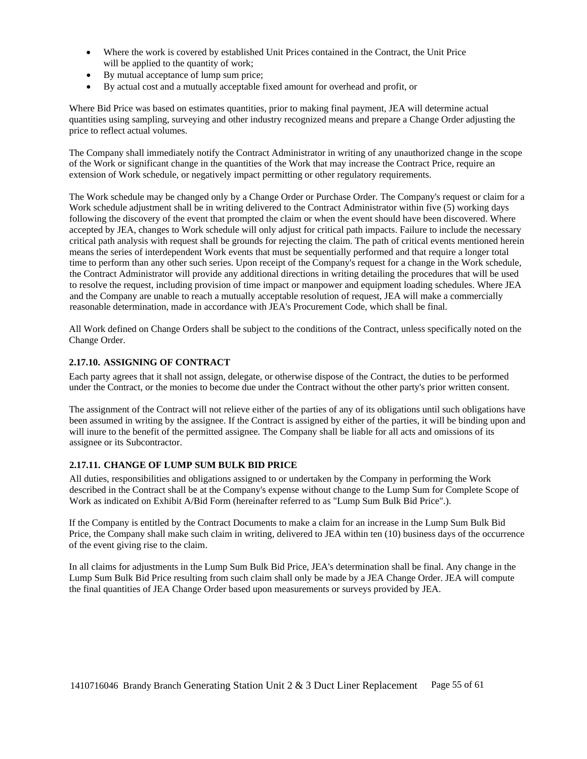- Where the work is covered by established Unit Prices contained in the Contract, the Unit Price will be applied to the quantity of work;
- By mutual acceptance of lump sum price;
- By actual cost and a mutually acceptable fixed amount for overhead and profit, or

Where Bid Price was based on estimates quantities, prior to making final payment, JEA will determine actual quantities using sampling, surveying and other industry recognized means and prepare a Change Order adjusting the price to reflect actual volumes.

The Company shall immediately notify the Contract Administrator in writing of any unauthorized change in the scope of the Work or significant change in the quantities of the Work that may increase the Contract Price, require an extension of Work schedule, or negatively impact permitting or other regulatory requirements.

The Work schedule may be changed only by a Change Order or Purchase Order. The Company's request or claim for a Work schedule adjustment shall be in writing delivered to the Contract Administrator within five (5) working days following the discovery of the event that prompted the claim or when the event should have been discovered. Where accepted by JEA, changes to Work schedule will only adjust for critical path impacts. Failure to include the necessary critical path analysis with request shall be grounds for rejecting the claim. The path of critical events mentioned herein means the series of interdependent Work events that must be sequentially performed and that require a longer total time to perform than any other such series. Upon receipt of the Company's request for a change in the Work schedule, the Contract Administrator will provide any additional directions in writing detailing the procedures that will be used to resolve the request, including provision of time impact or manpower and equipment loading schedules. Where JEA and the Company are unable to reach a mutually acceptable resolution of request, JEA will make a commercially reasonable determination, made in accordance with JEA's Procurement Code, which shall be final.

All Work defined on Change Orders shall be subject to the conditions of the Contract, unless specifically noted on the Change Order.

### 2.17.10. ASSIGNING OF CONTRACT

Each party agrees that it shall not assign, delegate, or otherwise dispose of the Contract, the duties to be performed under the Contract, or the monies to become due under the Contract without the other party's prior written consent.

The assignment of the Contract will not relieve either of the parties of any of its obligations until such obligations have been assumed in writing by the assignee. If the Contract is assigned by either of the parties, it will be binding upon and will inure to the benefit of the permitted assignee. The Company shall be liable for all acts and omissions of its assignee or its Subcontractor.

### 2.17.11. CHANGE OF LUMP SUM BULK BID PRICE

All duties, responsibilities and obligations assigned to or undertaken by the Company in performing the Work described in the Contract shall be at the Company's expense without change to the Lump Sum for Complete Scope of Work as indicated on Exhibit A/Bid Form (hereinafter referred to as "Lump Sum Bulk Bid Price".).

If the Company is entitled by the Contract Documents to make a claim for an increase in the Lump Sum Bulk Bid Price, the Company shall make such claim in writing, delivered to JEA within ten (10) business days of the occurrence of the event giving rise to the claim.

In all claims for adjustments in the Lump Sum Bulk Bid Price, JEA's determination shall be final. Any change in the Lump Sum Bulk Bid Price resulting from such claim shall only be made by a JEA Change Order. JEA will compute the final quantities of JEA Change Order based upon measurements or surveys provided by JEA.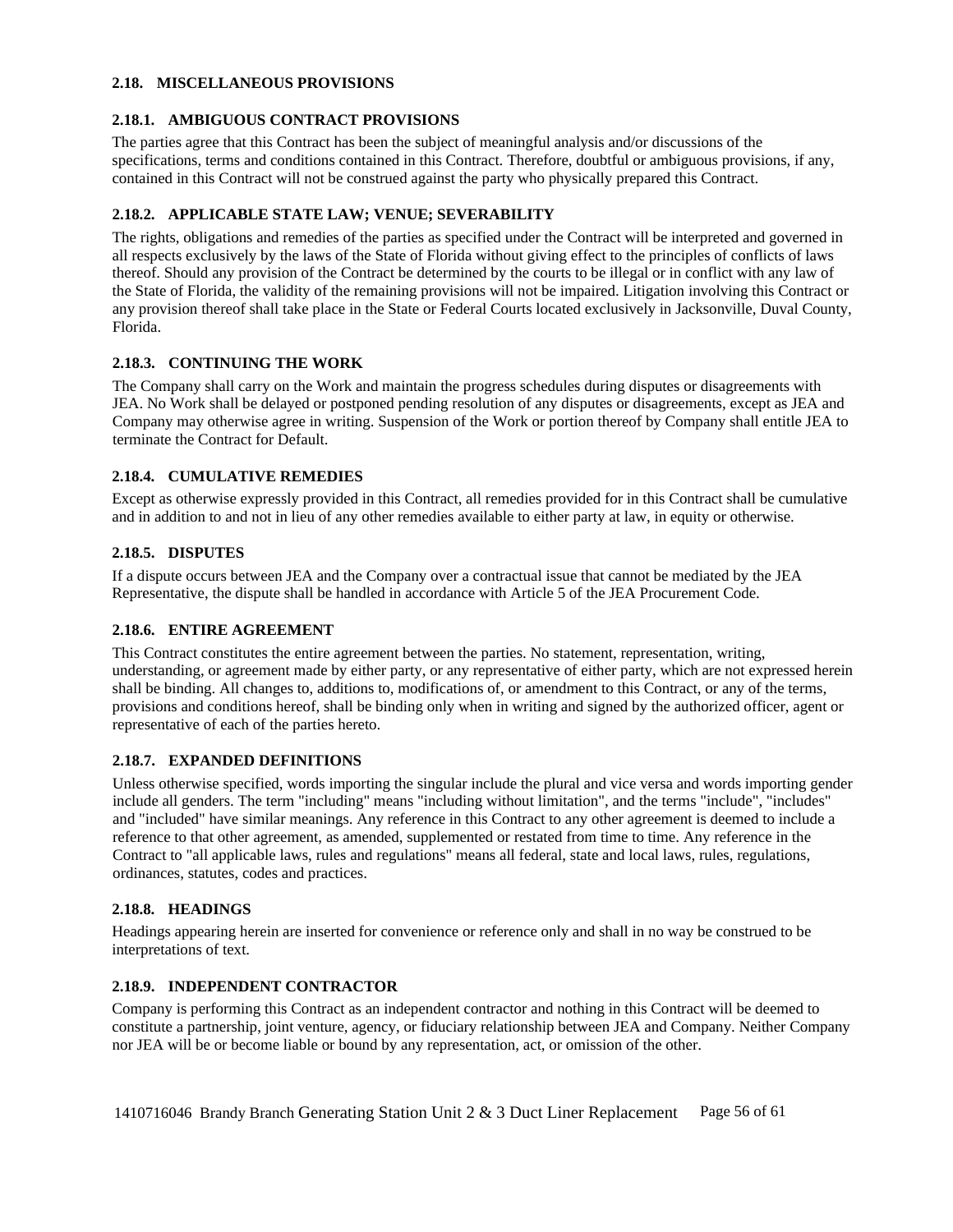### 2.18. MISCELLANEOUS PROVISIONS

#### 2.18.1. AMBIGUOUS CONTRACT PROVISIONS

The parties agree that this Contract has been the subject of meaningful analysis and/or discussions of the specifications, terms and conditions contained in this Contract. Therefore, doubtful or ambiguous provisions, if any, contained in this Contract will not be construed against the party who physically prepared this Contract.

#### 2.18.2. APPLICABLE STATE LAW; VENUE; SEVERABILITY

The rights, obligations and remedies of the parties as specified under the Contract will be interpreted and governed in all respects exclusively by the laws of the State of Florida without giving effect to the principles of conflicts of laws thereof. Should any provision of the Contract be determined by the courts to be illegal or in conflict with any law of the State of Florida, the validity of the remaining provisions will not be impaired. Litigation involving this Contract or any provision thereof shall take place in the State or Federal Courts located exclusively in Jacksonville, Duval County, Florida.

#### 2.18.3. CONTINUING THE WORK

The Company shall carry on the Work and maintain the progress schedules during disputes or disagreements with JEA. No Work shall be delayed or postponed pending resolution of any disputes or disagreements, except as JEA and Company may otherwise agree in writing. Suspension of the Work or portion thereof by Company shall entitle JEA to terminate the Contract for Default.

#### 2.18.4. CUMULATIVE REMEDIES

Except as otherwise expressly provided in this Contract, all remedies provided for in this Contract shall be cumulative and in addition to and not in lieu of any other remedies available to either party at law, in equity or otherwise.

#### 2.18.5. DISPUTES

If a dispute occurs between JEA and the Company over a contractual issue that cannot be mediated by the JEA Representative, the dispute shall be handled in accordance with Article 5 of the JEA Procurement Code.

#### 2.18.6. ENTIRE AGREEMENT

This Contract constitutes the entire agreement between the parties. No statement, representation, writing, understanding, or agreement made by either party, or any representative of either party, which are not expressed herein shall be binding. All changes to, additions to, modifications of, or amendment to this Contract, or any of the terms, provisions and conditions hereof, shall be binding only when in writing and signed by the authorized officer, agent or representative of each of the parties hereto.

#### 2.18.7. EXPANDED DEFINITIONS

Unless otherwise specified, words importing the singular include the plural and vice versa and words importing gender include all genders. The term "including" means "including without limitation", and the terms "include", "includes" and "included" have similar meanings. Any reference in this Contract to any other agreement is deemed to include a reference to that other agreement, as amended, supplemented or restated from time to time. Any reference in the Contract to "all applicable laws, rules and regulations" means all federal, state and local laws, rules, regulations, ordinances, statutes, codes and practices.

#### 2.18.8. HEADINGS

Headings appearing herein are inserted for convenience or reference only and shall in no way be construed to be interpretations of text.

#### 2.18.9. INDEPENDENT CONTRACTOR

Company is performing this Contract as an independent contractor and nothing in this Contract will be deemed to constitute a partnership, joint venture, agency, or fiduciary relationship between JEA and Company. Neither Company nor JEA will be or become liable or bound by any representation, act, or omission of the other.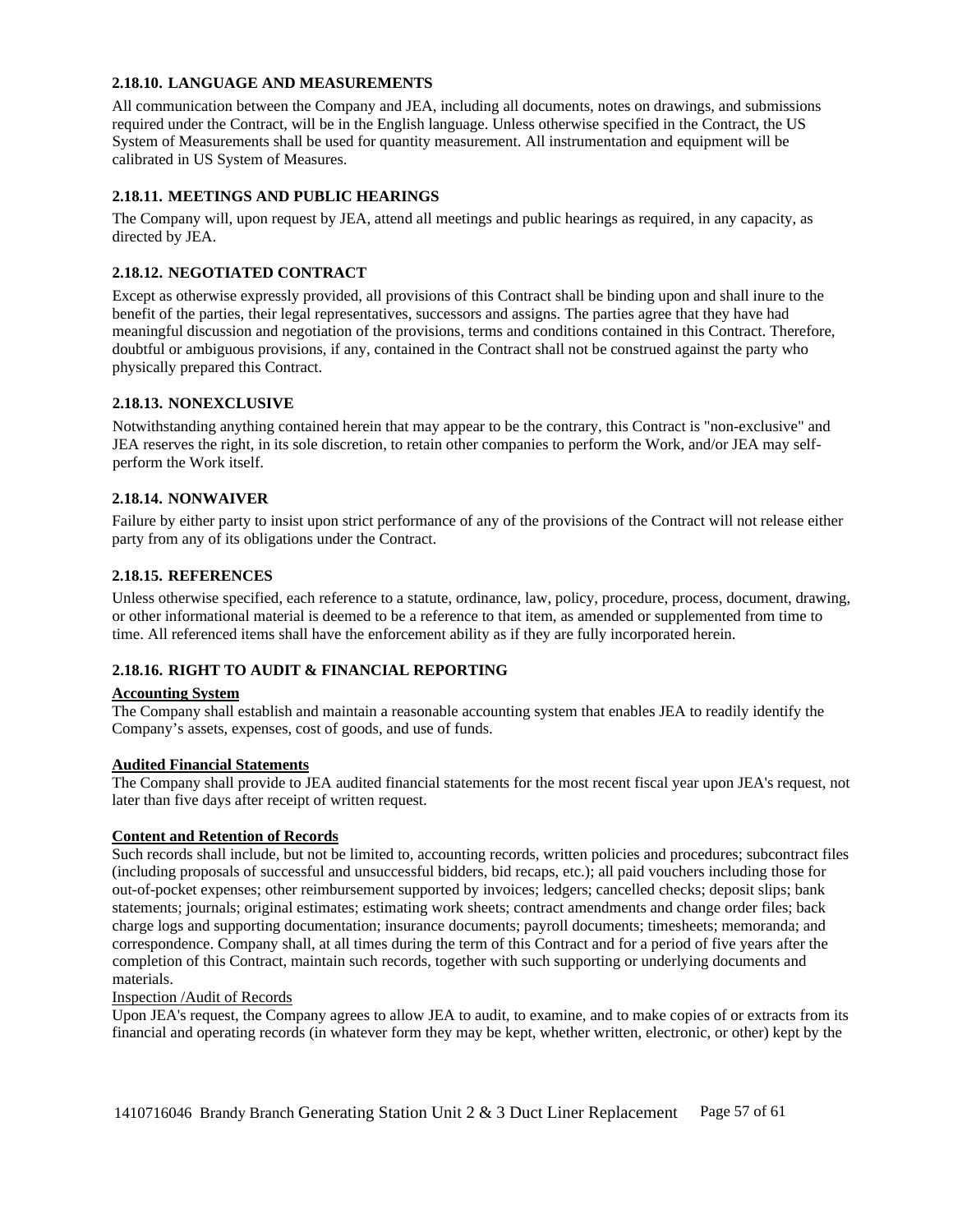### 2.18.10. LANGUAGE AND MEASUREMENTS

All communication between the Company and JEA, including all documents, notes on drawings, and submissions required under the Contract, will be in the English language. Unless otherwise specified in the Contract, the US System of Measurements shall be used for quantity measurement. All instrumentation and equipment will be calibrated in US System of Measures.

### 2.18.11. MEETINGS AND PUBLIC HEARINGS

The Company will, upon request by JEA, attend all meetings and public hearings as required, in any capacity, as directed by JEA.

### 2.18.12. NEGOTIATED CONTRACT

Except as otherwise expressly provided, all provisions of this Contract shall be binding upon and shall inure to the benefit of the parties, their legal representatives, successors and assigns. The parties agree that they have had meaningful discussion and negotiation of the provisions, terms and conditions contained in this Contract. Therefore, doubtful or ambiguous provisions, if any, contained in the Contract shall not be construed against the party who physically prepared this Contract.

### 2.18.13. NONEXCLUSIVE

Notwithstanding anything contained herein that may appear to be the contrary, this Contract is "non-exclusive" and JEA reserves the right, in its sole discretion, to retain other companies to perform the Work, and/or JEA may self-perform the Work itself.

### 2.18.14. NONWAIVER

Failure by either party to insist upon strict performance of any of the provisions of the Contract will not release either party from any of its obligations under the Contract.

### 2.18.15. REFERENCES

Unless otherwise specified, each reference to a statute, ordinance, law, policy, procedure, process, document, drawing, or other informational material is deemed to be a reference to that item, as amended or supplemented from time to time. All referenced items shall have the enforcement ability as if they are fully incorporated herein.

### 2.18.16. RIGHT TO AUDIT & FINANCIAL REPORTING

**Accounting System**
The Company shall establish and maintain a reasonable accounting system that enables JEA to readily identify the Company's assets, expenses, cost of goods, and use of funds.

**Audited Financial Statements**
The Company shall provide to JEA audited financial statements for the most recent fiscal year upon JEA's request, not later than five days after receipt of written request.

**Content and Retention of Records**
Such records shall include, but not be limited to, accounting records, written policies and procedures; subcontract files (including proposals of successful and unsuccessful bidders, bid recaps, etc.); all paid vouchers including those for out-of-pocket expenses; other reimbursement supported by invoices; ledgers; cancelled checks; deposit slips; bank statements; journals; original estimates; estimating work sheets; contract amendments and change order files; back charge logs and supporting documentation; insurance documents; payroll documents; timesheets; memoranda; and correspondence. Company shall, at all times during the term of this Contract and for a period of five years after the completion of this Contract, maintain such records, together with such supporting or underlying documents and materials.

Inspection /Audit of Records
Upon JEA's request, the Company agrees to allow JEA to audit, to examine, and to make copies of or extracts from its financial and operating records (in whatever form they may be kept, whether written, electronic, or other) kept by the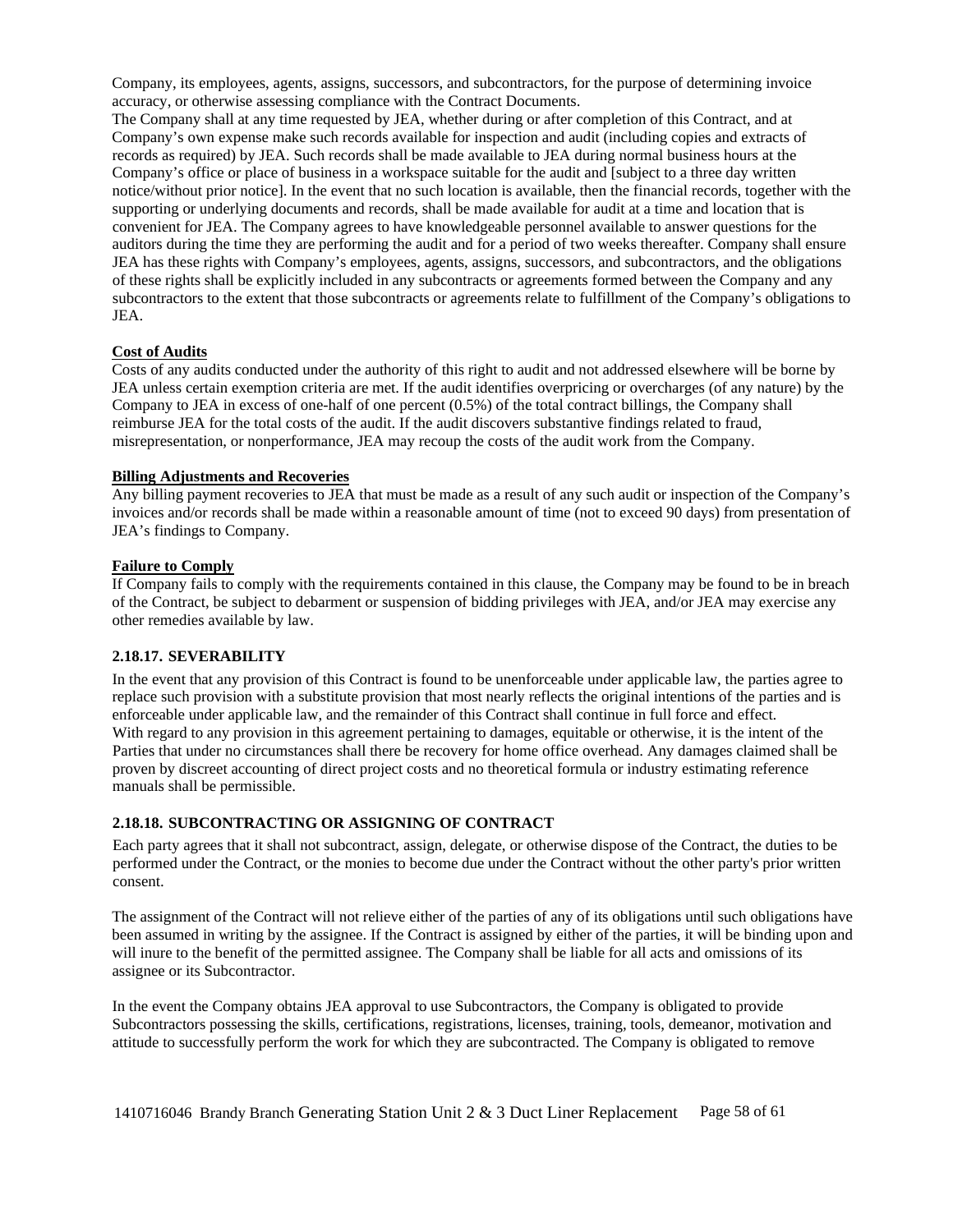Company, its employees, agents, assigns, successors, and subcontractors, for the purpose of determining invoice accuracy, or otherwise assessing compliance with the Contract Documents.

The Company shall at any time requested by JEA, whether during or after completion of this Contract, and at Company's own expense make such records available for inspection and audit (including copies and extracts of records as required) by JEA. Such records shall be made available to JEA during normal business hours at the Company's office or place of business in a workspace suitable for the audit and [subject to a three day written notice/without prior notice]. In the event that no such location is available, then the financial records, together with the supporting or underlying documents and records, shall be made available for audit at a time and location that is convenient for JEA. The Company agrees to have knowledgeable personnel available to answer questions for the auditors during the time they are performing the audit and for a period of two weeks thereafter. Company shall ensure JEA has these rights with Company's employees, agents, assigns, successors, and subcontractors, and the obligations of these rights shall be explicitly included in any subcontracts or agreements formed between the Company and any subcontractors to the extent that those subcontracts or agreements relate to fulfillment of the Company's obligations to JEA.

**Cost of Audits**

Costs of any audits conducted under the authority of this right to audit and not addressed elsewhere will be borne by JEA unless certain exemption criteria are met. If the audit identifies overpricing or overcharges (of any nature) by the Company to JEA in excess of one-half of one percent (0.5%) of the total contract billings, the Company shall reimburse JEA for the total costs of the audit. If the audit discovers substantive findings related to fraud, misrepresentation, or nonperformance, JEA may recoup the costs of the audit work from the Company.

**Billing Adjustments and Recoveries**

Any billing payment recoveries to JEA that must be made as a result of any such audit or inspection of the Company's invoices and/or records shall be made within a reasonable amount of time (not to exceed 90 days) from presentation of JEA's findings to Company.

**Failure to Comply**

If Company fails to comply with the requirements contained in this clause, the Company may be found to be in breach of the Contract, be subject to debarment or suspension of bidding privileges with JEA, and/or JEA may exercise any other remedies available by law.

### 2.18.17. SEVERABILITY

In the event that any provision of this Contract is found to be unenforceable under applicable law, the parties agree to replace such provision with a substitute provision that most nearly reflects the original intentions of the parties and is enforceable under applicable law, and the remainder of this Contract shall continue in full force and effect.

With regard to any provision in this agreement pertaining to damages, equitable or otherwise, it is the intent of the Parties that under no circumstances shall there be recovery for home office overhead. Any damages claimed shall be proven by discreet accounting of direct project costs and no theoretical formula or industry estimating reference manuals shall be permissible.

### 2.18.18. SUBCONTRACTING OR ASSIGNING OF CONTRACT

Each party agrees that it shall not subcontract, assign, delegate, or otherwise dispose of the Contract, the duties to be performed under the Contract, or the monies to become due under the Contract without the other party's prior written consent.

The assignment of the Contract will not relieve either of the parties of any of its obligations until such obligations have been assumed in writing by the assignee. If the Contract is assigned by either of the parties, it will be binding upon and will inure to the benefit of the permitted assignee. The Company shall be liable for all acts and omissions of its assignee or its Subcontractor.

In the event the Company obtains JEA approval to use Subcontractors, the Company is obligated to provide Subcontractors possessing the skills, certifications, registrations, licenses, training, tools, demeanor, motivation and attitude to successfully perform the work for which they are subcontracted. The Company is obligated to remove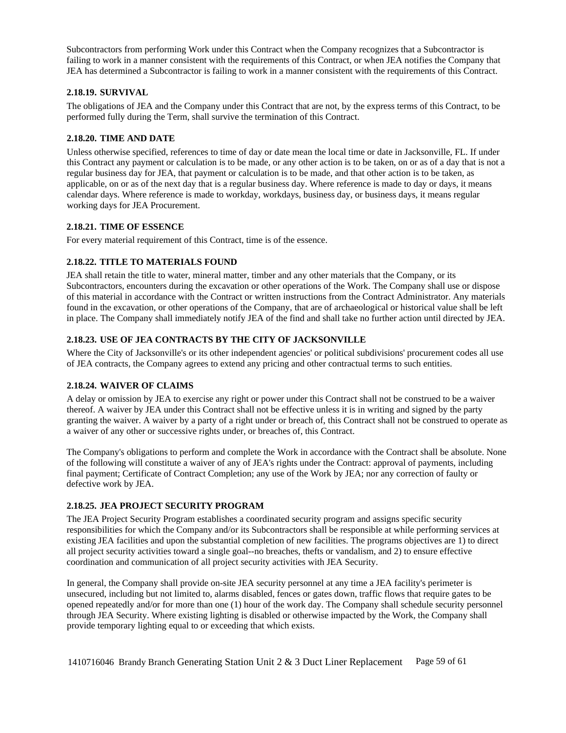Subcontractors from performing Work under this Contract when the Company recognizes that a Subcontractor is failing to work in a manner consistent with the requirements of this Contract, or when JEA notifies the Company that JEA has determined a Subcontractor is failing to work in a manner consistent with the requirements of this Contract.

### 2.18.19. SURVIVAL

The obligations of JEA and the Company under this Contract that are not, by the express terms of this Contract, to be performed fully during the Term, shall survive the termination of this Contract.

### 2.18.20. TIME AND DATE

Unless otherwise specified, references to time of day or date mean the local time or date in Jacksonville, FL. If under this Contract any payment or calculation is to be made, or any other action is to be taken, on or as of a day that is not a regular business day for JEA, that payment or calculation is to be made, and that other action is to be taken, as applicable, on or as of the next day that is a regular business day. Where reference is made to day or days, it means calendar days. Where reference is made to workday, workdays, business day, or business days, it means regular working days for JEA Procurement.

### 2.18.21. TIME OF ESSENCE

For every material requirement of this Contract, time is of the essence.

### 2.18.22. TITLE TO MATERIALS FOUND

JEA shall retain the title to water, mineral matter, timber and any other materials that the Company, or its Subcontractors, encounters during the excavation or other operations of the Work. The Company shall use or dispose of this material in accordance with the Contract or written instructions from the Contract Administrator. Any materials found in the excavation, or other operations of the Company, that are of archaeological or historical value shall be left in place. The Company shall immediately notify JEA of the find and shall take no further action until directed by JEA.

### 2.18.23. USE OF JEA CONTRACTS BY THE CITY OF JACKSONVILLE

Where the City of Jacksonville's or its other independent agencies' or political subdivisions' procurement codes all use of JEA contracts, the Company agrees to extend any pricing and other contractual terms to such entities.

### 2.18.24. WAIVER OF CLAIMS

A delay or omission by JEA to exercise any right or power under this Contract shall not be construed to be a waiver thereof. A waiver by JEA under this Contract shall not be effective unless it is in writing and signed by the party granting the waiver. A waiver by a party of a right under or breach of, this Contract shall not be construed to operate as a waiver of any other or successive rights under, or breaches of, this Contract.

The Company's obligations to perform and complete the Work in accordance with the Contract shall be absolute. None of the following will constitute a waiver of any of JEA's rights under the Contract: approval of payments, including final payment; Certificate of Contract Completion; any use of the Work by JEA; nor any correction of faulty or defective work by JEA.

### 2.18.25. JEA PROJECT SECURITY PROGRAM

The JEA Project Security Program establishes a coordinated security program and assigns specific security responsibilities for which the Company and/or its Subcontractors shall be responsible at while performing services at existing JEA facilities and upon the substantial completion of new facilities. The programs objectives are 1) to direct all project security activities toward a single goal--no breaches, thefts or vandalism, and 2) to ensure effective coordination and communication of all project security activities with JEA Security.

In general, the Company shall provide on-site JEA security personnel at any time a JEA facility's perimeter is unsecured, including but not limited to, alarms disabled, fences or gates down, traffic flows that require gates to be opened repeatedly and/or for more than one (1) hour of the work day. The Company shall schedule security personnel through JEA Security. Where existing lighting is disabled or otherwise impacted by the Work, the Company shall provide temporary lighting equal to or exceeding that which exists.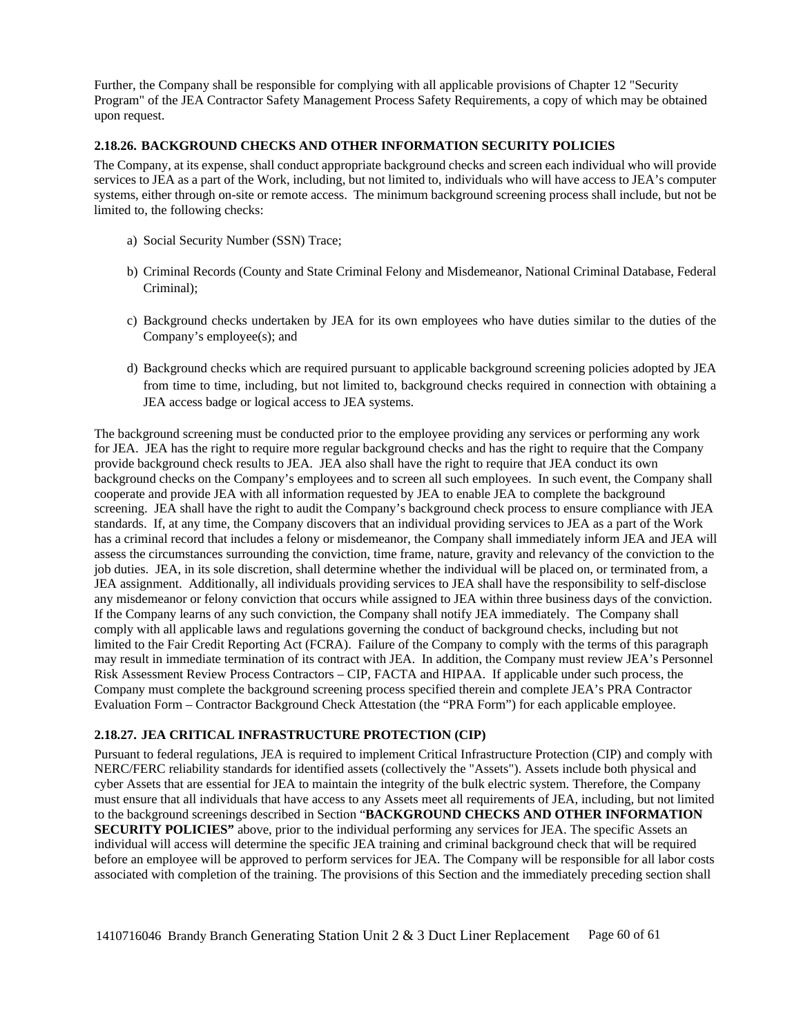Further, the Company shall be responsible for complying with all applicable provisions of Chapter 12 "Security Program" of the JEA Contractor Safety Management Process Safety Requirements, a copy of which may be obtained upon request.

### 2.18.26. BACKGROUND CHECKS AND OTHER INFORMATION SECURITY POLICIES

The Company, at its expense, shall conduct appropriate background checks and screen each individual who will provide services to JEA as a part of the Work, including, but not limited to, individuals who will have access to JEA's computer systems, either through on-site or remote access. The minimum background screening process shall include, but not be limited to, the following checks:

a) Social Security Number (SSN) Trace;

b) Criminal Records (County and State Criminal Felony and Misdemeanor, National Criminal Database, Federal Criminal);

c) Background checks undertaken by JEA for its own employees who have duties similar to the duties of the Company's employee(s); and

d) Background checks which are required pursuant to applicable background screening policies adopted by JEA from time to time, including, but not limited to, background checks required in connection with obtaining a JEA access badge or logical access to JEA systems.

The background screening must be conducted prior to the employee providing any services or performing any work for JEA. JEA has the right to require more regular background checks and has the right to require that the Company provide background check results to JEA. JEA also shall have the right to require that JEA conduct its own background checks on the Company's employees and to screen all such employees. In such event, the Company shall cooperate and provide JEA with all information requested by JEA to enable JEA to complete the background screening. JEA shall have the right to audit the Company's background check process to ensure compliance with JEA standards. If, at any time, the Company discovers that an individual providing services to JEA as a part of the Work has a criminal record that includes a felony or misdemeanor, the Company shall immediately inform JEA and JEA will assess the circumstances surrounding the conviction, time frame, nature, gravity and relevancy of the conviction to the job duties. JEA, in its sole discretion, shall determine whether the individual will be placed on, or terminated from, a JEA assignment. Additionally, all individuals providing services to JEA shall have the responsibility to self-disclose any misdemeanor or felony conviction that occurs while assigned to JEA within three business days of the conviction. If the Company learns of any such conviction, the Company shall notify JEA immediately. The Company shall comply with all applicable laws and regulations governing the conduct of background checks, including but not limited to the Fair Credit Reporting Act (FCRA). Failure of the Company to comply with the terms of this paragraph may result in immediate termination of its contract with JEA. In addition, the Company must review JEA's Personnel Risk Assessment Review Process Contractors – CIP, FACTA and HIPAA. If applicable under such process, the Company must complete the background screening process specified therein and complete JEA's PRA Contractor Evaluation Form – Contractor Background Check Attestation (the "PRA Form") for each applicable employee.

### 2.18.27. JEA CRITICAL INFRASTRUCTURE PROTECTION (CIP)

Pursuant to federal regulations, JEA is required to implement Critical Infrastructure Protection (CIP) and comply with NERC/FERC reliability standards for identified assets (collectively the "Assets"). Assets include both physical and cyber Assets that are essential for JEA to maintain the integrity of the bulk electric system. Therefore, the Company must ensure that all individuals that have access to any Assets meet all requirements of JEA, including, but not limited to the background screenings described in Section "**BACKGROUND CHECKS AND OTHER INFORMATION SECURITY POLICIES"** above, prior to the individual performing any services for JEA. The specific Assets an individual will access will determine the specific JEA training and criminal background check that will be required before an employee will be approved to perform services for JEA. The Company will be responsible for all labor costs associated with completion of the training. The provisions of this Section and the immediately preceding section shall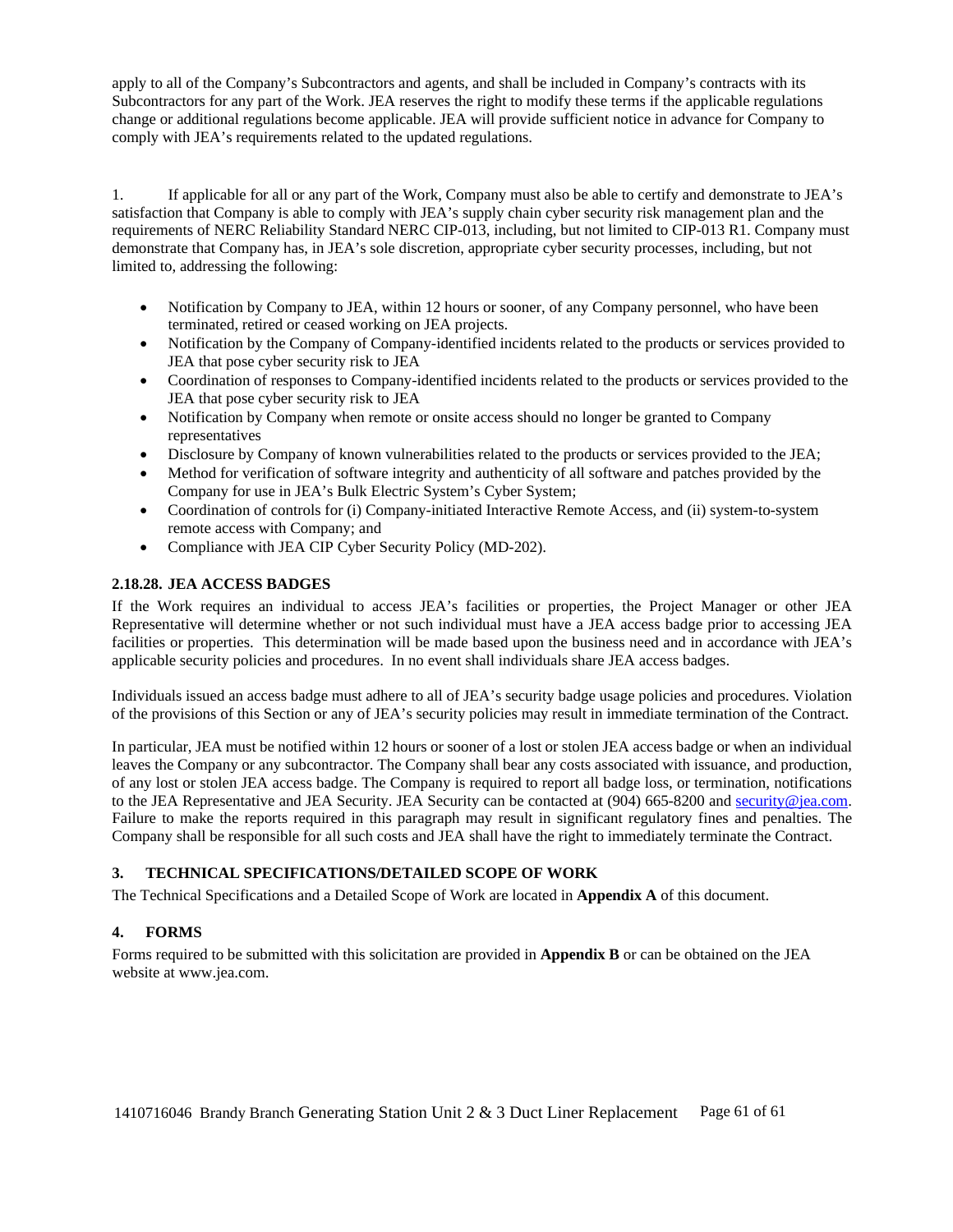apply to all of the Company's Subcontractors and agents, and shall be included in Company's contracts with its Subcontractors for any part of the Work. JEA reserves the right to modify these terms if the applicable regulations change or additional regulations become applicable. JEA will provide sufficient notice in advance for Company to comply with JEA's requirements related to the updated regulations.

1. If applicable for all or any part of the Work, Company must also be able to certify and demonstrate to JEA's satisfaction that Company is able to comply with JEA's supply chain cyber security risk management plan and the requirements of NERC Reliability Standard NERC CIP-013, including, but not limited to CIP-013 R1. Company must demonstrate that Company has, in JEA's sole discretion, appropriate cyber security processes, including, but not limited to, addressing the following:

- Notification by Company to JEA, within 12 hours or sooner, of any Company personnel, who have been terminated, retired or ceased working on JEA projects.
- Notification by the Company of Company-identified incidents related to the products or services provided to JEA that pose cyber security risk to JEA
- Coordination of responses to Company-identified incidents related to the products or services provided to the JEA that pose cyber security risk to JEA
- Notification by Company when remote or onsite access should no longer be granted to Company representatives
- Disclosure by Company of known vulnerabilities related to the products or services provided to the JEA;
- Method for verification of software integrity and authenticity of all software and patches provided by the Company for use in JEA's Bulk Electric System's Cyber System;
- Coordination of controls for (i) Company-initiated Interactive Remote Access, and (ii) system-to-system remote access with Company; and
- Compliance with JEA CIP Cyber Security Policy (MD-202).

### 2.18.28. JEA ACCESS BADGES

If the Work requires an individual to access JEA's facilities or properties, the Project Manager or other JEA Representative will determine whether or not such individual must have a JEA access badge prior to accessing JEA facilities or properties. This determination will be made based upon the business need and in accordance with JEA's applicable security policies and procedures. In no event shall individuals share JEA access badges.

Individuals issued an access badge must adhere to all of JEA's security badge usage policies and procedures. Violation of the provisions of this Section or any of JEA's security policies may result in immediate termination of the Contract.

In particular, JEA must be notified within 12 hours or sooner of a lost or stolen JEA access badge or when an individual leaves the Company or any subcontractor. The Company shall bear any costs associated with issuance, and production, of any lost or stolen JEA access badge. The Company is required to report all badge loss, or termination, notifications to the JEA Representative and JEA Security. JEA Security can be contacted at (904) 665-8200 and security@jea.com. Failure to make the reports required in this paragraph may result in significant regulatory fines and penalties. The Company shall be responsible for all such costs and JEA shall have the right to immediately terminate the Contract.

## 3. TECHNICAL SPECIFICATIONS/DETAILED SCOPE OF WORK

The Technical Specifications and a Detailed Scope of Work are located in **Appendix A** of this document.

## 4. FORMS

Forms required to be submitted with this solicitation are provided in **Appendix B** or can be obtained on the JEA website at www.jea.com.